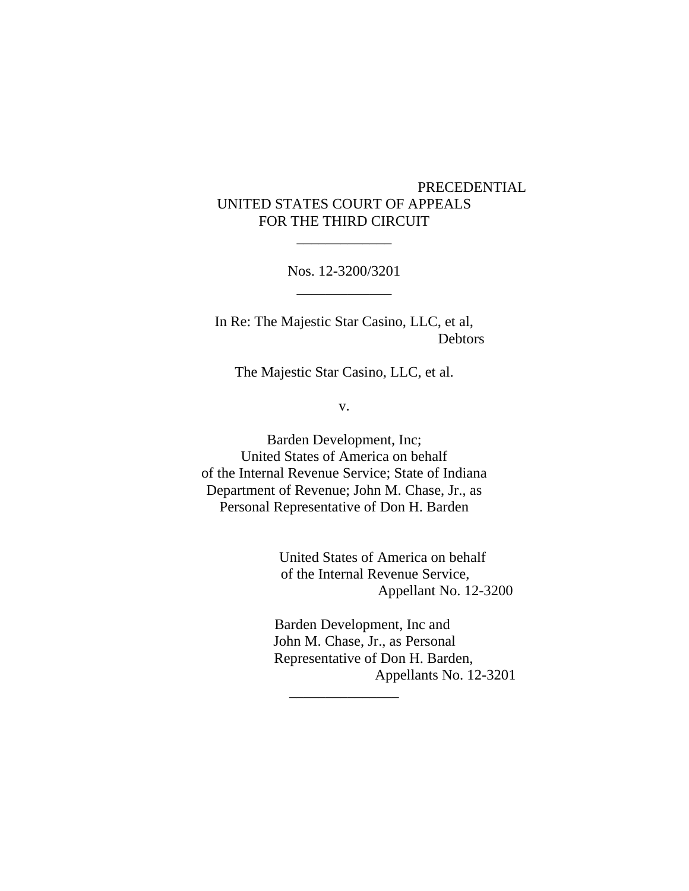PRECEDENTIAL

UNITED STATES COURT OF APPEALS
FOR THE THIRD CIRCUIT

\_\_\_\_\_\_\_\_\_\_\_\_\_

Nos. 12-3200/3201

\_\_\_\_\_\_\_\_\_\_\_\_\_

In Re: The Majestic Star Casino, LLC, et al,
Debtors

The Majestic Star Casino, LLC, et al.

v.

Barden Development, Inc;
United States of America on behalf
of the Internal Revenue Service; State of Indiana
Department of Revenue; John M. Chase, Jr., as
Personal Representative of Don H. Barden

United States of America on behalf
of the Internal Revenue Service,
Appellant No. 12-3200

Barden Development, Inc and
John M. Chase, Jr., as Personal
Representative of Don H. Barden,
Appellants No. 12-3201

\_\_\_\_\_\_\_\_\_\_\_\_\_\_\_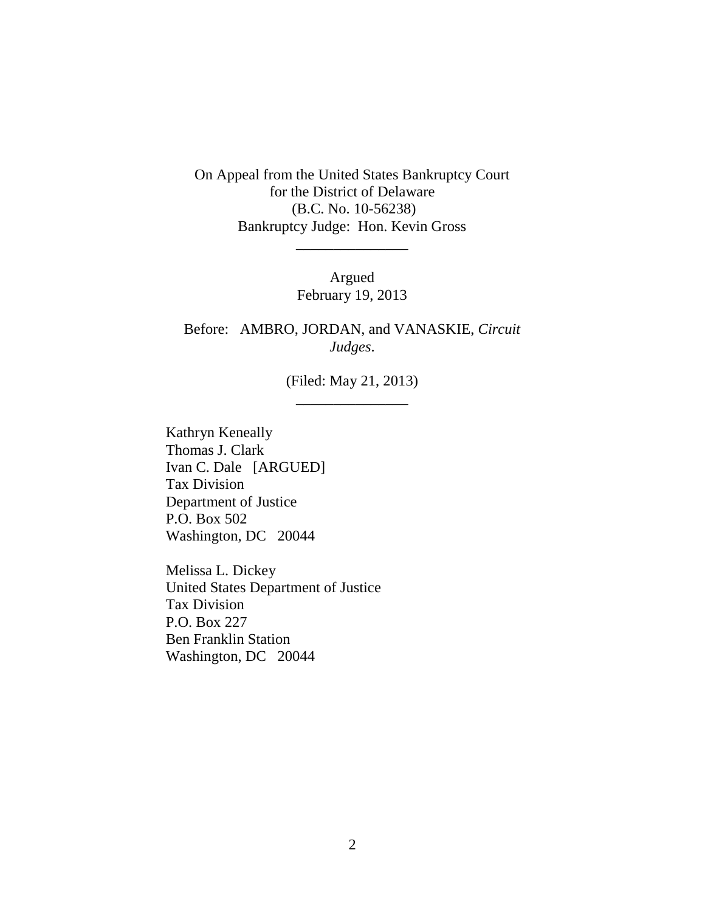On Appeal from the United States Bankruptcy Court
for the District of Delaware
(B.C. No. 10-56238)
Bankruptcy Judge: Hon. Kevin Gross

---

Argued
February 19, 2013

Before: AMBRO, JORDAN, and VANASKIE, *Circuit Judges*.

(Filed: May 21, 2013)

---

Kathryn Keneally
Thomas J. Clark
Ivan C. Dale [ARGUED]
Tax Division
Department of Justice
P.O. Box 502
Washington, DC 20044

Melissa L. Dickey
United States Department of Justice
Tax Division
P.O. Box 227
Ben Franklin Station
Washington, DC 20044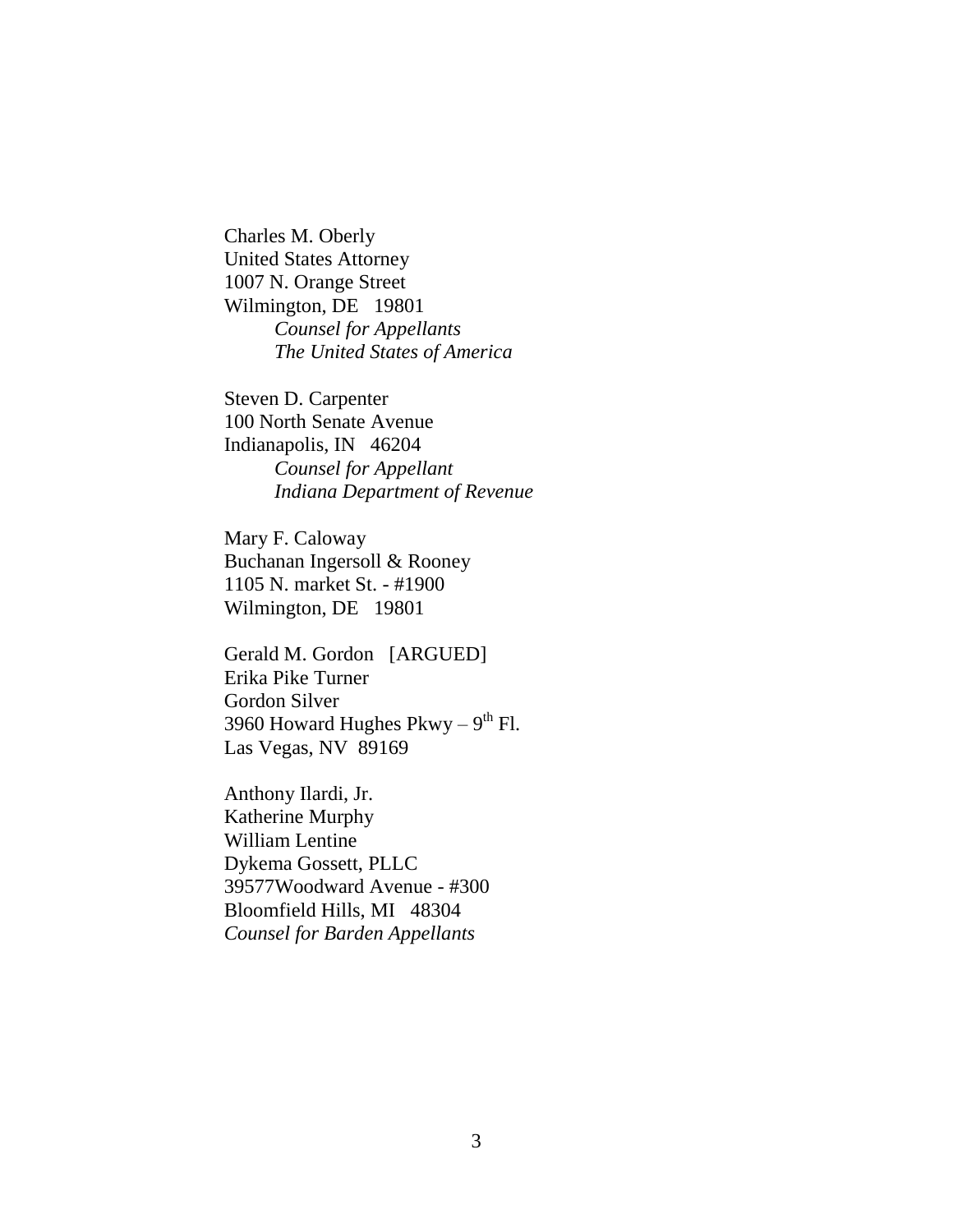Charles M. Oberly  
United States Attorney  
1007 N. Orange Street  
Wilmington, DE 19801  
*Counsel for Appellants*  
*The United States of America*

Steven D. Carpenter  
100 North Senate Avenue  
Indianapolis, IN 46204  
*Counsel for Appellant*  
*Indiana Department of Revenue*

Mary F. Caloway  
Buchanan Ingersoll & Rooney  
1105 N. market St. - #1900  
Wilmington, DE 19801

Gerald M. Gordon [ARGUED]  
Erika Pike Turner  
Gordon Silver  
3960 Howard Hughes Pkwy – 9th Fl.  
Las Vegas, NV 89169

Anthony Ilardi, Jr.  
Katherine Murphy  
William Lentine  
Dykema Gossett, PLLC  
39577Woodward Avenue - #300  
Bloomfield Hills, MI 48304  
*Counsel for Barden Appellants*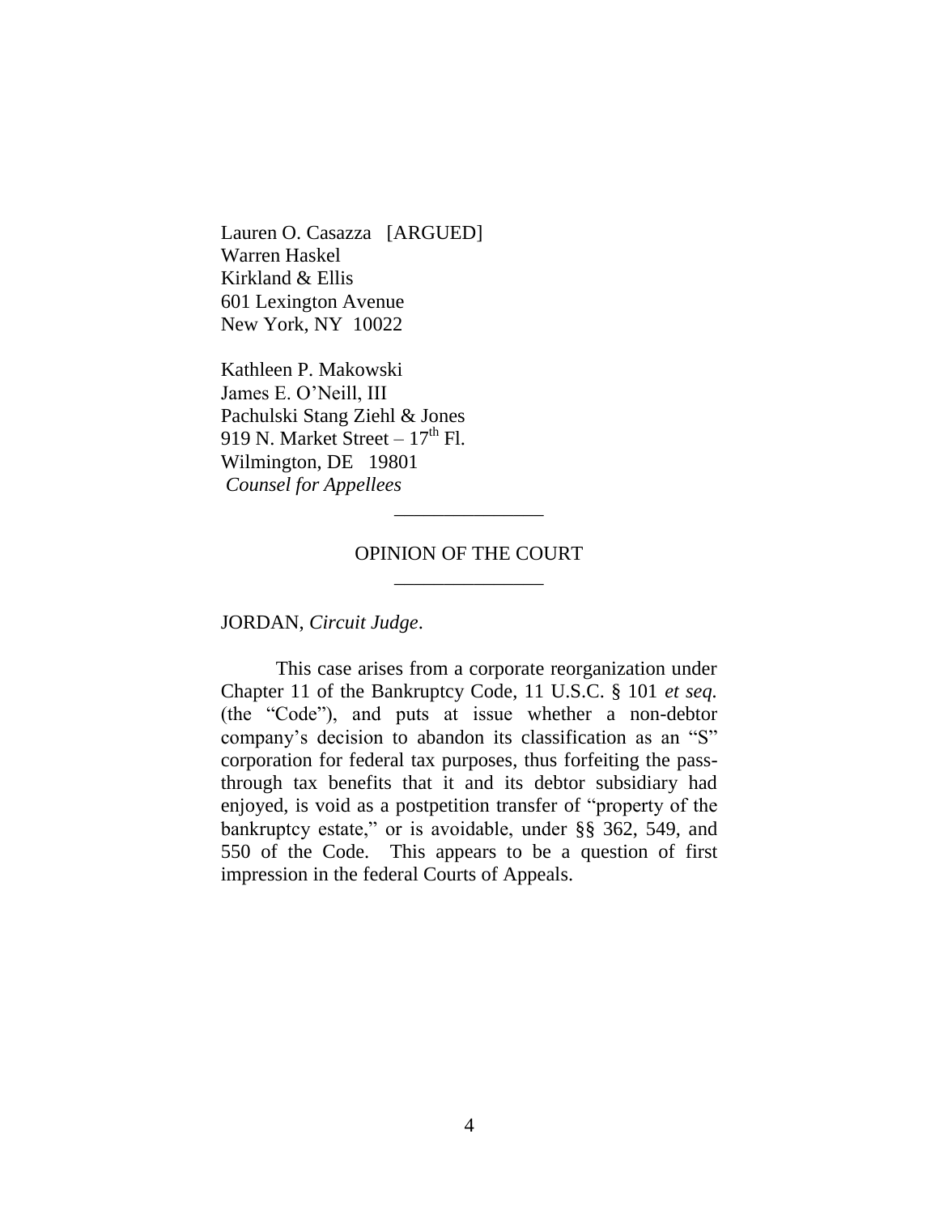Lauren O. Casazza [ARGUED]
Warren Haskel
Kirkland & Ellis
601 Lexington Avenue
New York, NY 10022

Kathleen P. Makowski
James E. O'Neill, III
Pachulski Stang Ziehl & Jones
919 N. Market Street – 17th Fl.
Wilmington, DE 19801
*Counsel for Appellees*

---

OPINION OF THE COURT

---

JORDAN, *Circuit Judge*.

This case arises from a corporate reorganization under Chapter 11 of the Bankruptcy Code, 11 U.S.C. § 101 *et seq.* (the "Code"), and puts at issue whether a non-debtor company's decision to abandon its classification as an "S" corporation for federal tax purposes, thus forfeiting the pass-through tax benefits that it and its debtor subsidiary had enjoyed, is void as a postpetition transfer of "property of the bankruptcy estate," or is avoidable, under §§ 362, 549, and 550 of the Code. This appears to be a question of first impression in the federal Courts of Appeals.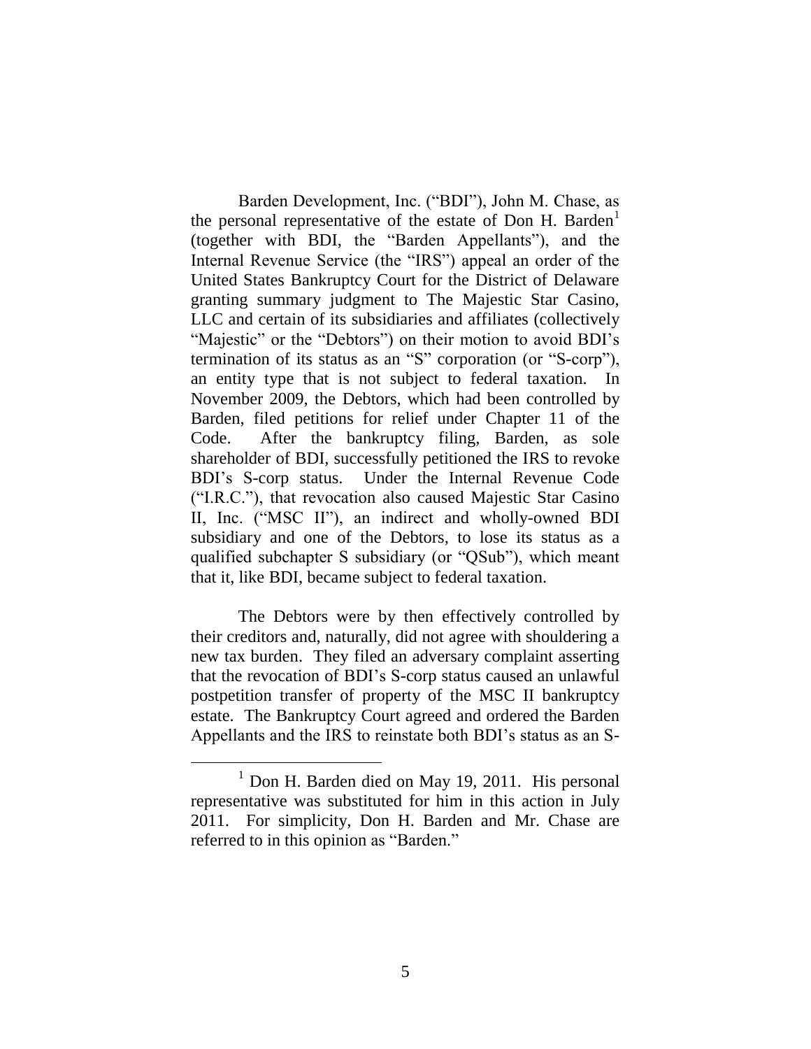Barden Development, Inc. ("BDI"), John M. Chase, as the personal representative of the estate of Don H. Barden[1] (together with BDI, the "Barden Appellants"), and the Internal Revenue Service (the "IRS") appeal an order of the United States Bankruptcy Court for the District of Delaware granting summary judgment to The Majestic Star Casino, LLC and certain of its subsidiaries and affiliates (collectively "Majestic" or the "Debtors") on their motion to avoid BDI's termination of its status as an "S" corporation (or "S-corp"), an entity type that is not subject to federal taxation. In November 2009, the Debtors, which had been controlled by Barden, filed petitions for relief under Chapter 11 of the Code. After the bankruptcy filing, Barden, as sole shareholder of BDI, successfully petitioned the IRS to revoke BDI's S-corp status. Under the Internal Revenue Code ("I.R.C."), that revocation also caused Majestic Star Casino II, Inc. ("MSC II"), an indirect and wholly-owned BDI subsidiary and one of the Debtors, to lose its status as a qualified subchapter S subsidiary (or "QSub"), which meant that it, like BDI, became subject to federal taxation.

The Debtors were by then effectively controlled by their creditors and, naturally, did not agree with shouldering a new tax burden. They filed an adversary complaint asserting that the revocation of BDI's S-corp status caused an unlawful postpetition transfer of property of the MSC II bankruptcy estate. The Bankruptcy Court agreed and ordered the Barden Appellants and the IRS to reinstate both BDI's status as an S-

[1] Don H. Barden died on May 19, 2011. His personal representative was substituted for him in this action in July 2011. For simplicity, Don H. Barden and Mr. Chase are referred to in this opinion as "Barden."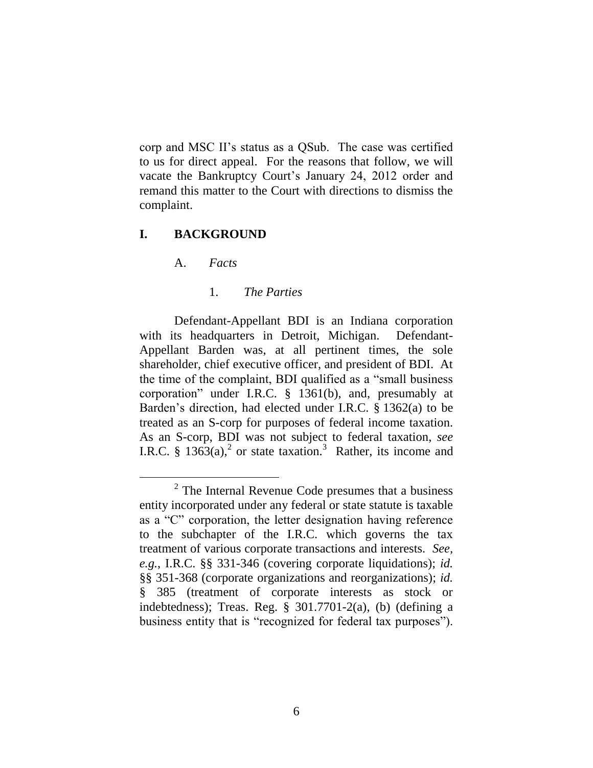corp and MSC II's status as a QSub. The case was certified to us for direct appeal. For the reasons that follow, we will vacate the Bankruptcy Court's January 24, 2012 order and remand this matter to the Court with directions to dismiss the complaint.

## I. BACKGROUND

### A. *Facts*

#### 1. *The Parties*

Defendant-Appellant BDI is an Indiana corporation with its headquarters in Detroit, Michigan. Defendant-Appellant Barden was, at all pertinent times, the sole shareholder, chief executive officer, and president of BDI. At the time of the complaint, BDI qualified as a "small business corporation" under I.R.C. § 1361(b), and, presumably at Barden's direction, had elected under I.R.C. § 1362(a) to be treated as an S-corp for purposes of federal income taxation. As an S-corp, BDI was not subject to federal taxation, *see* I.R.C. § 1363(a),[2] or state taxation.[3] Rather, its income and

[2] The Internal Revenue Code presumes that a business entity incorporated under any federal or state statute is taxable as a "C" corporation, the letter designation having reference to the subchapter of the I.R.C. which governs the tax treatment of various corporate transactions and interests. *See, e.g.*, I.R.C. §§ 331-346 (covering corporate liquidations); *id.* §§ 351-368 (corporate organizations and reorganizations); *id.* § 385 (treatment of corporate interests as stock or indebtedness); Treas. Reg. § 301.7701-2(a), (b) (defining a business entity that is "recognized for federal tax purposes").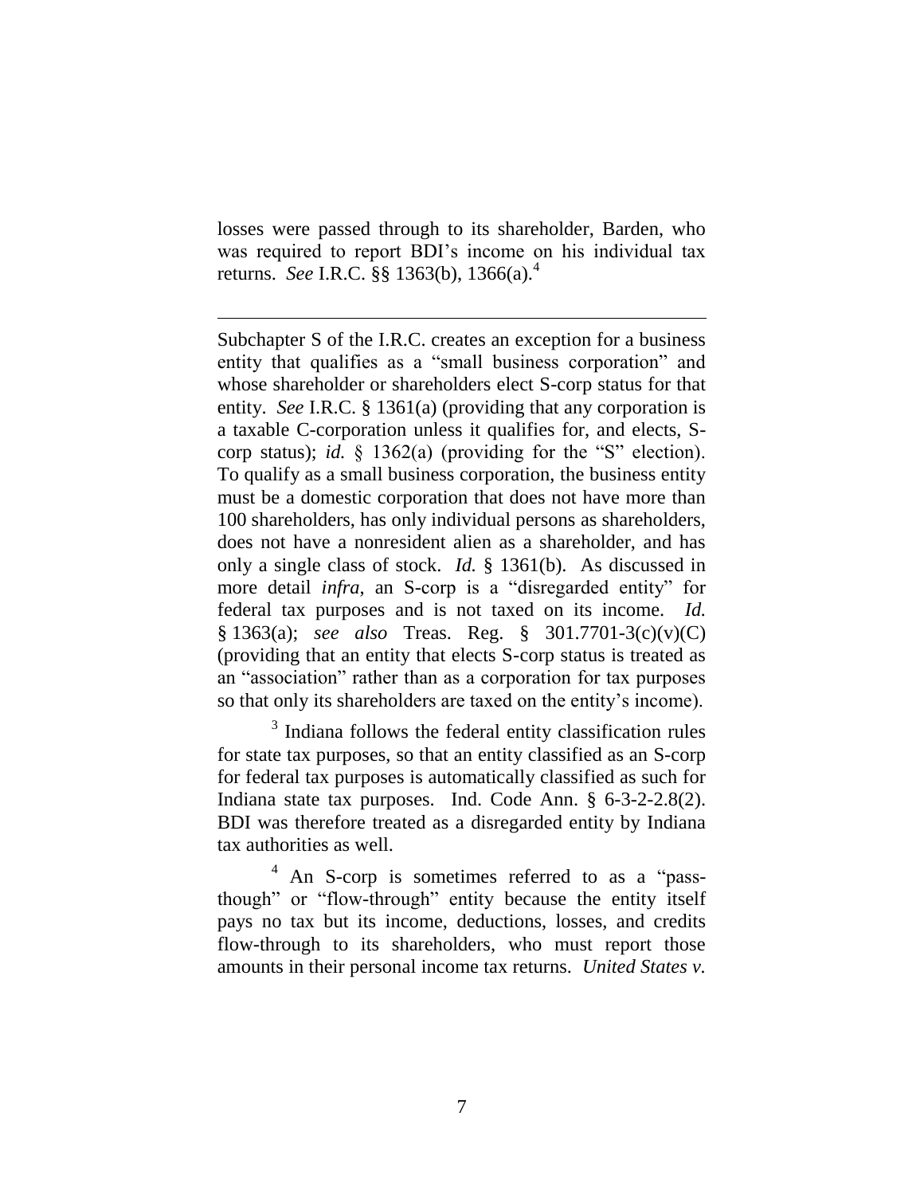losses were passed through to its shareholder, Barden, who was required to report BDI's income on his individual tax returns. *See* I.R.C. §§ 1363(b), 1366(a).[4]

---

Subchapter S of the I.R.C. creates an exception for a business entity that qualifies as a "small business corporation" and whose shareholder or shareholders elect S-corp status for that entity. *See* I.R.C. § 1361(a) (providing that any corporation is a taxable C-corporation unless it qualifies for, and elects, S-corp status); *id.* § 1362(a) (providing for the "S" election). To qualify as a small business corporation, the business entity must be a domestic corporation that does not have more than 100 shareholders, has only individual persons as shareholders, does not have a nonresident alien as a shareholder, and has only a single class of stock. *Id.* § 1361(b). As discussed in more detail *infra*, an S-corp is a "disregarded entity" for federal tax purposes and is not taxed on its income. *Id.* § 1363(a); *see also* Treas. Reg. § 301.7701-3(c)(v)(C) (providing that an entity that elects S-corp status is treated as an "association" rather than as a corporation for tax purposes so that only its shareholders are taxed on the entity's income).

[3] Indiana follows the federal entity classification rules for state tax purposes, so that an entity classified as an S-corp for federal tax purposes is automatically classified as such for Indiana state tax purposes. Ind. Code Ann. § 6-3-2-2.8(2). BDI was therefore treated as a disregarded entity by Indiana tax authorities as well.

[4] An S-corp is sometimes referred to as a "pass-though" or "flow-through" entity because the entity itself pays no tax but its income, deductions, losses, and credits flow-through to its shareholders, who must report those amounts in their personal income tax returns. *United States v.*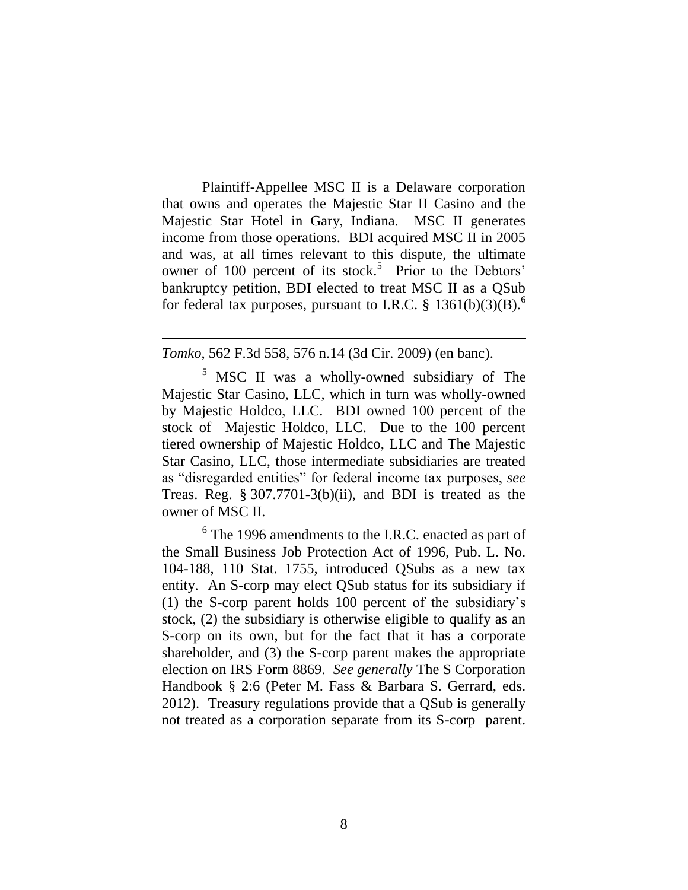Plaintiff-Appellee MSC II is a Delaware corporation that owns and operates the Majestic Star II Casino and the Majestic Star Hotel in Gary, Indiana. MSC II generates income from those operations. BDI acquired MSC II in 2005 and was, at all times relevant to this dispute, the ultimate owner of 100 percent of its stock.[5] Prior to the Debtors' bankruptcy petition, BDI elected to treat MSC II as a QSub for federal tax purposes, pursuant to I.R.C. § 1361(b)(3)(B).[6]

---

*Tomko*, 562 F.3d 558, 576 n.14 (3d Cir. 2009) (en banc).

[5] MSC II was a wholly-owned subsidiary of The Majestic Star Casino, LLC, which in turn was wholly-owned by Majestic Holdco, LLC. BDI owned 100 percent of the stock of Majestic Holdco, LLC. Due to the 100 percent tiered ownership of Majestic Holdco, LLC and The Majestic Star Casino, LLC, those intermediate subsidiaries are treated as "disregarded entities" for federal income tax purposes, *see* Treas. Reg. § 307.7701-3(b)(ii), and BDI is treated as the owner of MSC II.

[6] The 1996 amendments to the I.R.C. enacted as part of the Small Business Job Protection Act of 1996, Pub. L. No. 104-188, 110 Stat. 1755, introduced QSubs as a new tax entity. An S-corp may elect QSub status for its subsidiary if (1) the S-corp parent holds 100 percent of the subsidiary's stock, (2) the subsidiary is otherwise eligible to qualify as an S-corp on its own, but for the fact that it has a corporate shareholder, and (3) the S-corp parent makes the appropriate election on IRS Form 8869. *See generally* The S Corporation Handbook § 2:6 (Peter M. Fass & Barbara S. Gerrard, eds. 2012). Treasury regulations provide that a QSub is generally not treated as a corporation separate from its S-corp parent.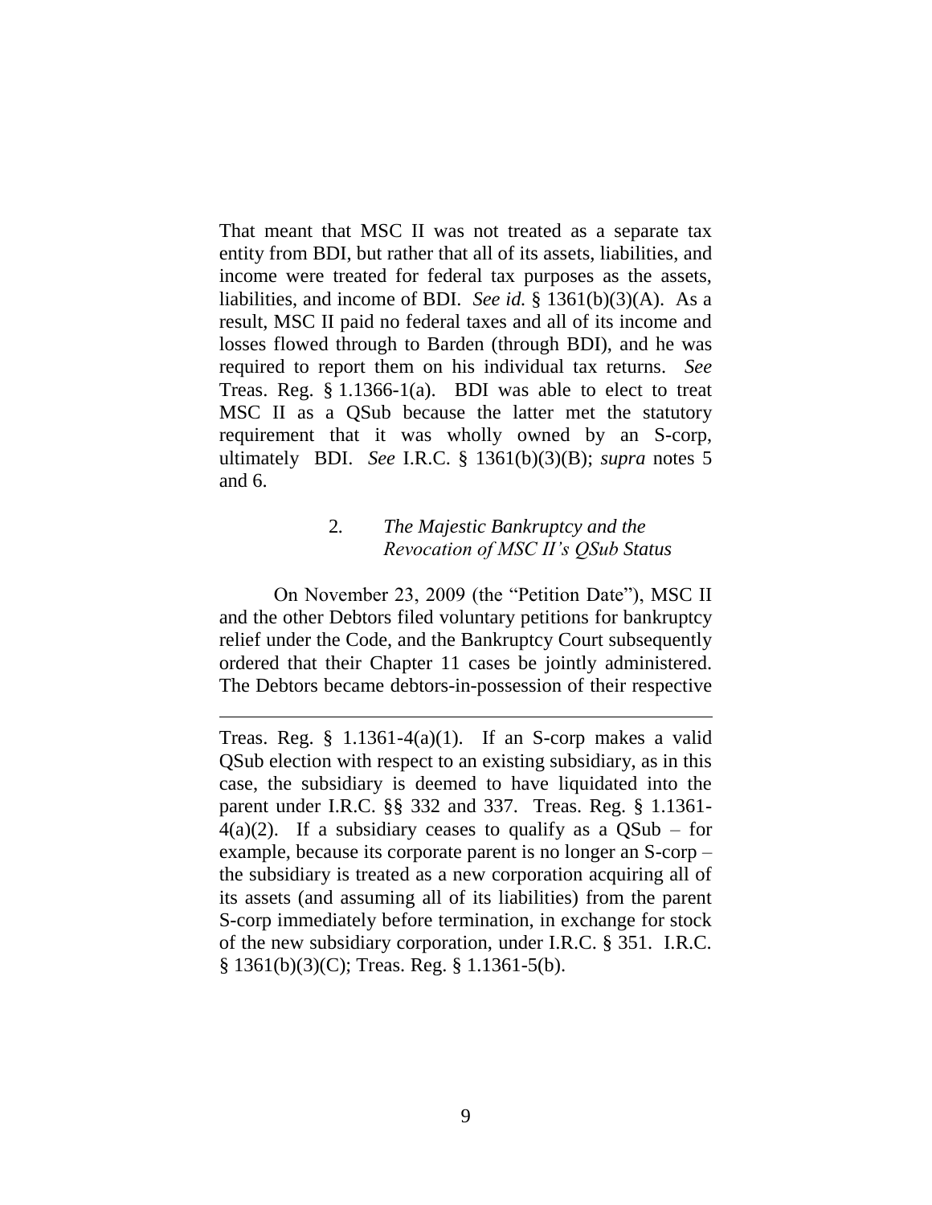That meant that MSC II was not treated as a separate tax entity from BDI, but rather that all of its assets, liabilities, and income were treated for federal tax purposes as the assets, liabilities, and income of BDI. *See id.* § 1361(b)(3)(A). As a result, MSC II paid no federal taxes and all of its income and losses flowed through to Barden (through BDI), and he was required to report them on his individual tax returns. *See* Treas. Reg. § 1.1366-1(a). BDI was able to elect to treat MSC II as a QSub because the latter met the statutory requirement that it was wholly owned by an S-corp, ultimately BDI. *See* I.R.C. § 1361(b)(3)(B); *supra* notes 5 and 6.

### 2. *The Majestic Bankruptcy and the Revocation of MSC II's QSub Status*

On November 23, 2009 (the "Petition Date"), MSC II and the other Debtors filed voluntary petitions for bankruptcy relief under the Code, and the Bankruptcy Court subsequently ordered that their Chapter 11 cases be jointly administered. The Debtors became debtors-in-possession of their respective

---

Treas. Reg. § 1.1361-4(a)(1). If an S-corp makes a valid QSub election with respect to an existing subsidiary, as in this case, the subsidiary is deemed to have liquidated into the parent under I.R.C. §§ 332 and 337. Treas. Reg. § 1.1361-4(a)(2). If a subsidiary ceases to qualify as a QSub – for example, because its corporate parent is no longer an S-corp – the subsidiary is treated as a new corporation acquiring all of its assets (and assuming all of its liabilities) from the parent S-corp immediately before termination, in exchange for stock of the new subsidiary corporation, under I.R.C. § 351. I.R.C. § 1361(b)(3)(C); Treas. Reg. § 1.1361-5(b).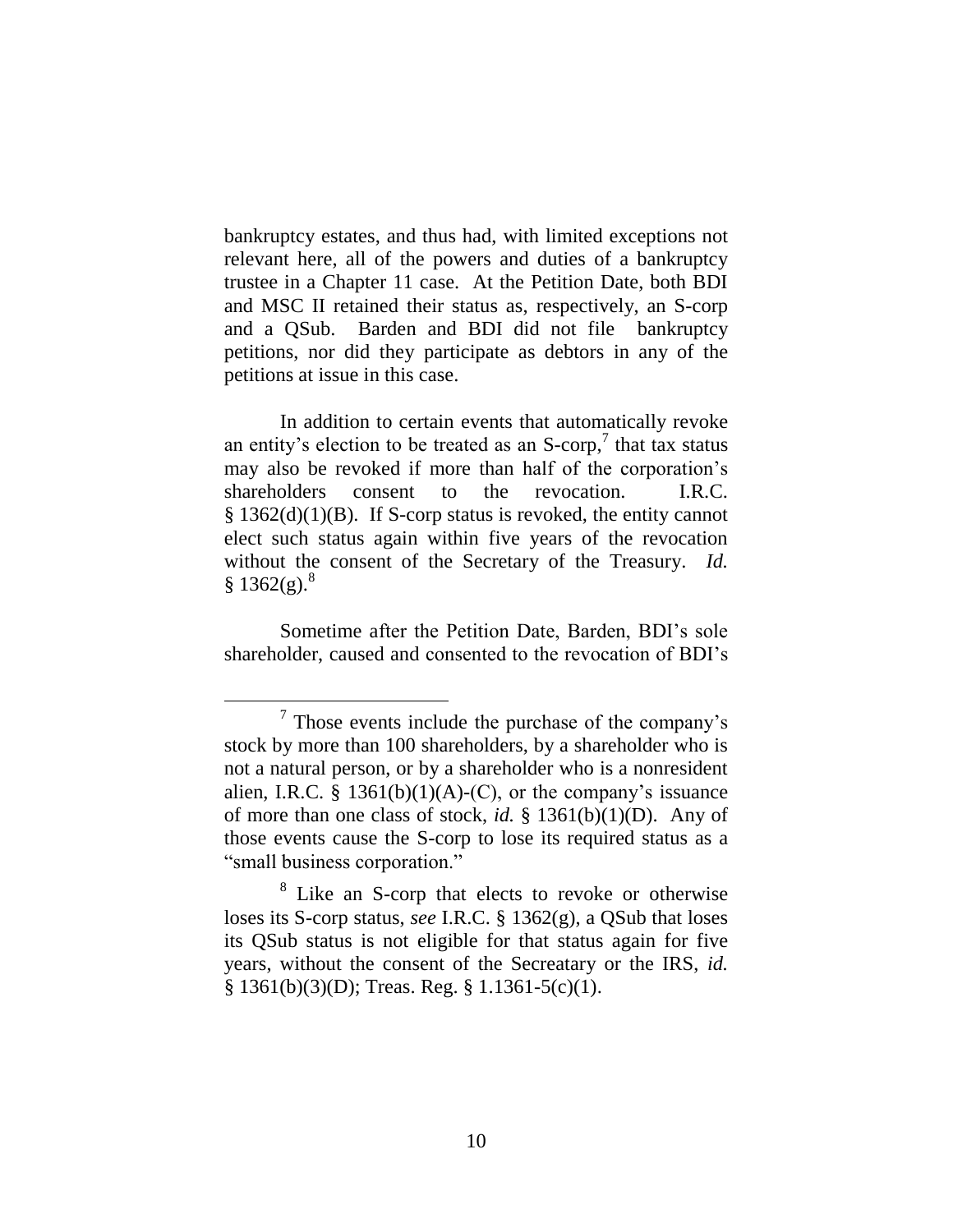bankruptcy estates, and thus had, with limited exceptions not relevant here, all of the powers and duties of a bankruptcy trustee in a Chapter 11 case. At the Petition Date, both BDI and MSC II retained their status as, respectively, an S-corp and a QSub. Barden and BDI did not file bankruptcy petitions, nor did they participate as debtors in any of the petitions at issue in this case.

In addition to certain events that automatically revoke an entity's election to be treated as an S-corp,[7] that tax status may also be revoked if more than half of the corporation's shareholders consent to the revocation. I.R.C. § 1362(d)(1)(B). If S-corp status is revoked, the entity cannot elect such status again within five years of the revocation without the consent of the Secretary of the Treasury. *Id.* § 1362(g).[8]

Sometime after the Petition Date, Barden, BDI's sole shareholder, caused and consented to the revocation of BDI's

---

[7] Those events include the purchase of the company's stock by more than 100 shareholders, by a shareholder who is not a natural person, or by a shareholder who is a nonresident alien, I.R.C. § 1361(b)(1)(A)-(C), or the company's issuance of more than one class of stock, *id.* § 1361(b)(1)(D). Any of those events cause the S-corp to lose its required status as a "small business corporation."

[8] Like an S-corp that elects to revoke or otherwise loses its S-corp status, *see* I.R.C. § 1362(g), a QSub that loses its QSub status is not eligible for that status again for five years, without the consent of the Secreatary or the IRS, *id.* § 1361(b)(3)(D); Treas. Reg. § 1.1361-5(c)(1).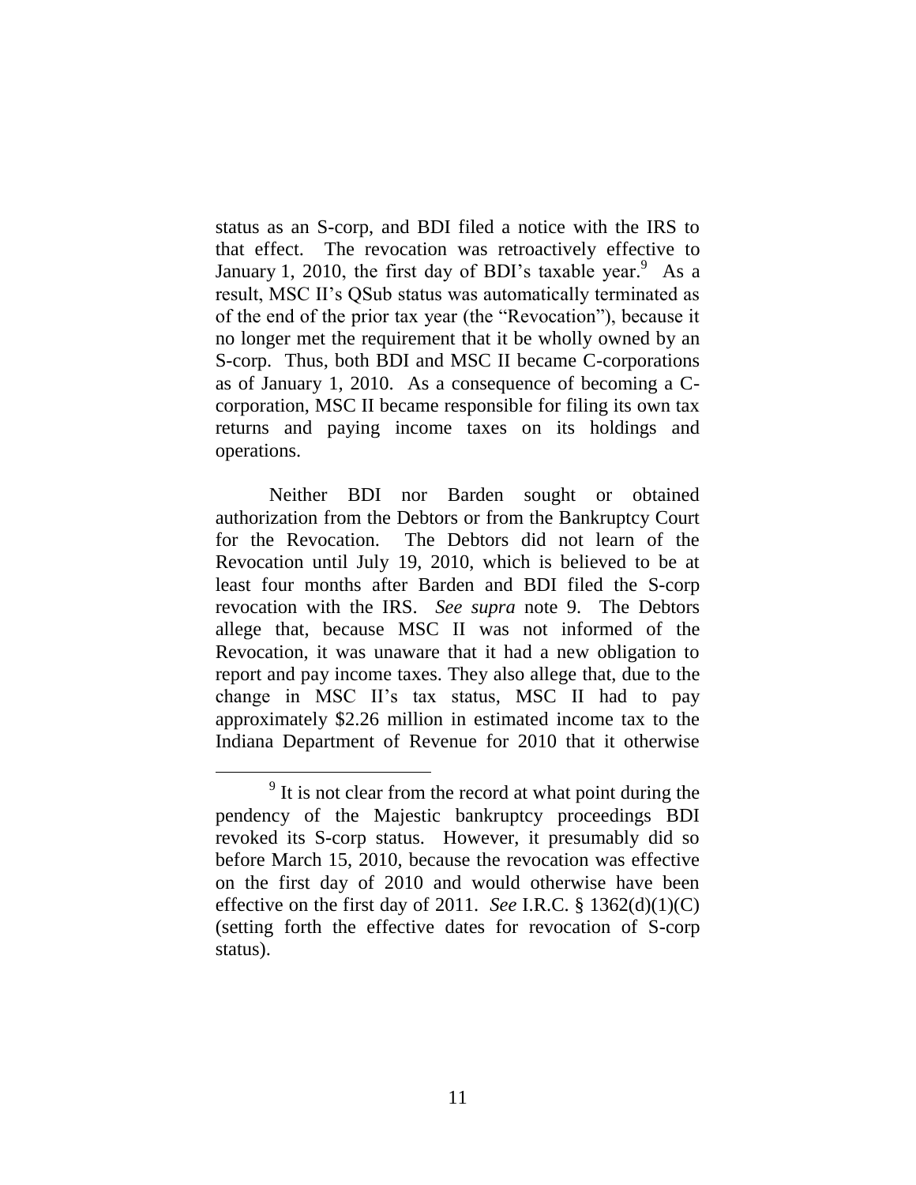status as an S-corp, and BDI filed a notice with the IRS to that effect. The revocation was retroactively effective to January 1, 2010, the first day of BDI's taxable year.[9] As a result, MSC II's QSub status was automatically terminated as of the end of the prior tax year (the "Revocation"), because it no longer met the requirement that it be wholly owned by an S-corp. Thus, both BDI and MSC II became C-corporations as of January 1, 2010. As a consequence of becoming a C-corporation, MSC II became responsible for filing its own tax returns and paying income taxes on its holdings and operations.

Neither BDI nor Barden sought or obtained authorization from the Debtors or from the Bankruptcy Court for the Revocation. The Debtors did not learn of the Revocation until July 19, 2010, which is believed to be at least four months after Barden and BDI filed the S-corp revocation with the IRS. *See supra* note 9. The Debtors allege that, because MSC II was not informed of the Revocation, it was unaware that it had a new obligation to report and pay income taxes. They also allege that, due to the change in MSC II's tax status, MSC II had to pay approximately $2.26 million in estimated income tax to the Indiana Department of Revenue for 2010 that it otherwise

[9] It is not clear from the record at what point during the pendency of the Majestic bankruptcy proceedings BDI revoked its S-corp status. However, it presumably did so before March 15, 2010, because the revocation was effective on the first day of 2010 and would otherwise have been effective on the first day of 2011. *See* I.R.C. § 1362(d)(1)(C) (setting forth the effective dates for revocation of S-corp status).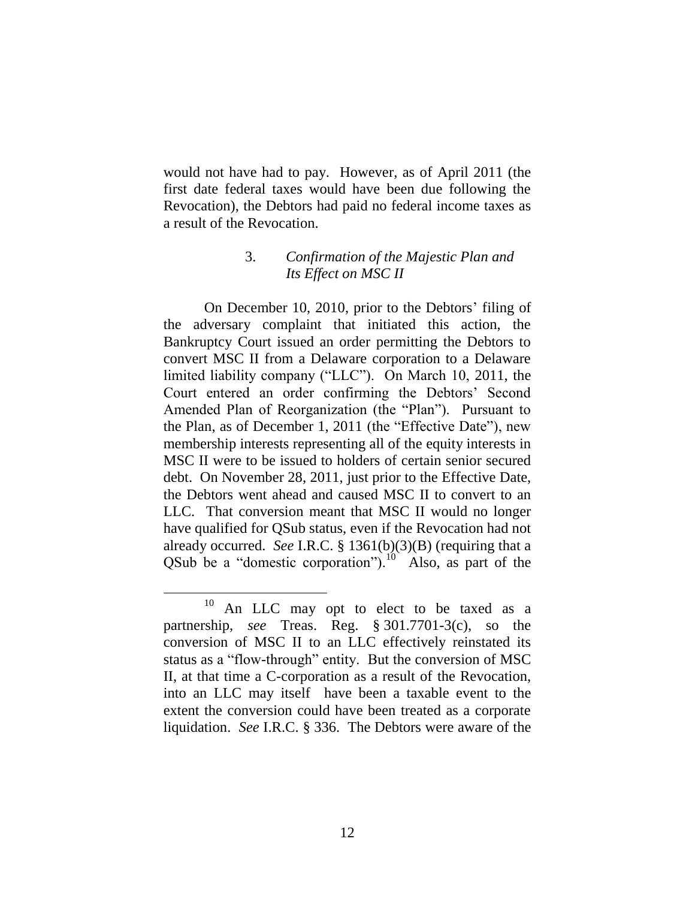would not have had to pay. However, as of April 2011 (the first date federal taxes would have been due following the Revocation), the Debtors had paid no federal income taxes as a result of the Revocation.

### 3. *Confirmation of the Majestic Plan and Its Effect on MSC II*

On December 10, 2010, prior to the Debtors' filing of the adversary complaint that initiated this action, the Bankruptcy Court issued an order permitting the Debtors to convert MSC II from a Delaware corporation to a Delaware limited liability company ("LLC"). On March 10, 2011, the Court entered an order confirming the Debtors' Second Amended Plan of Reorganization (the "Plan"). Pursuant to the Plan, as of December 1, 2011 (the "Effective Date"), new membership interests representing all of the equity interests in MSC II were to be issued to holders of certain senior secured debt. On November 28, 2011, just prior to the Effective Date, the Debtors went ahead and caused MSC II to convert to an LLC. That conversion meant that MSC II would no longer have qualified for QSub status, even if the Revocation had not already occurred. *See* I.R.C. § 1361(b)(3)(B) (requiring that a QSub be a "domestic corporation").[10] Also, as part of the

[10] An LLC may opt to elect to be taxed as a partnership, *see* Treas. Reg. § 301.7701-3(c), so the conversion of MSC II to an LLC effectively reinstated its status as a "flow-through" entity. But the conversion of MSC II, at that time a C-corporation as a result of the Revocation, into an LLC may itself have been a taxable event to the extent the conversion could have been treated as a corporate liquidation. *See* I.R.C. § 336. The Debtors were aware of the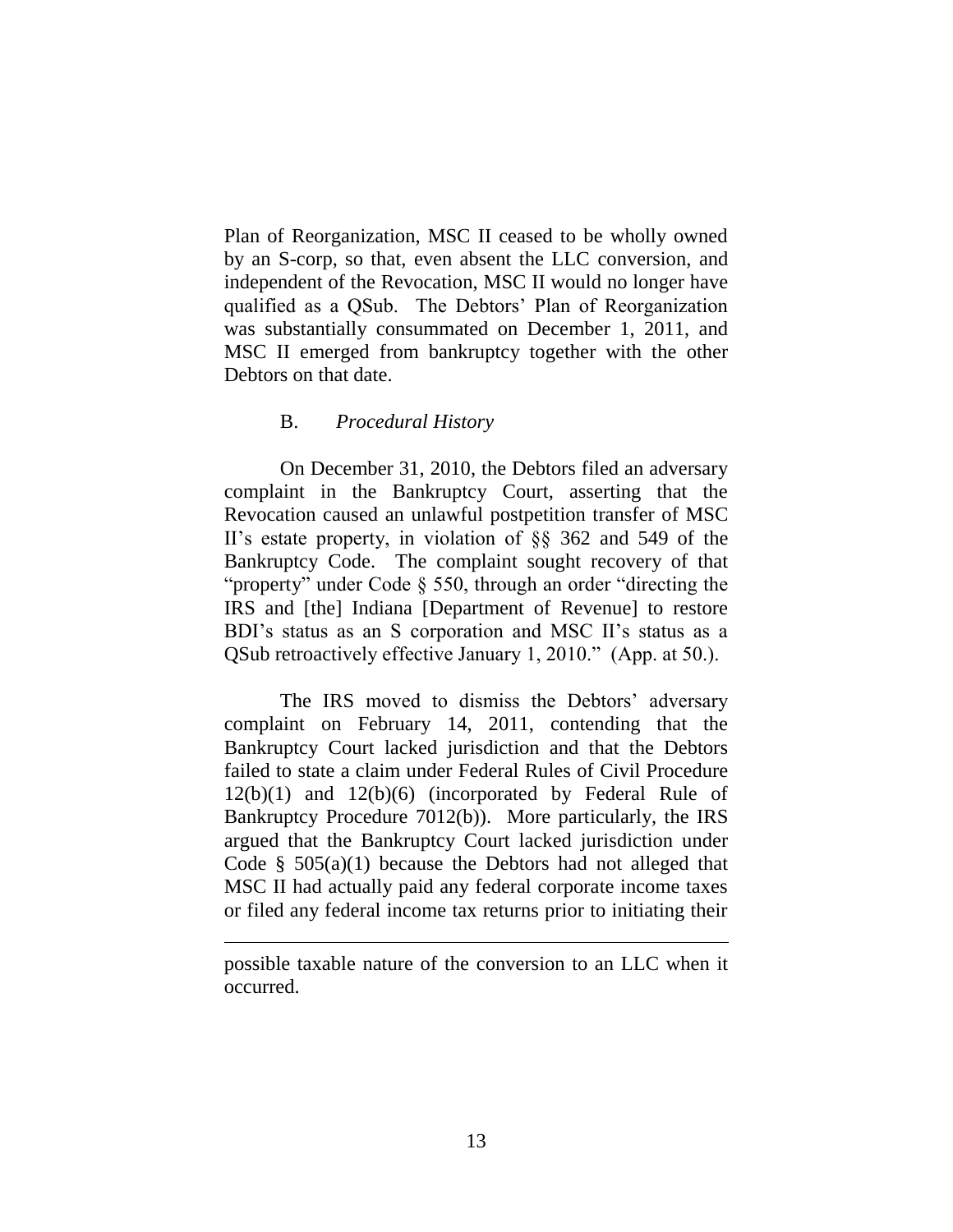Plan of Reorganization, MSC II ceased to be wholly owned by an S-corp, so that, even absent the LLC conversion, and independent of the Revocation, MSC II would no longer have qualified as a QSub. The Debtors' Plan of Reorganization was substantially consummated on December 1, 2011, and MSC II emerged from bankruptcy together with the other Debtors on that date.

### B. *Procedural History*

On December 31, 2010, the Debtors filed an adversary complaint in the Bankruptcy Court, asserting that the Revocation caused an unlawful postpetition transfer of MSC II's estate property, in violation of §§ 362 and 549 of the Bankruptcy Code. The complaint sought recovery of that "property" under Code § 550, through an order "directing the IRS and [the] Indiana [Department of Revenue] to restore BDI's status as an S corporation and MSC II's status as a QSub retroactively effective January 1, 2010." (App. at 50.).

The IRS moved to dismiss the Debtors' adversary complaint on February 14, 2011, contending that the Bankruptcy Court lacked jurisdiction and that the Debtors failed to state a claim under Federal Rules of Civil Procedure 12(b)(1) and 12(b)(6) (incorporated by Federal Rule of Bankruptcy Procedure 7012(b)). More particularly, the IRS argued that the Bankruptcy Court lacked jurisdiction under Code § 505(a)(1) because the Debtors had not alleged that MSC II had actually paid any federal corporate income taxes or filed any federal income tax returns prior to initiating their

---

possible taxable nature of the conversion to an LLC when it occurred.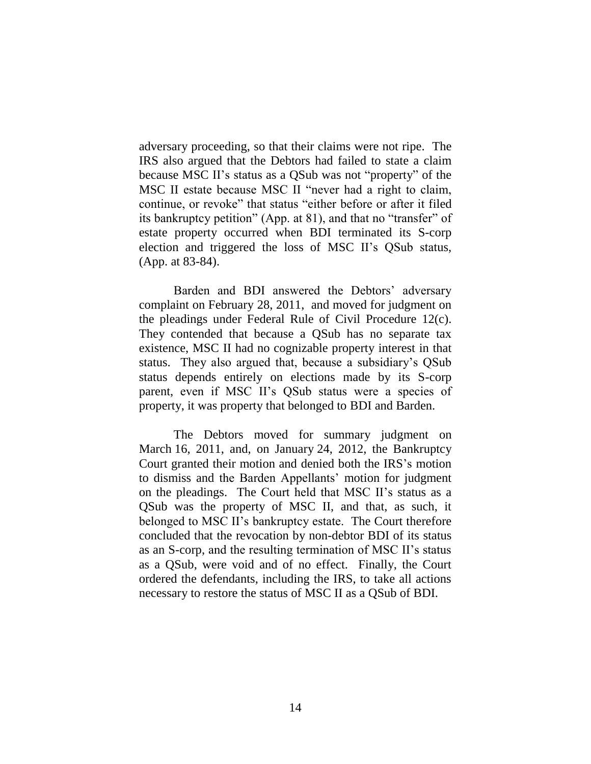adversary proceeding, so that their claims were not ripe. The IRS also argued that the Debtors had failed to state a claim because MSC II's status as a QSub was not "property" of the MSC II estate because MSC II "never had a right to claim, continue, or revoke" that status "either before or after it filed its bankruptcy petition" (App. at 81), and that no "transfer" of estate property occurred when BDI terminated its S-corp election and triggered the loss of MSC II's QSub status, (App. at 83-84).

Barden and BDI answered the Debtors' adversary complaint on February 28, 2011, and moved for judgment on the pleadings under Federal Rule of Civil Procedure 12(c). They contended that because a QSub has no separate tax existence, MSC II had no cognizable property interest in that status. They also argued that, because a subsidiary's QSub status depends entirely on elections made by its S-corp parent, even if MSC II's QSub status were a species of property, it was property that belonged to BDI and Barden.

The Debtors moved for summary judgment on March 16, 2011, and, on January 24, 2012, the Bankruptcy Court granted their motion and denied both the IRS's motion to dismiss and the Barden Appellants' motion for judgment on the pleadings. The Court held that MSC II's status as a QSub was the property of MSC II, and that, as such, it belonged to MSC II's bankruptcy estate. The Court therefore concluded that the revocation by non-debtor BDI of its status as an S-corp, and the resulting termination of MSC II's status as a QSub, were void and of no effect. Finally, the Court ordered the defendants, including the IRS, to take all actions necessary to restore the status of MSC II as a QSub of BDI.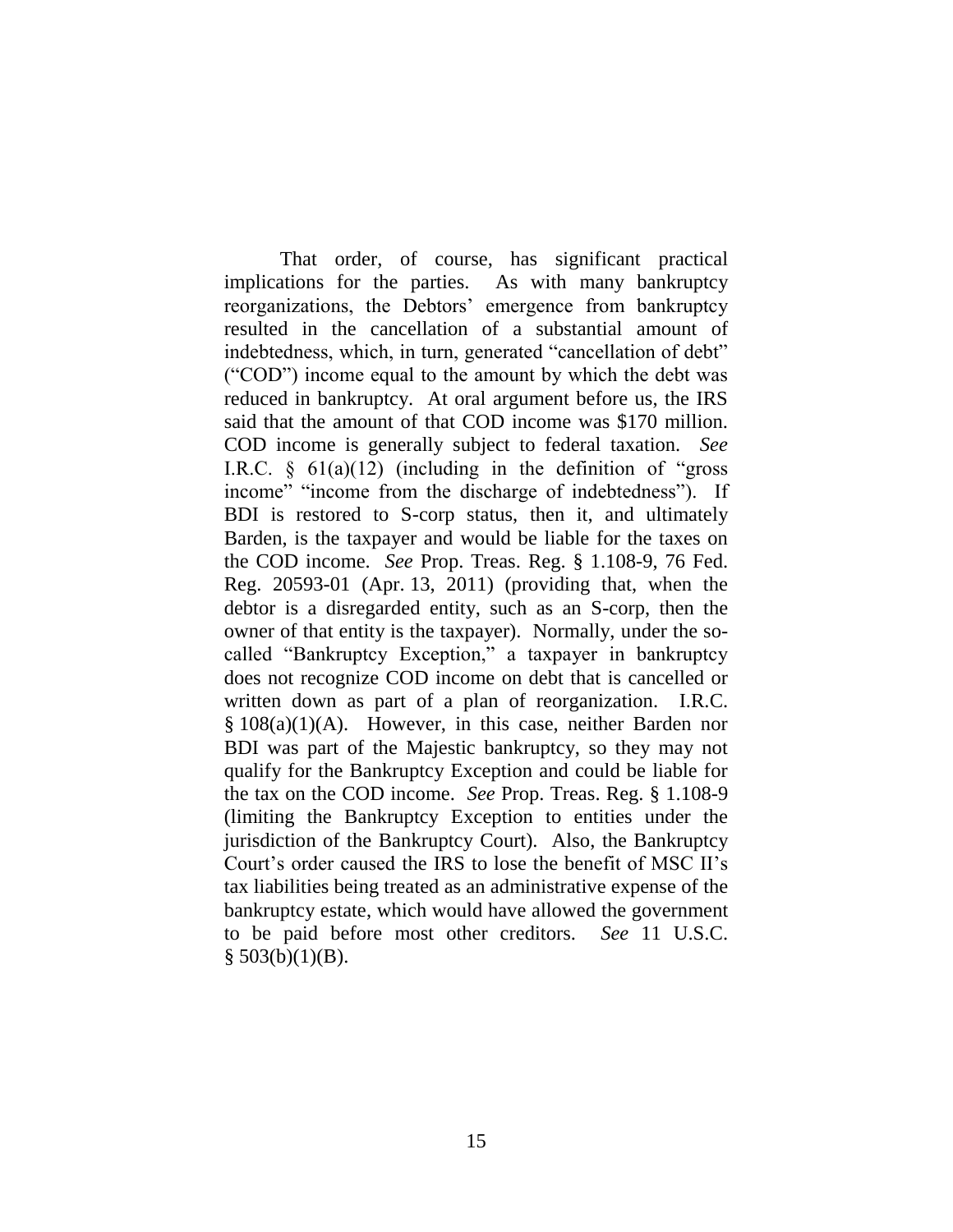That order, of course, has significant practical implications for the parties. As with many bankruptcy reorganizations, the Debtors' emergence from bankruptcy resulted in the cancellation of a substantial amount of indebtedness, which, in turn, generated "cancellation of debt" ("COD") income equal to the amount by which the debt was reduced in bankruptcy. At oral argument before us, the IRS said that the amount of that COD income was $170 million. COD income is generally subject to federal taxation. *See* I.R.C. § 61(a)(12) (including in the definition of "gross income" "income from the discharge of indebtedness"). If BDI is restored to S-corp status, then it, and ultimately Barden, is the taxpayer and would be liable for the taxes on the COD income. *See* Prop. Treas. Reg. § 1.108-9, 76 Fed. Reg. 20593-01 (Apr. 13, 2011) (providing that, when the debtor is a disregarded entity, such as an S-corp, then the owner of that entity is the taxpayer). Normally, under the so-called "Bankruptcy Exception," a taxpayer in bankruptcy does not recognize COD income on debt that is cancelled or written down as part of a plan of reorganization. I.R.C. § 108(a)(1)(A). However, in this case, neither Barden nor BDI was part of the Majestic bankruptcy, so they may not qualify for the Bankruptcy Exception and could be liable for the tax on the COD income. *See* Prop. Treas. Reg. § 1.108-9 (limiting the Bankruptcy Exception to entities under the jurisdiction of the Bankruptcy Court). Also, the Bankruptcy Court's order caused the IRS to lose the benefit of MSC II's tax liabilities being treated as an administrative expense of the bankruptcy estate, which would have allowed the government to be paid before most other creditors. *See* 11 U.S.C. § 503(b)(1)(B).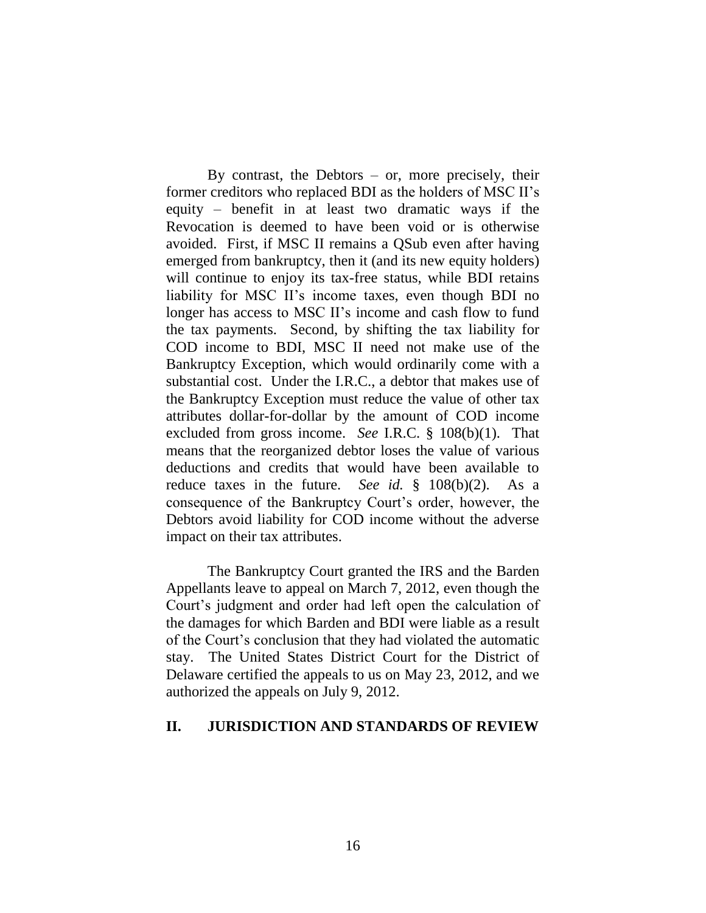By contrast, the Debtors – or, more precisely, their former creditors who replaced BDI as the holders of MSC II's equity – benefit in at least two dramatic ways if the Revocation is deemed to have been void or is otherwise avoided. First, if MSC II remains a QSub even after having emerged from bankruptcy, then it (and its new equity holders) will continue to enjoy its tax-free status, while BDI retains liability for MSC II's income taxes, even though BDI no longer has access to MSC II's income and cash flow to fund the tax payments. Second, by shifting the tax liability for COD income to BDI, MSC II need not make use of the Bankruptcy Exception, which would ordinarily come with a substantial cost. Under the I.R.C., a debtor that makes use of the Bankruptcy Exception must reduce the value of other tax attributes dollar-for-dollar by the amount of COD income excluded from gross income. *See* I.R.C. § 108(b)(1). That means that the reorganized debtor loses the value of various deductions and credits that would have been available to reduce taxes in the future. *See id.* § 108(b)(2). As a consequence of the Bankruptcy Court's order, however, the Debtors avoid liability for COD income without the adverse impact on their tax attributes.

The Bankruptcy Court granted the IRS and the Barden Appellants leave to appeal on March 7, 2012, even though the Court's judgment and order had left open the calculation of the damages for which Barden and BDI were liable as a result of the Court's conclusion that they had violated the automatic stay. The United States District Court for the District of Delaware certified the appeals to us on May 23, 2012, and we authorized the appeals on July 9, 2012.

## II. JURISDICTION AND STANDARDS OF REVIEW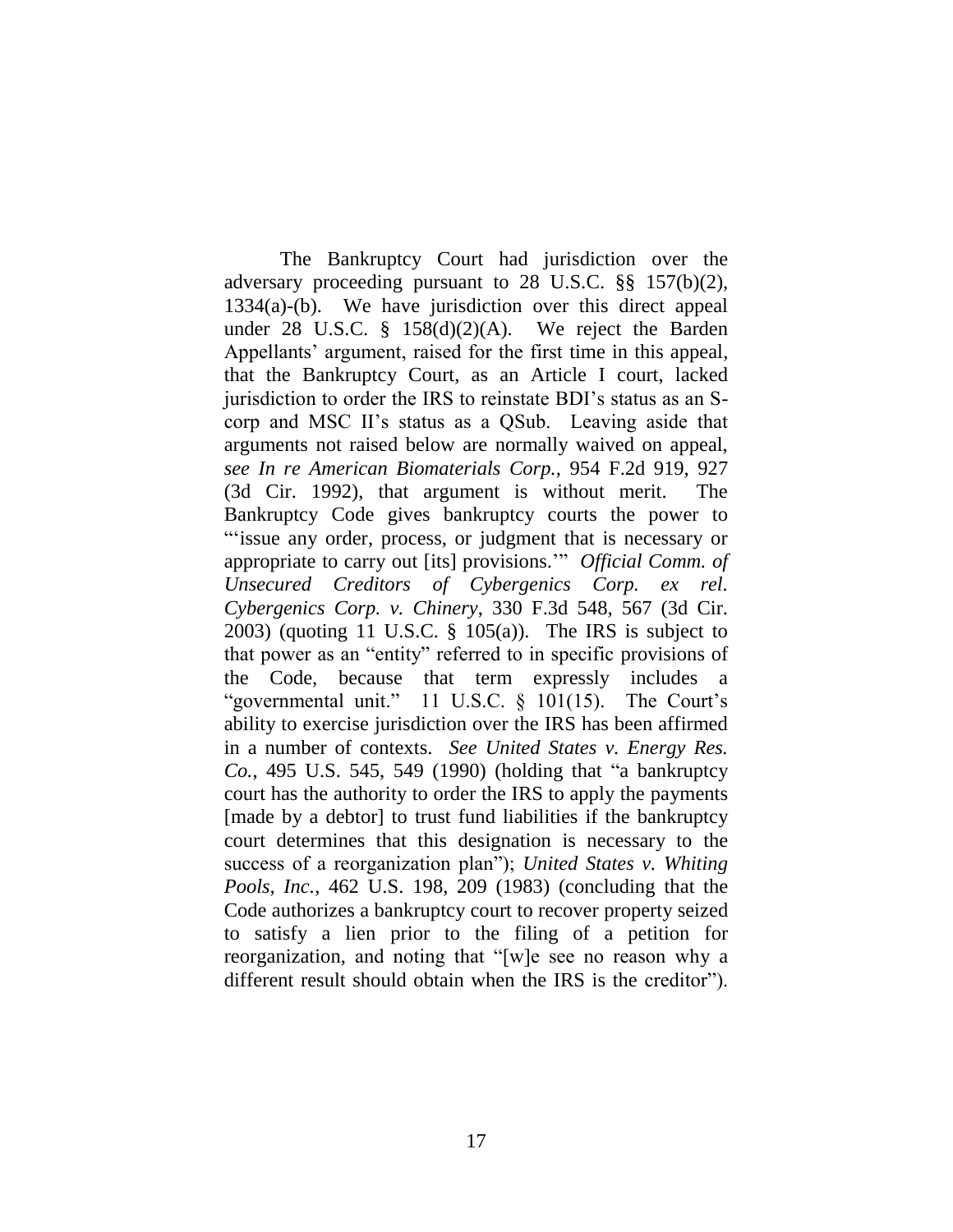The Bankruptcy Court had jurisdiction over the adversary proceeding pursuant to 28 U.S.C. §§ 157(b)(2), 1334(a)-(b). We have jurisdiction over this direct appeal under 28 U.S.C. § 158(d)(2)(A). We reject the Barden Appellants' argument, raised for the first time in this appeal, that the Bankruptcy Court, as an Article I court, lacked jurisdiction to order the IRS to reinstate BDI's status as an S-corp and MSC II's status as a QSub. Leaving aside that arguments not raised below are normally waived on appeal, *see In re American Biomaterials Corp.*, 954 F.2d 919, 927 (3d Cir. 1992), that argument is without merit. The Bankruptcy Code gives bankruptcy courts the power to "'issue any order, process, or judgment that is necessary or appropriate to carry out [its] provisions.'" *Official Comm. of Unsecured Creditors of Cybergenics Corp. ex rel. Cybergenics Corp. v. Chinery*, 330 F.3d 548, 567 (3d Cir. 2003) (quoting 11 U.S.C. § 105(a)). The IRS is subject to that power as an "entity" referred to in specific provisions of the Code, because that term expressly includes a "governmental unit." 11 U.S.C. § 101(15). The Court's ability to exercise jurisdiction over the IRS has been affirmed in a number of contexts. *See United States v. Energy Res. Co.*, 495 U.S. 545, 549 (1990) (holding that "a bankruptcy court has the authority to order the IRS to apply the payments [made by a debtor] to trust fund liabilities if the bankruptcy court determines that this designation is necessary to the success of a reorganization plan"); *United States v. Whiting Pools, Inc.*, 462 U.S. 198, 209 (1983) (concluding that the Code authorizes a bankruptcy court to recover property seized to satisfy a lien prior to the filing of a petition for reorganization, and noting that "[w]e see no reason why a different result should obtain when the IRS is the creditor").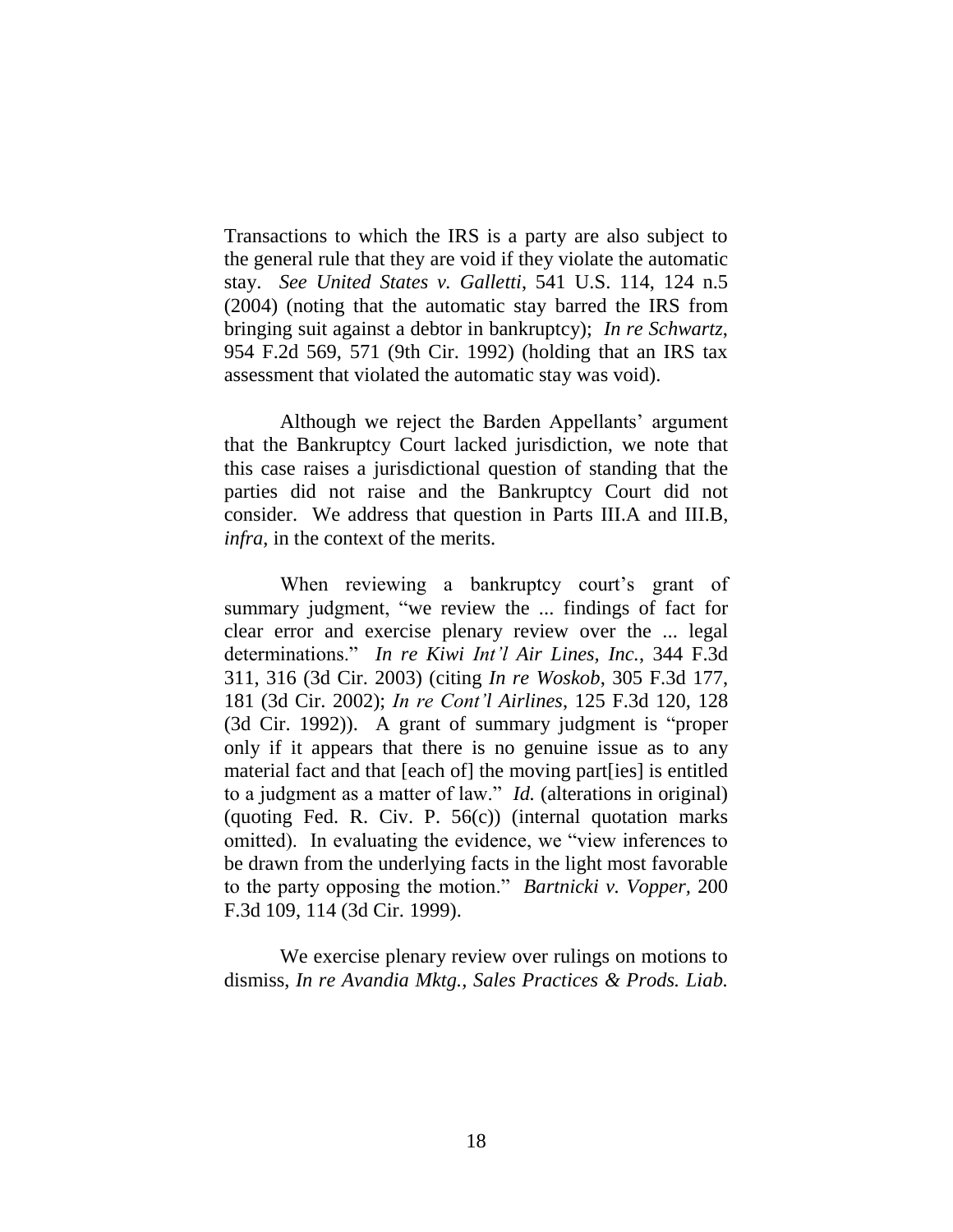Transactions to which the IRS is a party are also subject to the general rule that they are void if they violate the automatic stay. *See United States v. Galletti*, 541 U.S. 114, 124 n.5 (2004) (noting that the automatic stay barred the IRS from bringing suit against a debtor in bankruptcy); *In re Schwartz*, 954 F.2d 569, 571 (9th Cir. 1992) (holding that an IRS tax assessment that violated the automatic stay was void).

Although we reject the Barden Appellants' argument that the Bankruptcy Court lacked jurisdiction, we note that this case raises a jurisdictional question of standing that the parties did not raise and the Bankruptcy Court did not consider. We address that question in Parts III.A and III.B, *infra*, in the context of the merits.

When reviewing a bankruptcy court's grant of summary judgment, "we review the ... findings of fact for clear error and exercise plenary review over the ... legal determinations." *In re Kiwi Int'l Air Lines, Inc.*, 344 F.3d 311, 316 (3d Cir. 2003) (citing *In re Woskob*, 305 F.3d 177, 181 (3d Cir. 2002); *In re Cont'l Airlines*, 125 F.3d 120, 128 (3d Cir. 1992)). A grant of summary judgment is "proper only if it appears that there is no genuine issue as to any material fact and that [each of] the moving part[ies] is entitled to a judgment as a matter of law." *Id.* (alterations in original) (quoting Fed. R. Civ. P. 56(c)) (internal quotation marks omitted). In evaluating the evidence, we "view inferences to be drawn from the underlying facts in the light most favorable to the party opposing the motion." *Bartnicki v. Vopper*, 200 F.3d 109, 114 (3d Cir. 1999).

We exercise plenary review over rulings on motions to dismiss, *In re Avandia Mktg., Sales Practices & Prods. Liab.*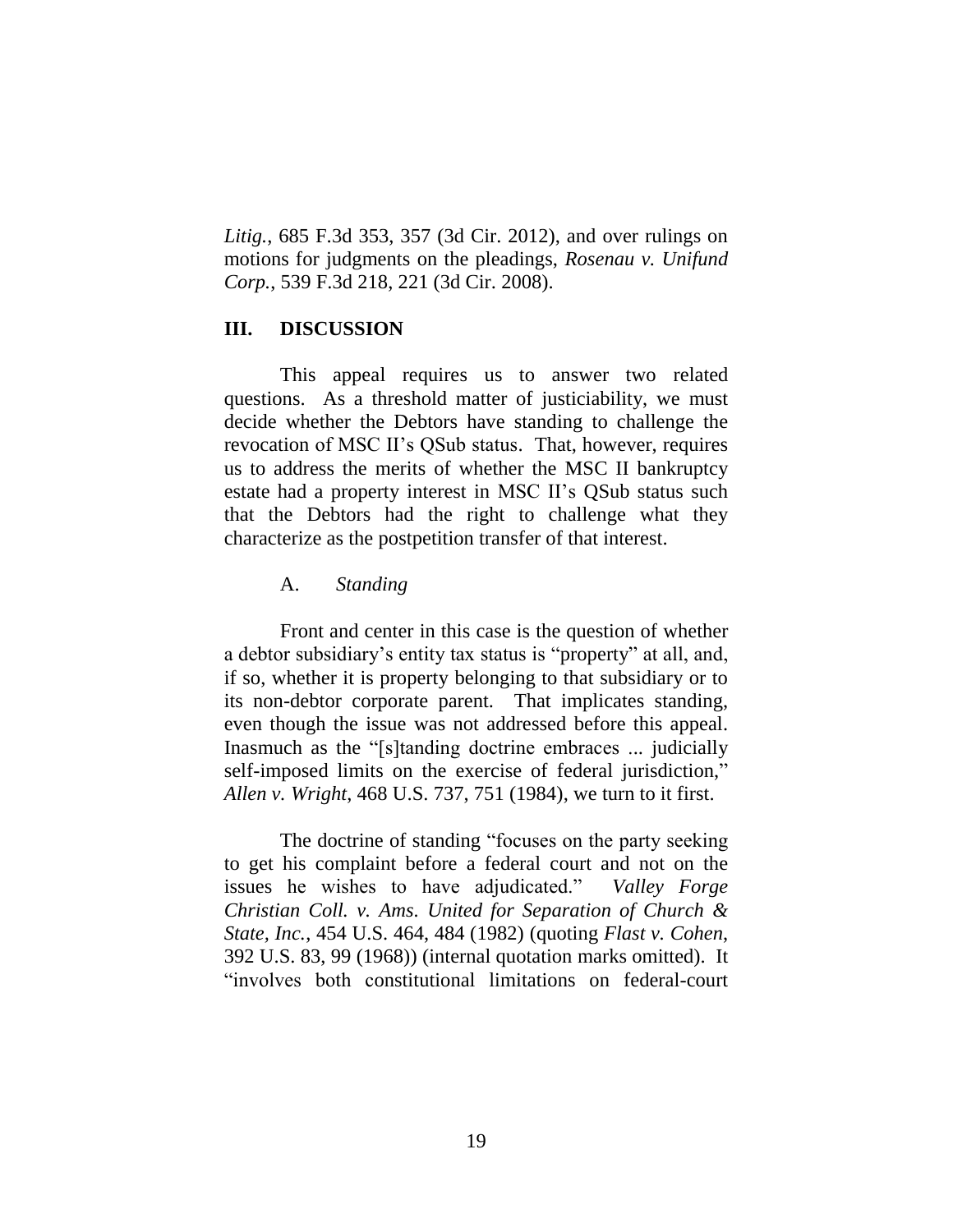*Litig.*, 685 F.3d 353, 357 (3d Cir. 2012), and over rulings on motions for judgments on the pleadings, *Rosenau v. Unifund Corp.*, 539 F.3d 218, 221 (3d Cir. 2008).

## III. DISCUSSION

This appeal requires us to answer two related questions. As a threshold matter of justiciability, we must decide whether the Debtors have standing to challenge the revocation of MSC II's QSub status. That, however, requires us to address the merits of whether the MSC II bankruptcy estate had a property interest in MSC II's QSub status such that the Debtors had the right to challenge what they characterize as the postpetition transfer of that interest.

### A. *Standing*

Front and center in this case is the question of whether a debtor subsidiary's entity tax status is "property" at all, and, if so, whether it is property belonging to that subsidiary or to its non-debtor corporate parent. That implicates standing, even though the issue was not addressed before this appeal. Inasmuch as the "[s]tanding doctrine embraces ... judicially self-imposed limits on the exercise of federal jurisdiction," *Allen v. Wright*, 468 U.S. 737, 751 (1984), we turn to it first.

The doctrine of standing "focuses on the party seeking to get his complaint before a federal court and not on the issues he wishes to have adjudicated." *Valley Forge Christian Coll. v. Ams. United for Separation of Church & State, Inc.*, 454 U.S. 464, 484 (1982) (quoting *Flast v. Cohen*, 392 U.S. 83, 99 (1968)) (internal quotation marks omitted). It "involves both constitutional limitations on federal-court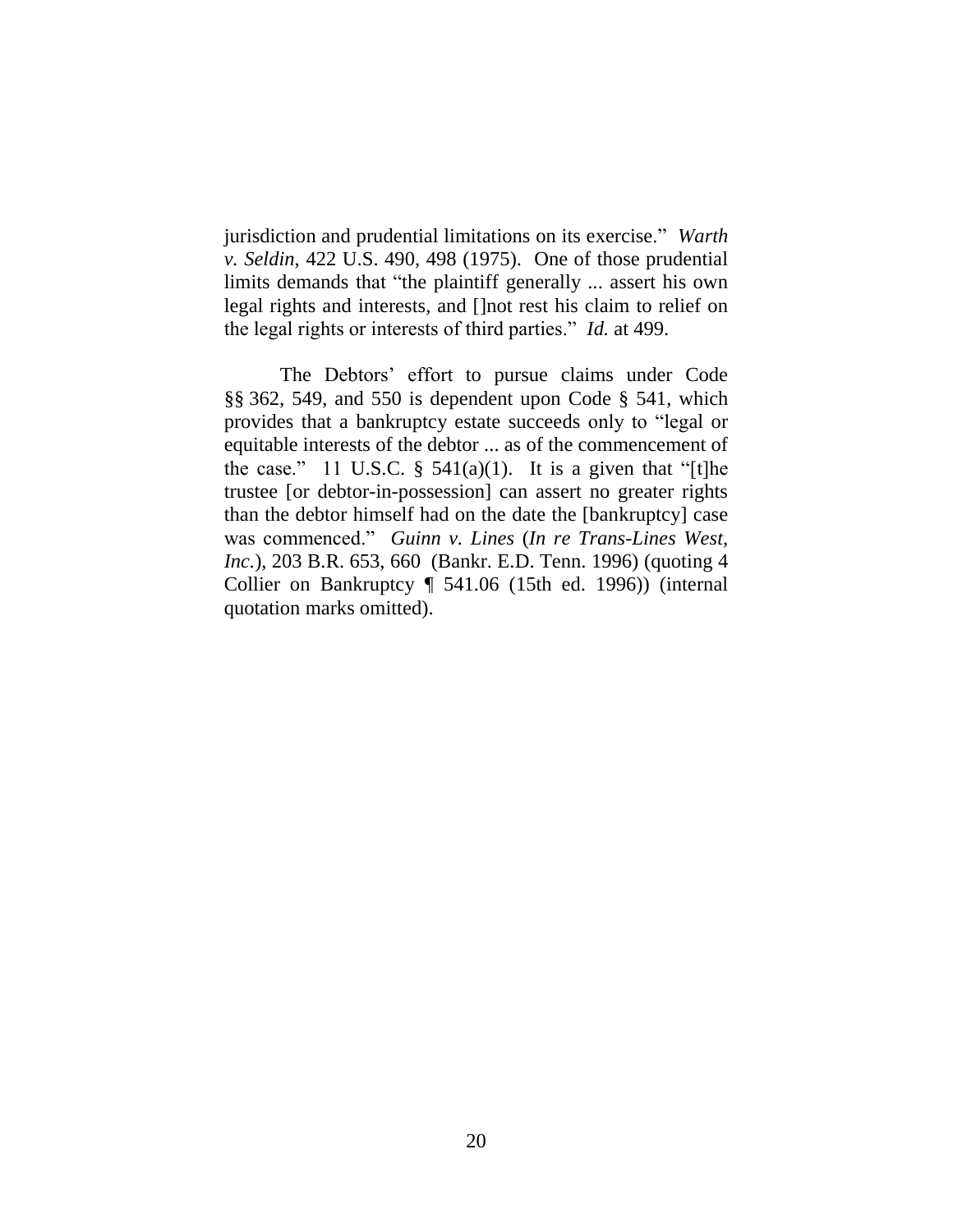jurisdiction and prudential limitations on its exercise." *Warth v. Seldin*, 422 U.S. 490, 498 (1975). One of those prudential limits demands that "the plaintiff generally ... assert his own legal rights and interests, and []not rest his claim to relief on the legal rights or interests of third parties." *Id.* at 499.

The Debtors' effort to pursue claims under Code §§ 362, 549, and 550 is dependent upon Code § 541, which provides that a bankruptcy estate succeeds only to "legal or equitable interests of the debtor ... as of the commencement of the case." 11 U.S.C. § 541(a)(1). It is a given that "[t]he trustee [or debtor-in-possession] can assert no greater rights than the debtor himself had on the date the [bankruptcy] case was commenced." *Guinn v. Lines* (*In re Trans-Lines West, Inc.*), 203 B.R. 653, 660 (Bankr. E.D. Tenn. 1996) (quoting 4 Collier on Bankruptcy ¶ 541.06 (15th ed. 1996)) (internal quotation marks omitted).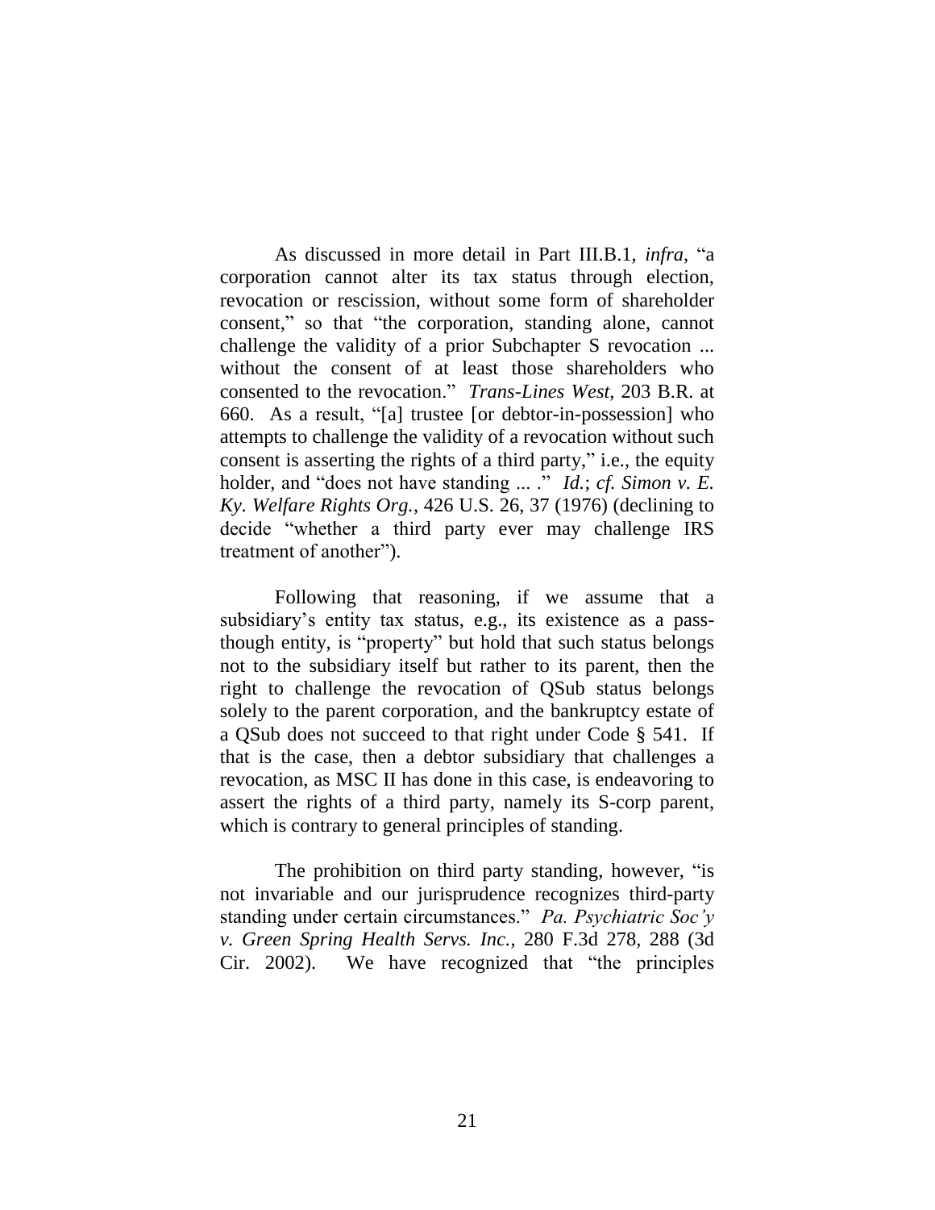As discussed in more detail in Part III.B.1, *infra*, "a corporation cannot alter its tax status through election, revocation or rescission, without some form of shareholder consent," so that "the corporation, standing alone, cannot challenge the validity of a prior Subchapter S revocation ... without the consent of at least those shareholders who consented to the revocation." *Trans-Lines West*, 203 B.R. at 660. As a result, "[a] trustee [or debtor-in-possession] who attempts to challenge the validity of a revocation without such consent is asserting the rights of a third party," i.e., the equity holder, and "does not have standing ... ." *Id.*; *cf. Simon v. E. Ky. Welfare Rights Org.*, 426 U.S. 26, 37 (1976) (declining to decide "whether a third party ever may challenge IRS treatment of another").

Following that reasoning, if we assume that a subsidiary's entity tax status, e.g., its existence as a pass-though entity, is "property" but hold that such status belongs not to the subsidiary itself but rather to its parent, then the right to challenge the revocation of QSub status belongs solely to the parent corporation, and the bankruptcy estate of a QSub does not succeed to that right under Code § 541. If that is the case, then a debtor subsidiary that challenges a revocation, as MSC II has done in this case, is endeavoring to assert the rights of a third party, namely its S-corp parent, which is contrary to general principles of standing.

The prohibition on third party standing, however, "is not invariable and our jurisprudence recognizes third-party standing under certain circumstances." *Pa. Psychiatric Soc'y v. Green Spring Health Servs. Inc.*, 280 F.3d 278, 288 (3d Cir. 2002). We have recognized that "the principles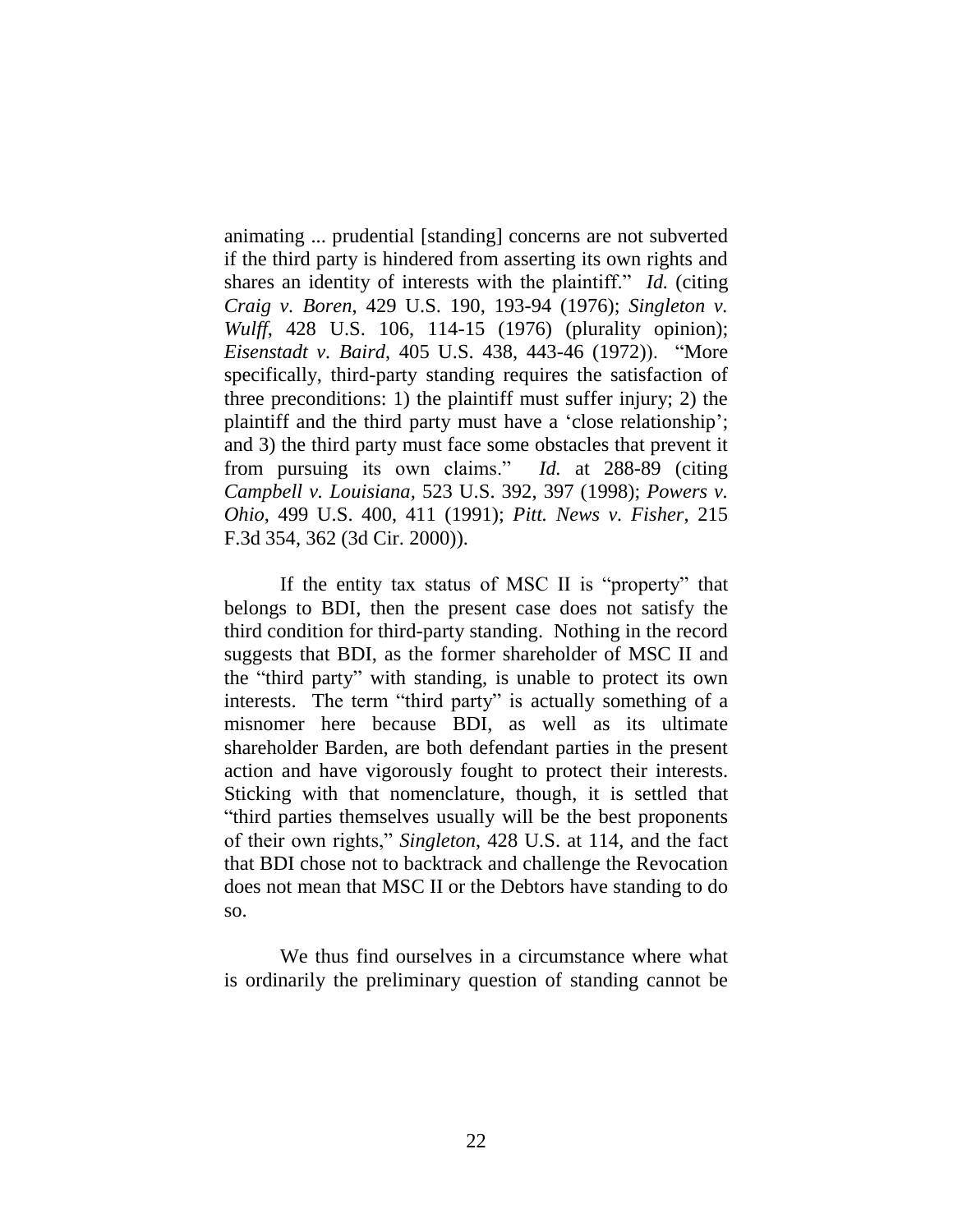animating ... prudential [standing] concerns are not subverted if the third party is hindered from asserting its own rights and shares an identity of interests with the plaintiff." *Id.* (citing *Craig v. Boren*, 429 U.S. 190, 193-94 (1976); *Singleton v. Wulff*, 428 U.S. 106, 114-15 (1976) (plurality opinion); *Eisenstadt v. Baird*, 405 U.S. 438, 443-46 (1972)). "More specifically, third-party standing requires the satisfaction of three preconditions: 1) the plaintiff must suffer injury; 2) the plaintiff and the third party must have a 'close relationship'; and 3) the third party must face some obstacles that prevent it from pursuing its own claims." *Id.* at 288-89 (citing *Campbell v. Louisiana*, 523 U.S. 392, 397 (1998); *Powers v. Ohio*, 499 U.S. 400, 411 (1991); *Pitt. News v. Fisher*, 215 F.3d 354, 362 (3d Cir. 2000)).

If the entity tax status of MSC II is "property" that belongs to BDI, then the present case does not satisfy the third condition for third-party standing. Nothing in the record suggests that BDI, as the former shareholder of MSC II and the "third party" with standing, is unable to protect its own interests. The term "third party" is actually something of a misnomer here because BDI, as well as its ultimate shareholder Barden, are both defendant parties in the present action and have vigorously fought to protect their interests. Sticking with that nomenclature, though, it is settled that "third parties themselves usually will be the best proponents of their own rights," *Singleton*, 428 U.S. at 114, and the fact that BDI chose not to backtrack and challenge the Revocation does not mean that MSC II or the Debtors have standing to do so.

We thus find ourselves in a circumstance where what is ordinarily the preliminary question of standing cannot be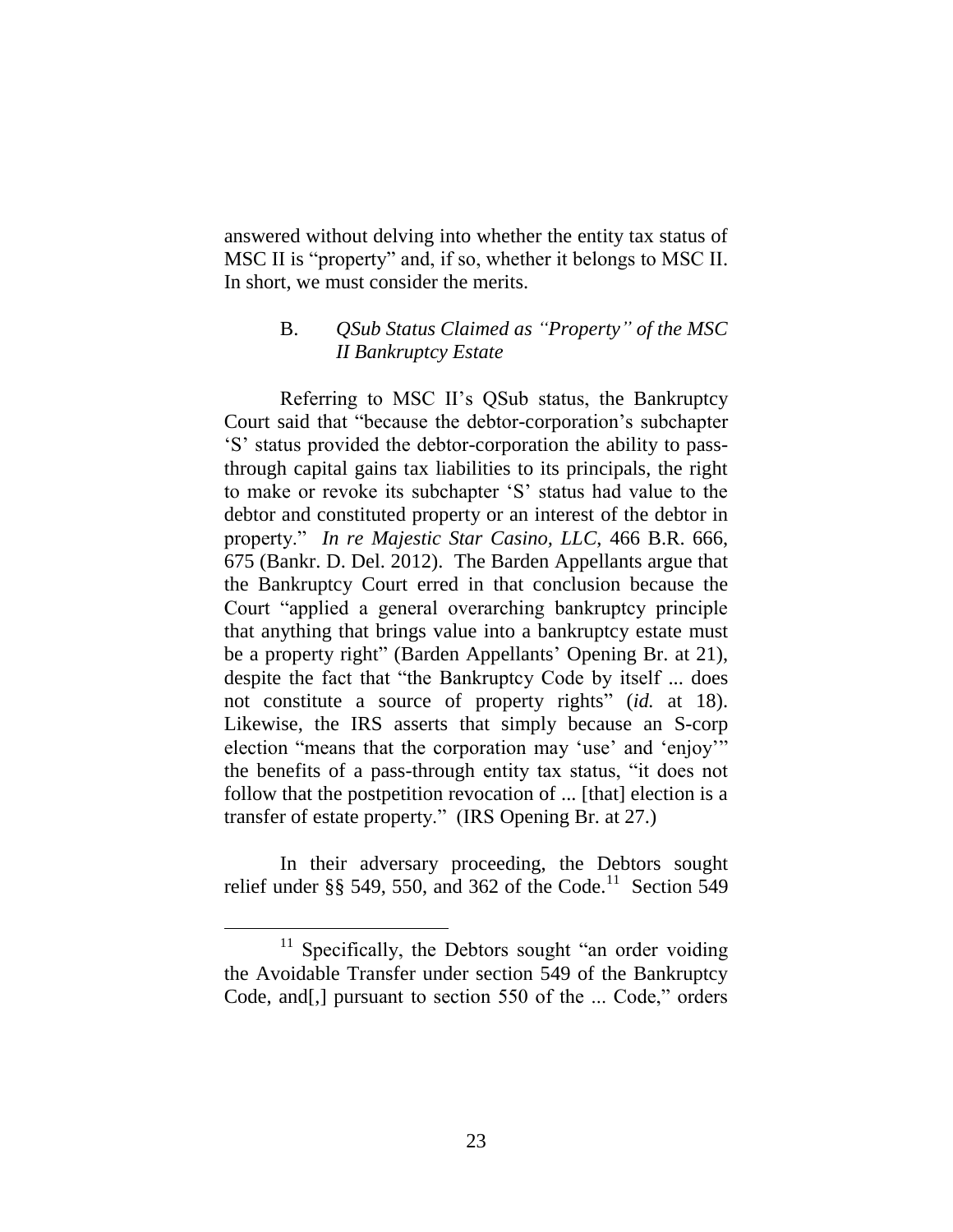answered without delving into whether the entity tax status of MSC II is "property" and, if so, whether it belongs to MSC II. In short, we must consider the merits.

### B. *QSub Status Claimed as "Property" of the MSC II Bankruptcy Estate*

Referring to MSC II's QSub status, the Bankruptcy Court said that "because the debtor-corporation's subchapter 'S' status provided the debtor-corporation the ability to pass-through capital gains tax liabilities to its principals, the right to make or revoke its subchapter 'S' status had value to the debtor and constituted property or an interest of the debtor in property." *In re Majestic Star Casino, LLC*, 466 B.R. 666, 675 (Bankr. D. Del. 2012). The Barden Appellants argue that the Bankruptcy Court erred in that conclusion because the Court "applied a general overarching bankruptcy principle that anything that brings value into a bankruptcy estate must be a property right" (Barden Appellants' Opening Br. at 21), despite the fact that "the Bankruptcy Code by itself ... does not constitute a source of property rights" (*id.* at 18). Likewise, the IRS asserts that simply because an S-corp election "means that the corporation may 'use' and 'enjoy'" the benefits of a pass-through entity tax status, "it does not follow that the postpetition revocation of ... [that] election is a transfer of estate property." (IRS Opening Br. at 27.)

In their adversary proceeding, the Debtors sought relief under §§ 549, 550, and 362 of the Code.[11] Section 549

[11] Specifically, the Debtors sought "an order voiding the Avoidable Transfer under section 549 of the Bankruptcy Code, and[,] pursuant to section 550 of the ... Code," orders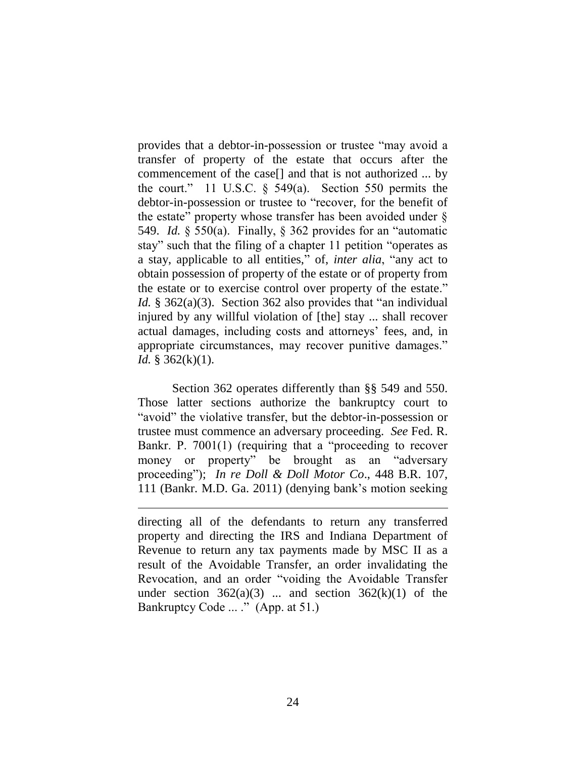provides that a debtor-in-possession or trustee "may avoid a transfer of property of the estate that occurs after the commencement of the case[] and that is not authorized ... by the court." 11 U.S.C. § 549(a). Section 550 permits the debtor-in-possession or trustee to "recover, for the benefit of the estate" property whose transfer has been avoided under § 549. *Id.* § 550(a). Finally, § 362 provides for an "automatic stay" such that the filing of a chapter 11 petition "operates as a stay, applicable to all entities," of, *inter alia*, "any act to obtain possession of property of the estate or of property from the estate or to exercise control over property of the estate." *Id.* § 362(a)(3). Section 362 also provides that "an individual injured by any willful violation of [the] stay ... shall recover actual damages, including costs and attorneys' fees, and, in appropriate circumstances, may recover punitive damages." *Id.* § 362(k)(1).

Section 362 operates differently than §§ 549 and 550. Those latter sections authorize the bankruptcy court to "avoid" the violative transfer, but the debtor-in-possession or trustee must commence an adversary proceeding. *See* Fed. R. Bankr. P. 7001(1) (requiring that a "proceeding to recover money or property" be brought as an "adversary proceeding"); *In re Doll & Doll Motor Co*., 448 B.R. 107, 111 (Bankr. M.D. Ga. 2011) (denying bank's motion seeking

---

directing all of the defendants to return any transferred property and directing the IRS and Indiana Department of Revenue to return any tax payments made by MSC II as a result of the Avoidable Transfer, an order invalidating the Revocation, and an order "voiding the Avoidable Transfer under section 362(a)(3) ... and section 362(k)(1) of the Bankruptcy Code ... ." (App. at 51.)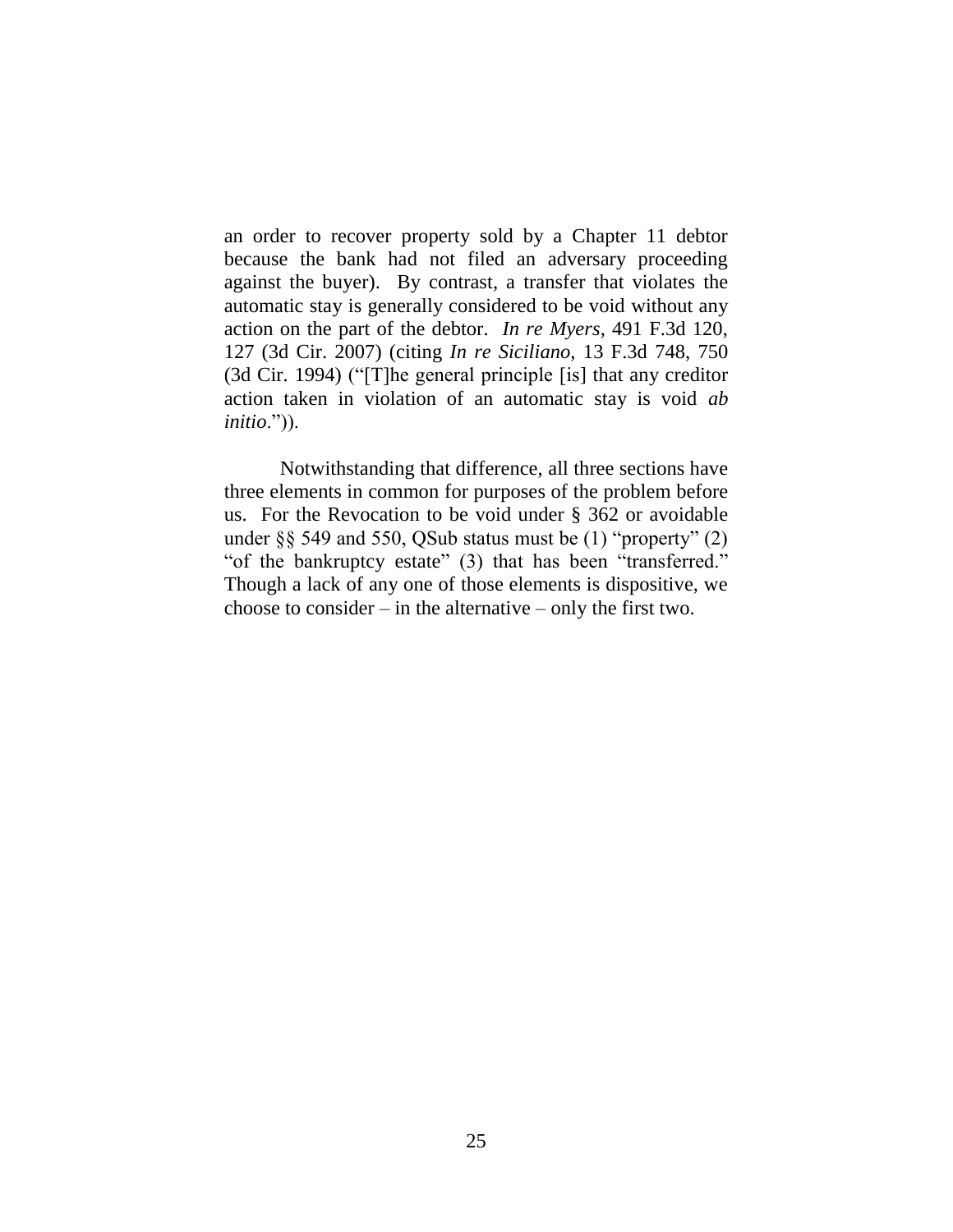an order to recover property sold by a Chapter 11 debtor because the bank had not filed an adversary proceeding against the buyer). By contrast, a transfer that violates the automatic stay is generally considered to be void without any action on the part of the debtor. *In re Myers*, 491 F.3d 120, 127 (3d Cir. 2007) (citing *In re Siciliano*, 13 F.3d 748, 750 (3d Cir. 1994) ("[T]he general principle [is] that any creditor action taken in violation of an automatic stay is void *ab initio*.")).

Notwithstanding that difference, all three sections have three elements in common for purposes of the problem before us. For the Revocation to be void under § 362 or avoidable under §§ 549 and 550, QSub status must be (1) "property" (2) "of the bankruptcy estate" (3) that has been "transferred." Though a lack of any one of those elements is dispositive, we choose to consider – in the alternative – only the first two.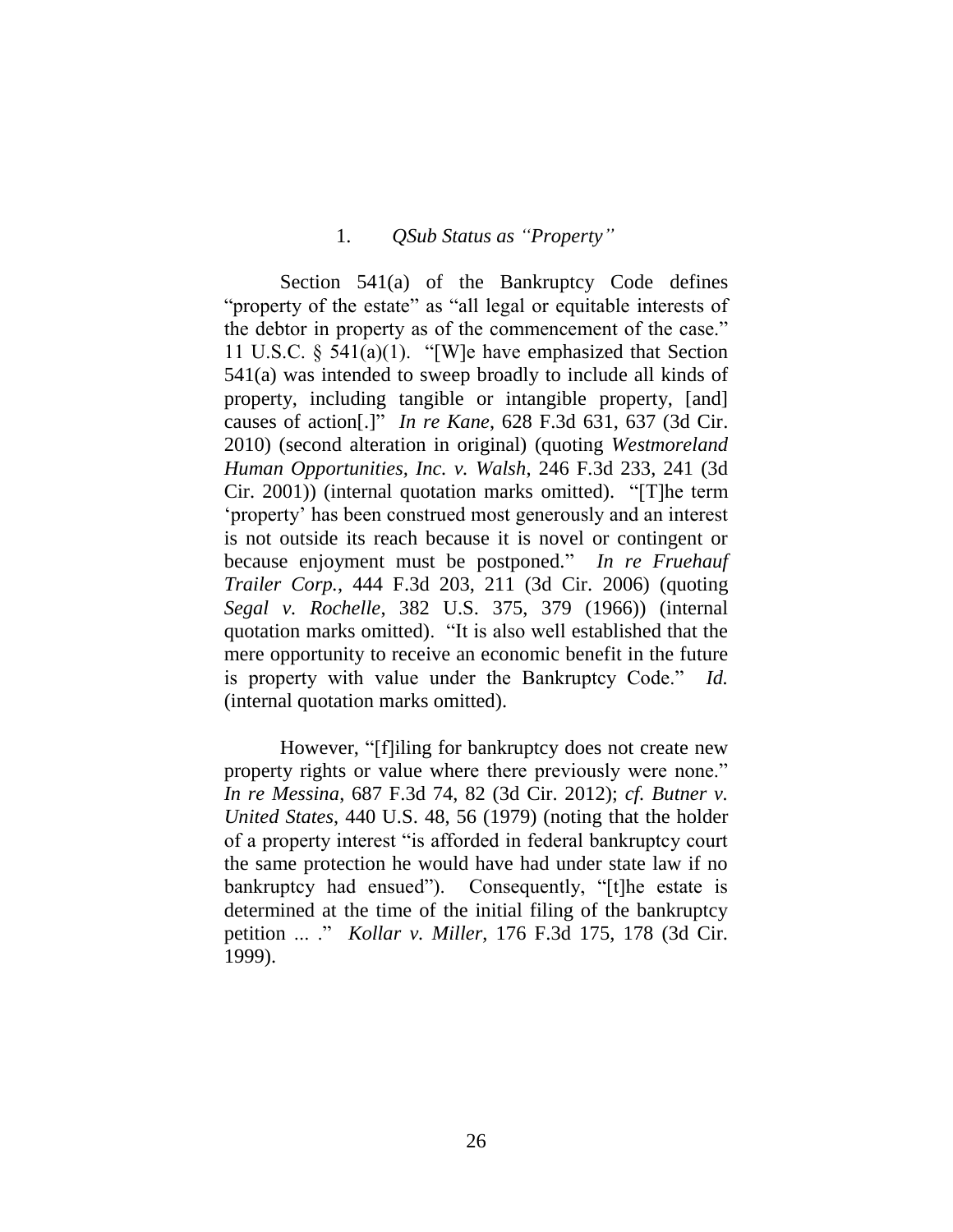### 1. *QSub Status as "Property"*

Section 541(a) of the Bankruptcy Code defines "property of the estate" as "all legal or equitable interests of the debtor in property as of the commencement of the case." 11 U.S.C. § 541(a)(1). "[W]e have emphasized that Section 541(a) was intended to sweep broadly to include all kinds of property, including tangible or intangible property, [and] causes of action[.]" *In re Kane*, 628 F.3d 631, 637 (3d Cir. 2010) (second alteration in original) (quoting *Westmoreland Human Opportunities, Inc. v. Walsh*, 246 F.3d 233, 241 (3d Cir. 2001)) (internal quotation marks omitted). "[T]he term 'property' has been construed most generously and an interest is not outside its reach because it is novel or contingent or because enjoyment must be postponed." *In re Fruehauf Trailer Corp.*, 444 F.3d 203, 211 (3d Cir. 2006) (quoting *Segal v. Rochelle*, 382 U.S. 375, 379 (1966)) (internal quotation marks omitted). "It is also well established that the mere opportunity to receive an economic benefit in the future is property with value under the Bankruptcy Code." *Id.* (internal quotation marks omitted).

However, "[f]iling for bankruptcy does not create new property rights or value where there previously were none." *In re Messina*, 687 F.3d 74, 82 (3d Cir. 2012); *cf. Butner v. United States*, 440 U.S. 48, 56 (1979) (noting that the holder of a property interest "is afforded in federal bankruptcy court the same protection he would have had under state law if no bankruptcy had ensued"). Consequently, "[t]he estate is determined at the time of the initial filing of the bankruptcy petition ... ." *Kollar v. Miller*, 176 F.3d 175, 178 (3d Cir. 1999).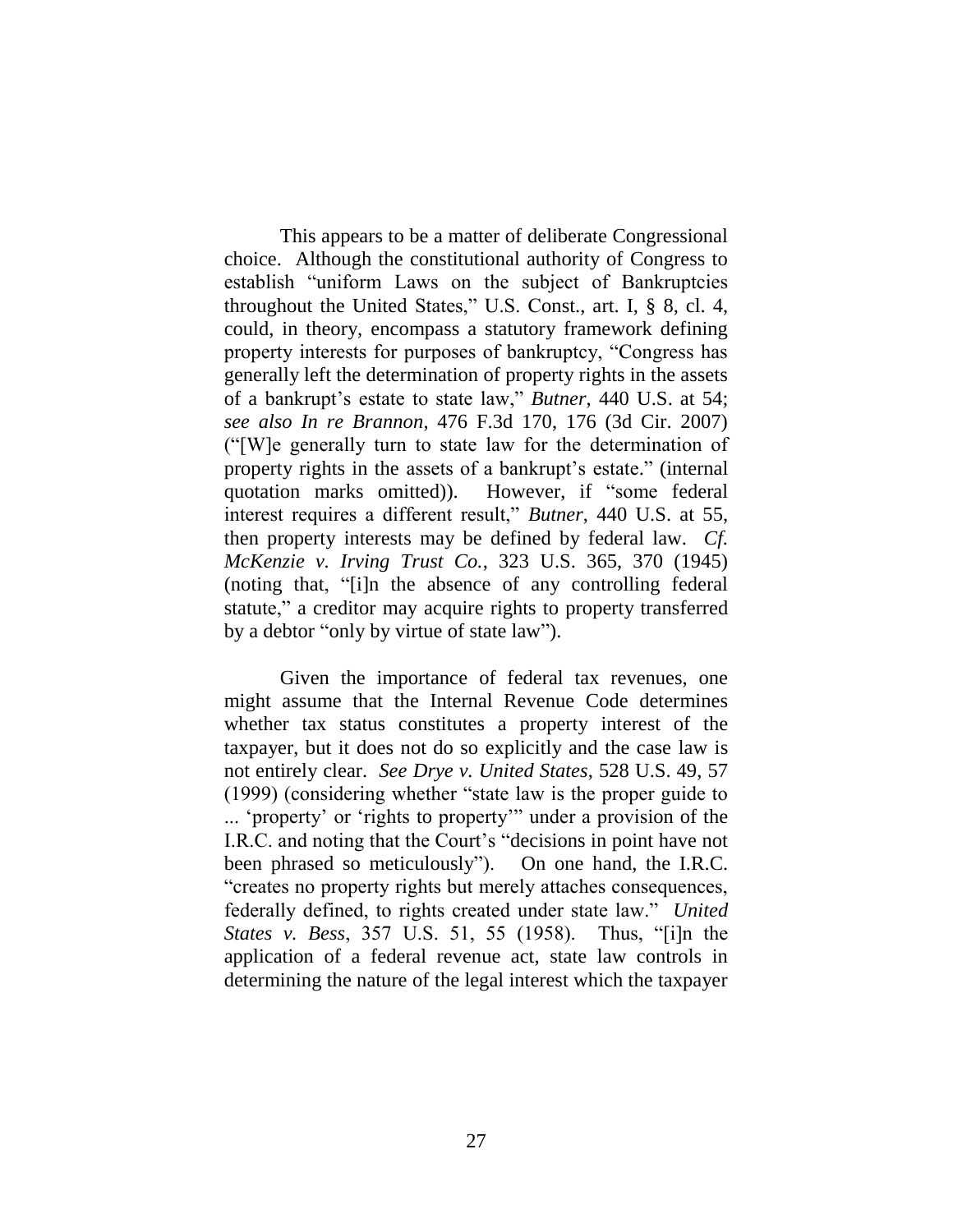This appears to be a matter of deliberate Congressional choice. Although the constitutional authority of Congress to establish "uniform Laws on the subject of Bankruptcies throughout the United States," U.S. Const., art. I, § 8, cl. 4, could, in theory, encompass a statutory framework defining property interests for purposes of bankruptcy, "Congress has generally left the determination of property rights in the assets of a bankrupt's estate to state law," *Butner*, 440 U.S. at 54; *see also In re Brannon*, 476 F.3d 170, 176 (3d Cir. 2007) ("[W]e generally turn to state law for the determination of property rights in the assets of a bankrupt's estate." (internal quotation marks omitted)). However, if "some federal interest requires a different result," *Butner*, 440 U.S. at 55, then property interests may be defined by federal law. *Cf. McKenzie v. Irving Trust Co.*, 323 U.S. 365, 370 (1945) (noting that, "[i]n the absence of any controlling federal statute," a creditor may acquire rights to property transferred by a debtor "only by virtue of state law").

Given the importance of federal tax revenues, one might assume that the Internal Revenue Code determines whether tax status constitutes a property interest of the taxpayer, but it does not do so explicitly and the case law is not entirely clear. *See Drye v. United States*, 528 U.S. 49, 57 (1999) (considering whether "state law is the proper guide to ... 'property' or 'rights to property'" under a provision of the I.R.C. and noting that the Court's "decisions in point have not been phrased so meticulously"). On one hand, the I.R.C. "creates no property rights but merely attaches consequences, federally defined, to rights created under state law." *United States v. Bess*, 357 U.S. 51, 55 (1958). Thus, "[i]n the application of a federal revenue act, state law controls in determining the nature of the legal interest which the taxpayer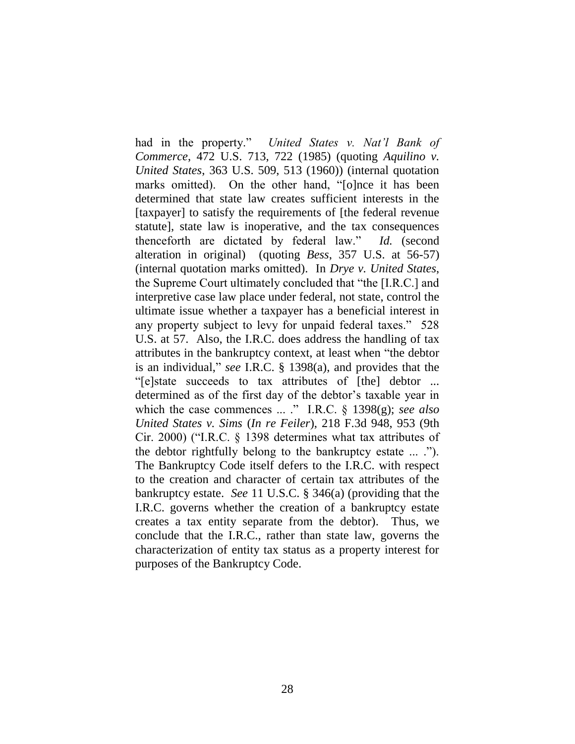had in the property." *United States v. Nat'l Bank of Commerce*, 472 U.S. 713, 722 (1985) (quoting *Aquilino v. United States*, 363 U.S. 509, 513 (1960)) (internal quotation marks omitted). On the other hand, "[o]nce it has been determined that state law creates sufficient interests in the [taxpayer] to satisfy the requirements of [the federal revenue statute], state law is inoperative, and the tax consequences thenceforth are dictated by federal law." *Id.* (second alteration in original) (quoting *Bess*, 357 U.S. at 56-57) (internal quotation marks omitted). In *Drye v. United States*, the Supreme Court ultimately concluded that "the [I.R.C.] and interpretive case law place under federal, not state, control the ultimate issue whether a taxpayer has a beneficial interest in any property subject to levy for unpaid federal taxes." 528 U.S. at 57. Also, the I.R.C. does address the handling of tax attributes in the bankruptcy context, at least when "the debtor is an individual," *see* I.R.C. § 1398(a), and provides that the "[e]state succeeds to tax attributes of [the] debtor ... determined as of the first day of the debtor's taxable year in which the case commences ... ." I.R.C. § 1398(g); *see also United States v. Sims* (*In re Feiler*), 218 F.3d 948, 953 (9th Cir. 2000) ("I.R.C. § 1398 determines what tax attributes of the debtor rightfully belong to the bankruptcy estate ... ."). The Bankruptcy Code itself defers to the I.R.C. with respect to the creation and character of certain tax attributes of the bankruptcy estate. *See* 11 U.S.C. § 346(a) (providing that the I.R.C. governs whether the creation of a bankruptcy estate creates a tax entity separate from the debtor). Thus, we conclude that the I.R.C., rather than state law, governs the characterization of entity tax status as a property interest for purposes of the Bankruptcy Code.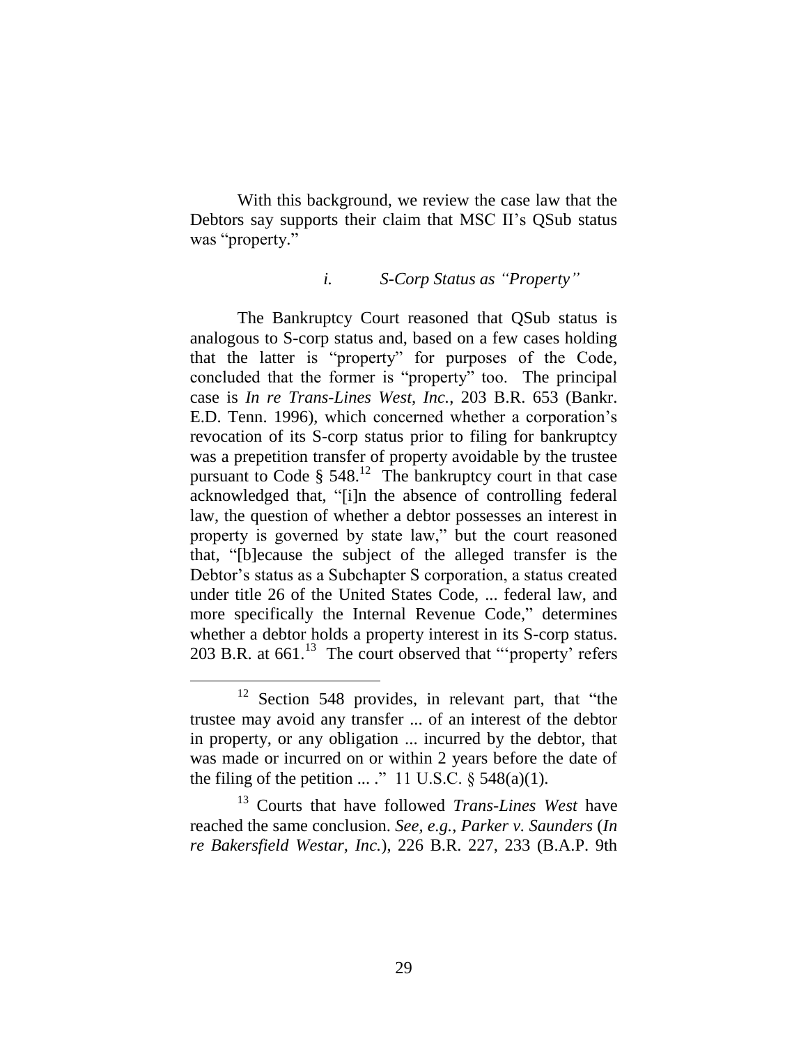With this background, we review the case law that the Debtors say supports their claim that MSC II's QSub status was "property."

*i. S-Corp Status as "Property"*

The Bankruptcy Court reasoned that QSub status is analogous to S-corp status and, based on a few cases holding that the latter is "property" for purposes of the Code, concluded that the former is "property" too. The principal case is *In re Trans-Lines West, Inc.*, 203 B.R. 653 (Bankr. E.D. Tenn. 1996), which concerned whether a corporation's revocation of its S-corp status prior to filing for bankruptcy was a prepetition transfer of property avoidable by the trustee pursuant to Code § 548.[12] The bankruptcy court in that case acknowledged that, "[i]n the absence of controlling federal law, the question of whether a debtor possesses an interest in property is governed by state law," but the court reasoned that, "[b]ecause the subject of the alleged transfer is the Debtor's status as a Subchapter S corporation, a status created under title 26 of the United States Code, ... federal law, and more specifically the Internal Revenue Code," determines whether a debtor holds a property interest in its S-corp status. 203 B.R. at 661.[13] The court observed that "'property' refers

---

[12] Section 548 provides, in relevant part, that "the trustee may avoid any transfer ... of an interest of the debtor in property, or any obligation ... incurred by the debtor, that was made or incurred on or within 2 years before the date of the filing of the petition ... ." 11 U.S.C. § 548(a)(1).

[13] Courts that have followed *Trans-Lines West* have reached the same conclusion. *See, e.g.*, *Parker v. Saunders* (*In re Bakersfield Westar, Inc.*), 226 B.R. 227, 233 (B.A.P. 9th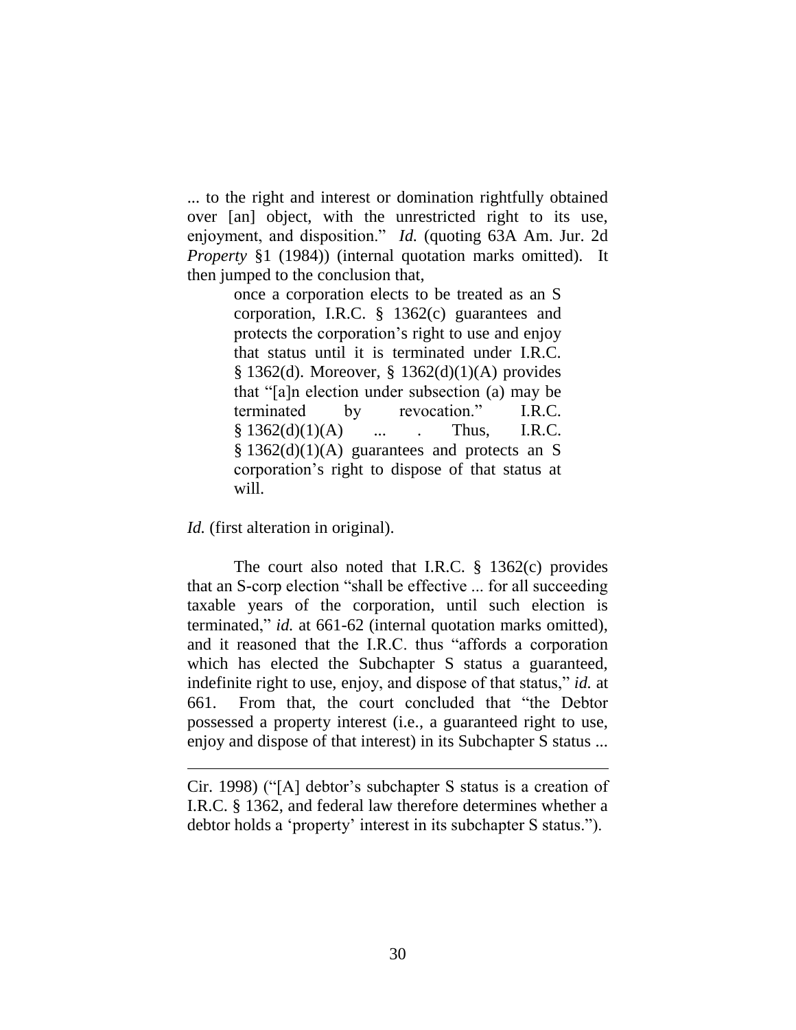... to the right and interest or domination rightfully obtained over [an] object, with the unrestricted right to its use, enjoyment, and disposition." *Id.* (quoting 63A Am. Jur. 2d *Property* §1 (1984)) (internal quotation marks omitted). It then jumped to the conclusion that,

> once a corporation elects to be treated as an S corporation, I.R.C. § 1362(c) guarantees and protects the corporation's right to use and enjoy that status until it is terminated under I.R.C. § 1362(d). Moreover, § 1362(d)(1)(A) provides that "[a]n election under subsection (a) may be terminated by revocation." I.R.C. § 1362(d)(1)(A) ... . Thus, I.R.C. § 1362(d)(1)(A) guarantees and protects an S corporation's right to dispose of that status at will.

*Id.* (first alteration in original).

The court also noted that I.R.C. § 1362(c) provides that an S-corp election "shall be effective ... for all succeeding taxable years of the corporation, until such election is terminated," *id.* at 661-62 (internal quotation marks omitted), and it reasoned that the I.R.C. thus "affords a corporation which has elected the Subchapter S status a guaranteed, indefinite right to use, enjoy, and dispose of that status," *id.* at 661. From that, the court concluded that "the Debtor possessed a property interest (i.e., a guaranteed right to use, enjoy and dispose of that interest) in its Subchapter S status ...

---

Cir. 1998) ("[A] debtor's subchapter S status is a creation of I.R.C. § 1362, and federal law therefore determines whether a debtor holds a 'property' interest in its subchapter S status.").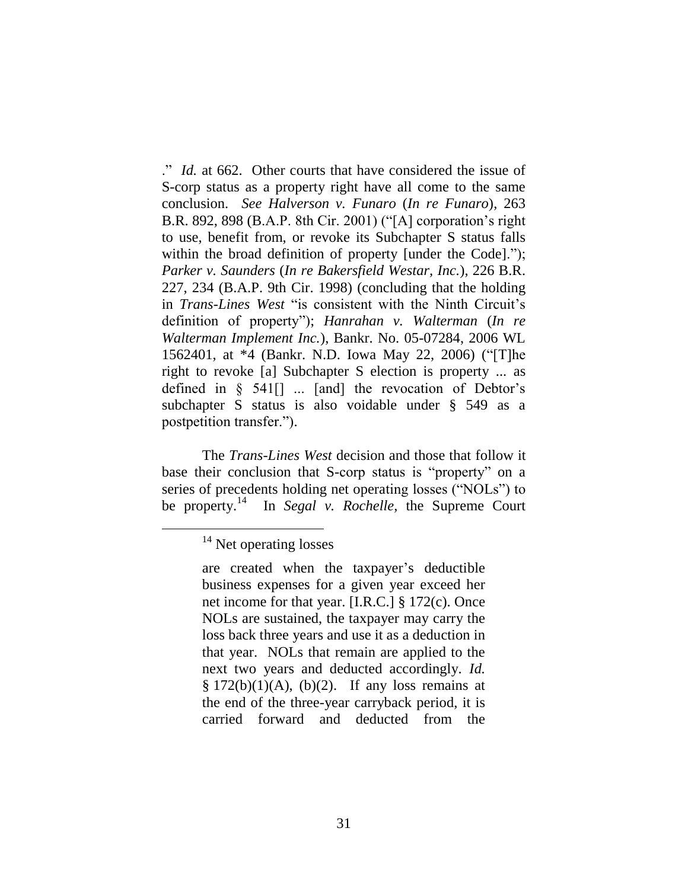." *Id.* at 662. Other courts that have considered the issue of S-corp status as a property right have all come to the same conclusion. *See Halverson v. Funaro* (*In re Funaro*), 263 B.R. 892, 898 (B.A.P. 8th Cir. 2001) ("[A] corporation's right to use, benefit from, or revoke its Subchapter S status falls within the broad definition of property [under the Code]."); *Parker v. Saunders* (*In re Bakersfield Westar, Inc.*), 226 B.R. 227, 234 (B.A.P. 9th Cir. 1998) (concluding that the holding in *Trans-Lines West* "is consistent with the Ninth Circuit's definition of property"); *Hanrahan v. Walterman* (*In re Walterman Implement Inc.*), Bankr. No. 05-07284, 2006 WL 1562401, at *4 (Bankr. N.D. Iowa May 22, 2006) ("[T]he right to revoke [a] Subchapter S election is property ... as defined in § 541[] ... [and] the revocation of Debtor's subchapter S status is also voidable under § 549 as a postpetition transfer.").

The *Trans-Lines West* decision and those that follow it base their conclusion that S-corp status is "property" on a series of precedents holding net operating losses ("NOLs") to be property.[14] In *Segal v. Rochelle*, the Supreme Court

---

[14] Net operating losses

> are created when the taxpayer's deductible business expenses for a given year exceed her net income for that year. [I.R.C.] § 172(c). Once NOLs are sustained, the taxpayer may carry the loss back three years and use it as a deduction in that year. NOLs that remain are applied to the next two years and deducted accordingly. *Id.* § 172(b)(1)(A), (b)(2). If any loss remains at the end of the three-year carryback period, it is carried forward and deducted from the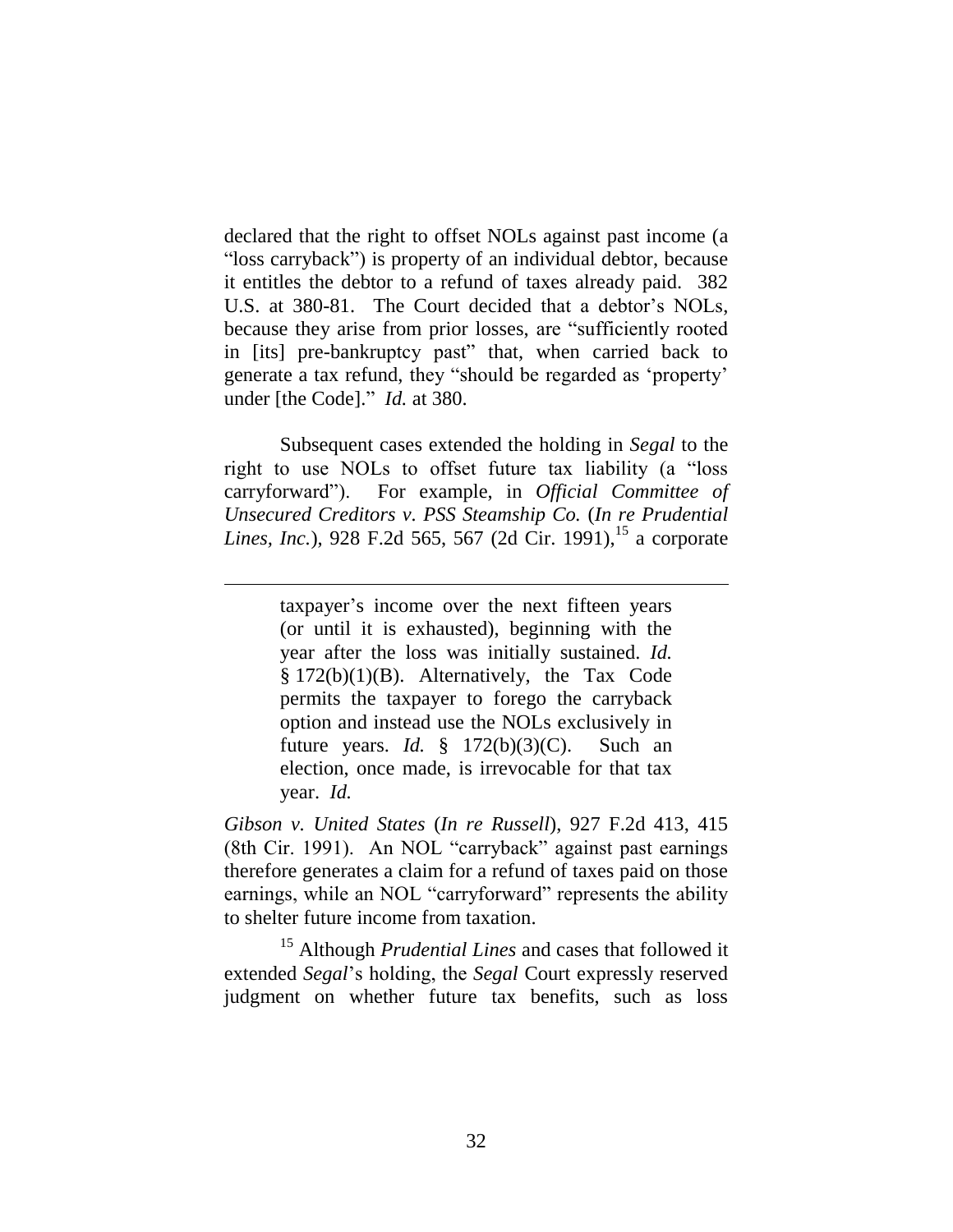declared that the right to offset NOLs against past income (a "loss carryback") is property of an individual debtor, because it entitles the debtor to a refund of taxes already paid. 382 U.S. at 380-81. The Court decided that a debtor's NOLs, because they arise from prior losses, are "sufficiently rooted in [its] pre-bankruptcy past" that, when carried back to generate a tax refund, they "should be regarded as 'property' under [the Code]." *Id.* at 380.

Subsequent cases extended the holding in *Segal* to the right to use NOLs to offset future tax liability (a "loss carryforward"). For example, in *Official Committee of Unsecured Creditors v. PSS Steamship Co.* (*In re Prudential Lines, Inc.*), 928 F.2d 565, 567 (2d Cir. 1991),[15] a corporate

---

> taxpayer's income over the next fifteen years (or until it is exhausted), beginning with the year after the loss was initially sustained. *Id.* § 172(b)(1)(B). Alternatively, the Tax Code permits the taxpayer to forego the carryback option and instead use the NOLs exclusively in future years. *Id.* § 172(b)(3)(C). Such an election, once made, is irrevocable for that tax year. *Id.*

*Gibson v. United States* (*In re Russell*), 927 F.2d 413, 415 (8th Cir. 1991). An NOL "carryback" against past earnings therefore generates a claim for a refund of taxes paid on those earnings, while an NOL "carryforward" represents the ability to shelter future income from taxation.

[15] Although *Prudential Lines* and cases that followed it extended *Segal*'s holding, the *Segal* Court expressly reserved judgment on whether future tax benefits, such as loss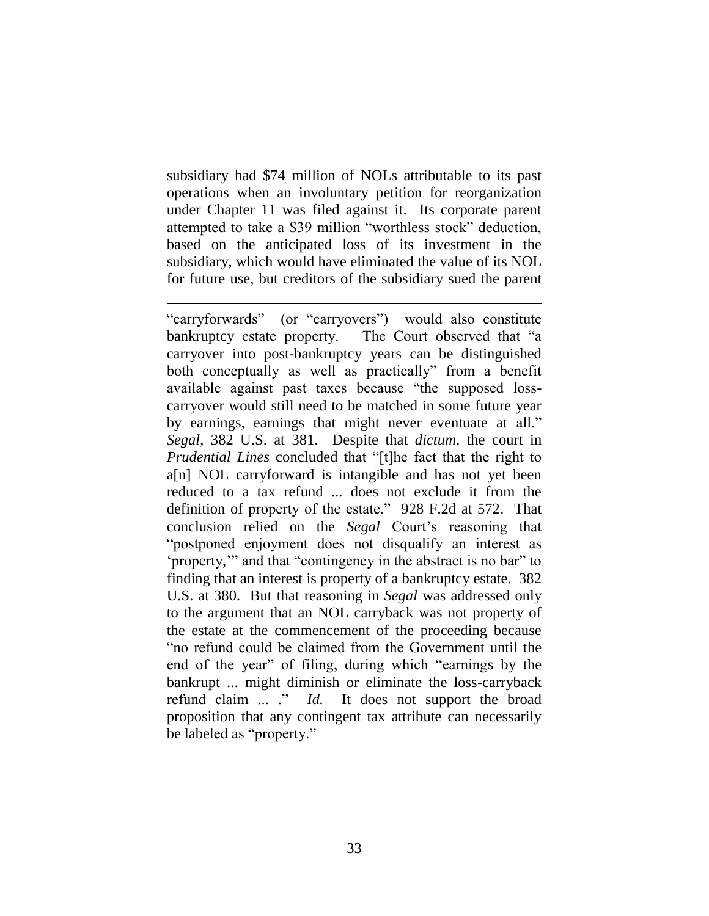subsidiary had $74 million of NOLs attributable to its past operations when an involuntary petition for reorganization under Chapter 11 was filed against it. Its corporate parent attempted to take a $39 million "worthless stock" deduction, based on the anticipated loss of its investment in the subsidiary, which would have eliminated the value of its NOL for future use, but creditors of the subsidiary sued the parent

---

"carryforwards" (or "carryovers") would also constitute bankruptcy estate property. The Court observed that "a carryover into post-bankruptcy years can be distinguished both conceptually as well as practically" from a benefit available against past taxes because "the supposed loss-carryover would still need to be matched in some future year by earnings, earnings that might never eventuate at all." *Segal*, 382 U.S. at 381. Despite that *dictum*, the court in *Prudential Lines* concluded that "[t]he fact that the right to a[n] NOL carryforward is intangible and has not yet been reduced to a tax refund ... does not exclude it from the definition of property of the estate." 928 F.2d at 572. That conclusion relied on the *Segal* Court's reasoning that "postponed enjoyment does not disqualify an interest as 'property,'" and that "contingency in the abstract is no bar" to finding that an interest is property of a bankruptcy estate. 382 U.S. at 380. But that reasoning in *Segal* was addressed only to the argument that an NOL carryback was not property of the estate at the commencement of the proceeding because "no refund could be claimed from the Government until the end of the year" of filing, during which "earnings by the bankrupt ... might diminish or eliminate the loss-carryback refund claim ... ." *Id.* It does not support the broad proposition that any contingent tax attribute can necessarily be labeled as "property."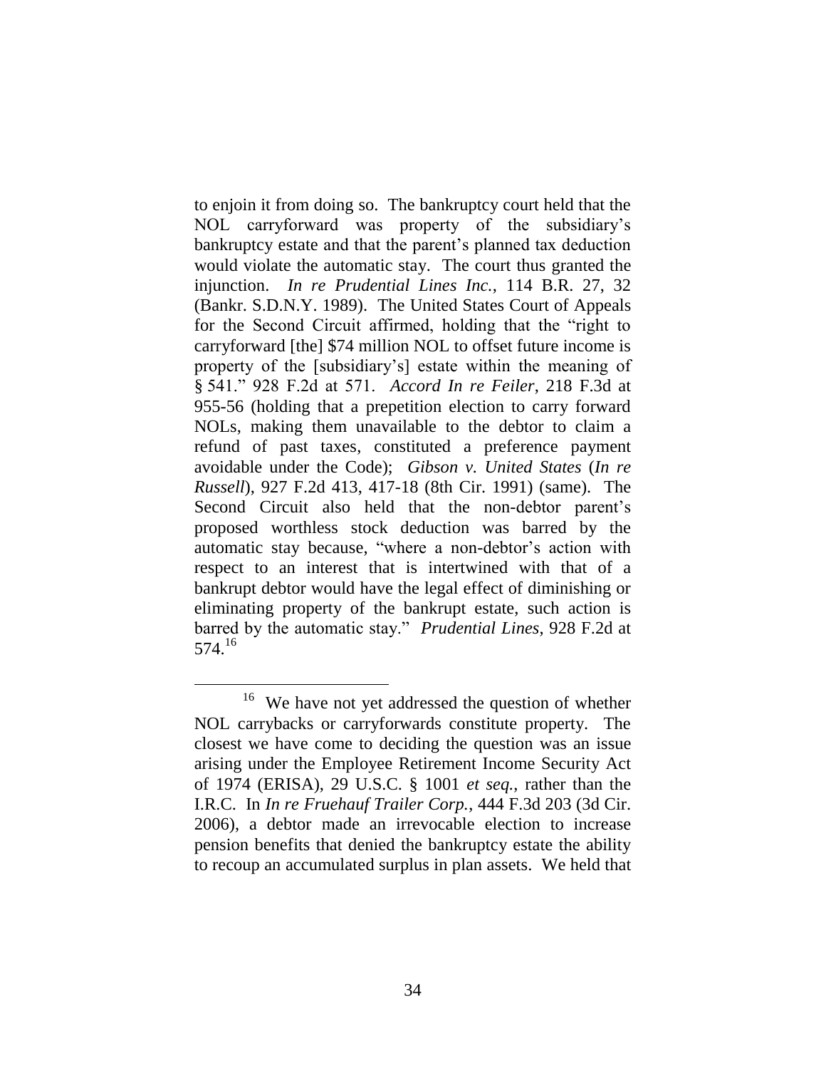to enjoin it from doing so. The bankruptcy court held that the NOL carryforward was property of the subsidiary's bankruptcy estate and that the parent's planned tax deduction would violate the automatic stay. The court thus granted the injunction. *In re Prudential Lines Inc.*, 114 B.R. 27, 32 (Bankr. S.D.N.Y. 1989). The United States Court of Appeals for the Second Circuit affirmed, holding that the "right to carryforward [the] $74 million NOL to offset future income is property of the [subsidiary's] estate within the meaning of § 541." 928 F.2d at 571. *Accord In re Feiler*, 218 F.3d at 955-56 (holding that a prepetition election to carry forward NOLs, making them unavailable to the debtor to claim a refund of past taxes, constituted a preference payment avoidable under the Code); *Gibson v. United States* (*In re Russell*), 927 F.2d 413, 417-18 (8th Cir. 1991) (same). The Second Circuit also held that the non-debtor parent's proposed worthless stock deduction was barred by the automatic stay because, "where a non-debtor's action with respect to an interest that is intertwined with that of a bankrupt debtor would have the legal effect of diminishing or eliminating property of the bankrupt estate, such action is barred by the automatic stay." *Prudential Lines*, 928 F.2d at 574.[16]

---

[16] We have not yet addressed the question of whether NOL carrybacks or carryforwards constitute property. The closest we have come to deciding the question was an issue arising under the Employee Retirement Income Security Act of 1974 (ERISA), 29 U.S.C. § 1001 *et seq.*, rather than the I.R.C. In *In re Fruehauf Trailer Corp.*, 444 F.3d 203 (3d Cir. 2006), a debtor made an irrevocable election to increase pension benefits that denied the bankruptcy estate the ability to recoup an accumulated surplus in plan assets. We held that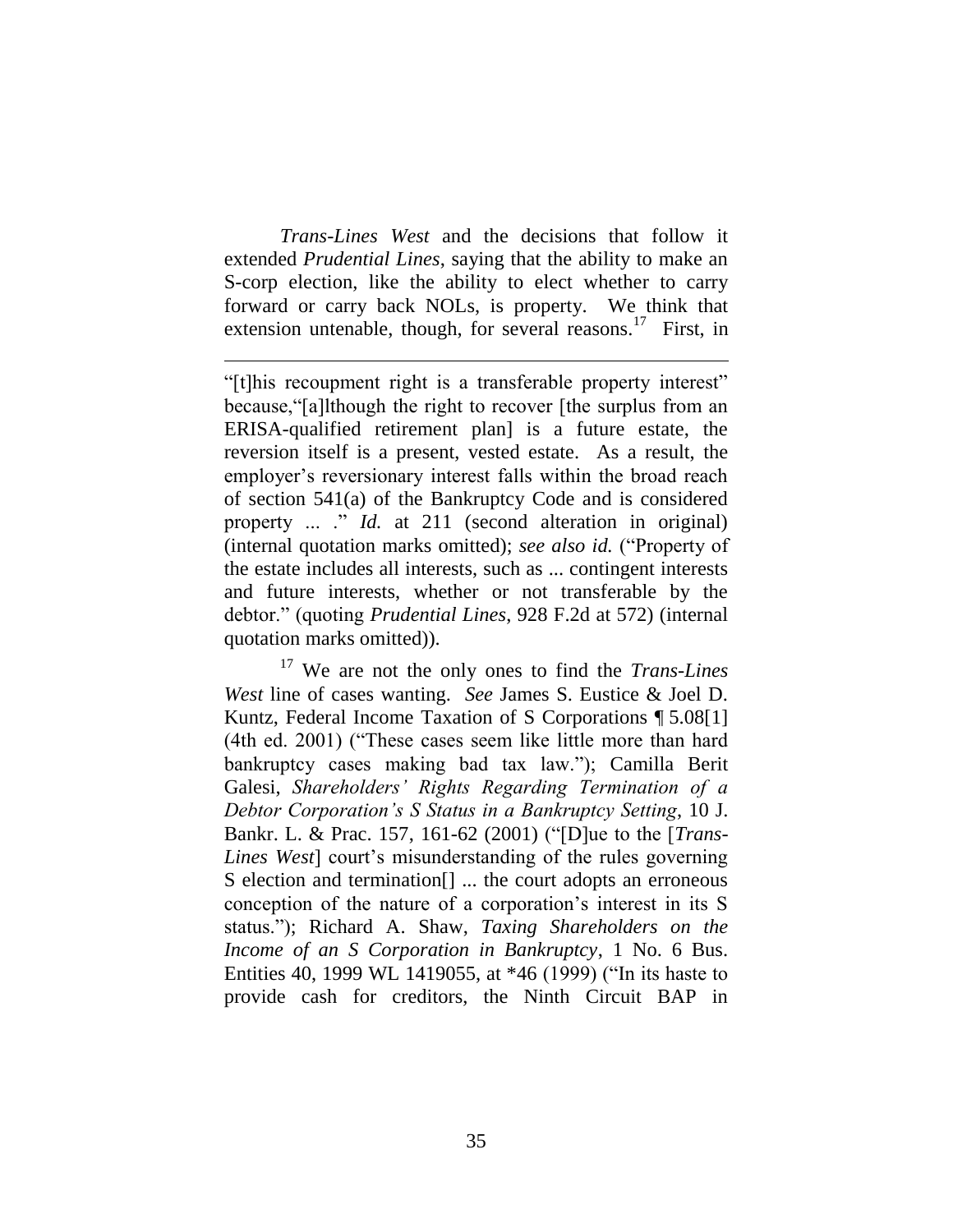*Trans-Lines West* and the decisions that follow it extended *Prudential Lines*, saying that the ability to make an S-corp election, like the ability to elect whether to carry forward or carry back NOLs, is property. We think that extension untenable, though, for several reasons.[17] First, in

---

"[t]his recoupment right is a transferable property interest" because,"[a]lthough the right to recover [the surplus from an ERISA-qualified retirement plan] is a future estate, the reversion itself is a present, vested estate. As a result, the employer's reversionary interest falls within the broad reach of section 541(a) of the Bankruptcy Code and is considered property ... ." *Id.* at 211 (second alteration in original) (internal quotation marks omitted); *see also id.* ("Property of the estate includes all interests, such as ... contingent interests and future interests, whether or not transferable by the debtor." (quoting *Prudential Lines*, 928 F.2d at 572) (internal quotation marks omitted)).

[17] We are not the only ones to find the *Trans-Lines West* line of cases wanting. *See* James S. Eustice & Joel D. Kuntz, Federal Income Taxation of S Corporations ¶ 5.08[1] (4th ed. 2001) ("These cases seem like little more than hard bankruptcy cases making bad tax law."); Camilla Berit Galesi, *Shareholders' Rights Regarding Termination of a Debtor Corporation's S Status in a Bankruptcy Setting*, 10 J. Bankr. L. & Prac. 157, 161-62 (2001) ("[D]ue to the [*Trans-Lines West*] court's misunderstanding of the rules governing S election and termination[] ... the court adopts an erroneous conception of the nature of a corporation's interest in its S status."); Richard A. Shaw, *Taxing Shareholders on the Income of an S Corporation in Bankruptcy*, 1 No. 6 Bus. Entities 40, 1999 WL 1419055, at *46 (1999) ("In its haste to provide cash for creditors, the Ninth Circuit BAP in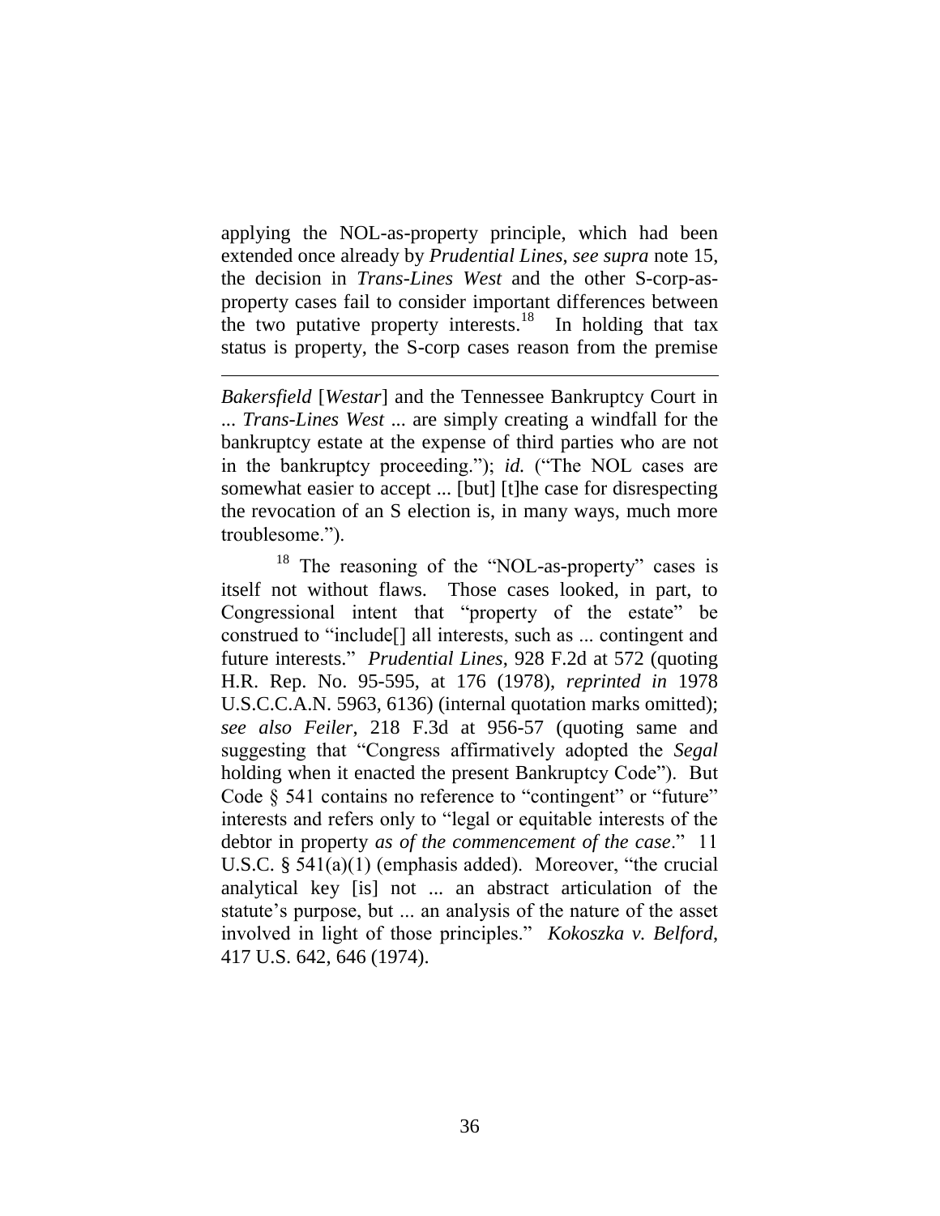applying the NOL-as-property principle, which had been extended once already by *Prudential Lines*, *see supra* note 15, the decision in *Trans-Lines West* and the other S-corp-as-property cases fail to consider important differences between the two putative property interests.[18] In holding that tax status is property, the S-corp cases reason from the premise

---

*Bakersfield* [*Westar*] and the Tennessee Bankruptcy Court in ... *Trans-Lines West* ... are simply creating a windfall for the bankruptcy estate at the expense of third parties who are not in the bankruptcy proceeding."); *id.* ("The NOL cases are somewhat easier to accept ... [but] [t]he case for disrespecting the revocation of an S election is, in many ways, much more troublesome.").

[18] The reasoning of the "NOL-as-property" cases is itself not without flaws. Those cases looked, in part, to Congressional intent that "property of the estate" be construed to "include[] all interests, such as ... contingent and future interests." *Prudential Lines*, 928 F.2d at 572 (quoting H.R. Rep. No. 95-595, at 176 (1978), *reprinted in* 1978 U.S.C.C.A.N. 5963, 6136) (internal quotation marks omitted); *see also Feiler*, 218 F.3d at 956-57 (quoting same and suggesting that "Congress affirmatively adopted the *Segal* holding when it enacted the present Bankruptcy Code"). But Code § 541 contains no reference to "contingent" or "future" interests and refers only to "legal or equitable interests of the debtor in property *as of the commencement of the case*." 11 U.S.C. § 541(a)(1) (emphasis added). Moreover, "the crucial analytical key [is] not ... an abstract articulation of the statute's purpose, but ... an analysis of the nature of the asset involved in light of those principles." *Kokoszka v. Belford*, 417 U.S. 642, 646 (1974).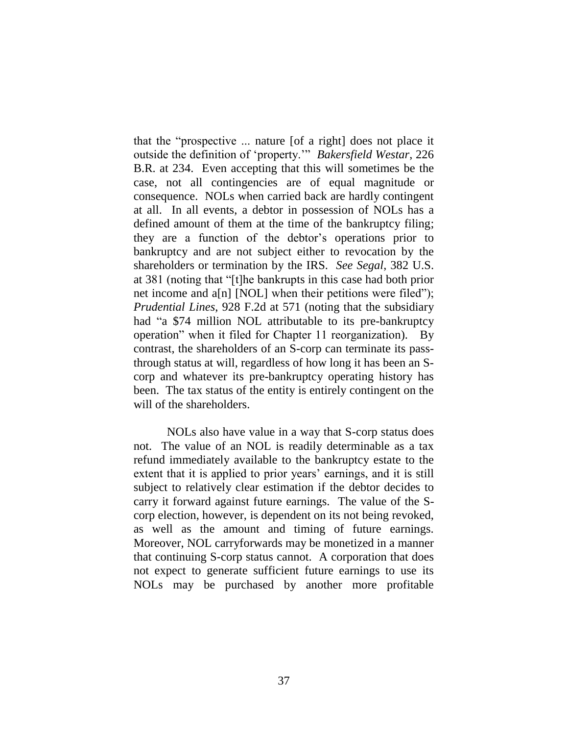that the "prospective ... nature [of a right] does not place it outside the definition of 'property.'" *Bakersfield Westar*, 226 B.R. at 234. Even accepting that this will sometimes be the case, not all contingencies are of equal magnitude or consequence. NOLs when carried back are hardly contingent at all. In all events, a debtor in possession of NOLs has a defined amount of them at the time of the bankruptcy filing; they are a function of the debtor's operations prior to bankruptcy and are not subject either to revocation by the shareholders or termination by the IRS. *See Segal*, 382 U.S. at 381 (noting that "[t]he bankrupts in this case had both prior net income and a[n] [NOL] when their petitions were filed"); *Prudential Lines*, 928 F.2d at 571 (noting that the subsidiary had "a $74 million NOL attributable to its pre-bankruptcy operation" when it filed for Chapter 11 reorganization). By contrast, the shareholders of an S-corp can terminate its pass-through status at will, regardless of how long it has been an S-corp and whatever its pre-bankruptcy operating history has been. The tax status of the entity is entirely contingent on the will of the shareholders.

NOLs also have value in a way that S-corp status does not. The value of an NOL is readily determinable as a tax refund immediately available to the bankruptcy estate to the extent that it is applied to prior years' earnings, and it is still subject to relatively clear estimation if the debtor decides to carry it forward against future earnings. The value of the S-corp election, however, is dependent on its not being revoked, as well as the amount and timing of future earnings. Moreover, NOL carryforwards may be monetized in a manner that continuing S-corp status cannot. A corporation that does not expect to generate sufficient future earnings to use its NOLs may be purchased by another more profitable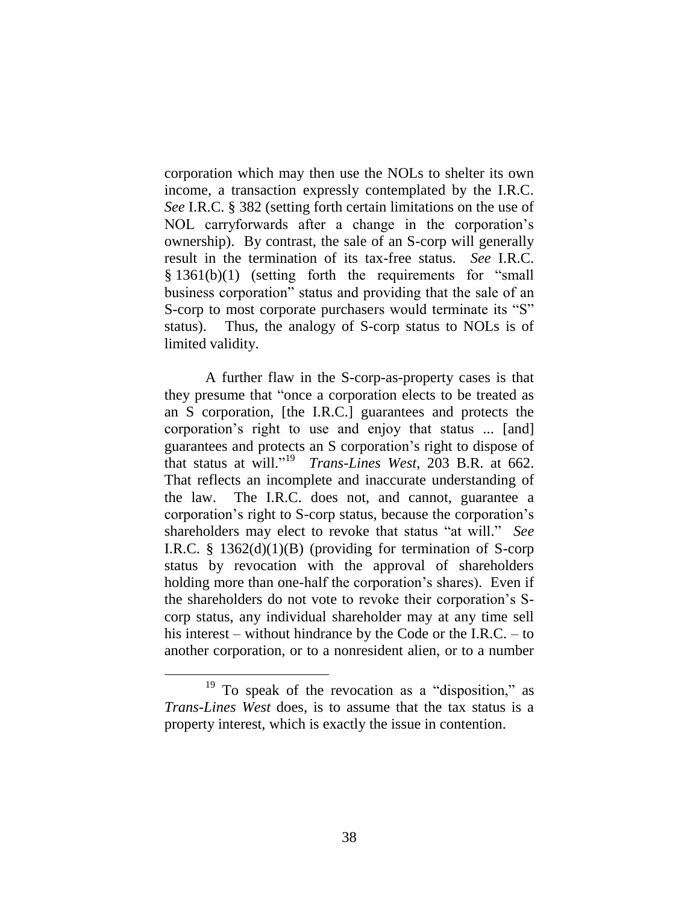corporation which may then use the NOLs to shelter its own income, a transaction expressly contemplated by the I.R.C. *See* I.R.C. § 382 (setting forth certain limitations on the use of NOL carryforwards after a change in the corporation's ownership). By contrast, the sale of an S-corp will generally result in the termination of its tax-free status. *See* I.R.C. § 1361(b)(1) (setting forth the requirements for "small business corporation" status and providing that the sale of an S-corp to most corporate purchasers would terminate its "S" status). Thus, the analogy of S-corp status to NOLs is of limited validity.

A further flaw in the S-corp-as-property cases is that they presume that "once a corporation elects to be treated as an S corporation, [the I.R.C.] guarantees and protects the corporation's right to use and enjoy that status ... [and] guarantees and protects an S corporation's right to dispose of that status at will."[19] *Trans-Lines West*, 203 B.R. at 662. That reflects an incomplete and inaccurate understanding of the law. The I.R.C. does not, and cannot, guarantee a corporation's right to S-corp status, because the corporation's shareholders may elect to revoke that status "at will." *See* I.R.C. § 1362(d)(1)(B) (providing for termination of S-corp status by revocation with the approval of shareholders holding more than one-half the corporation's shares). Even if the shareholders do not vote to revoke their corporation's S-corp status, any individual shareholder may at any time sell his interest – without hindrance by the Code or the I.R.C. – to another corporation, or to a nonresident alien, or to a number

[19] To speak of the revocation as a "disposition," as *Trans-Lines West* does, is to assume that the tax status is a property interest, which is exactly the issue in contention.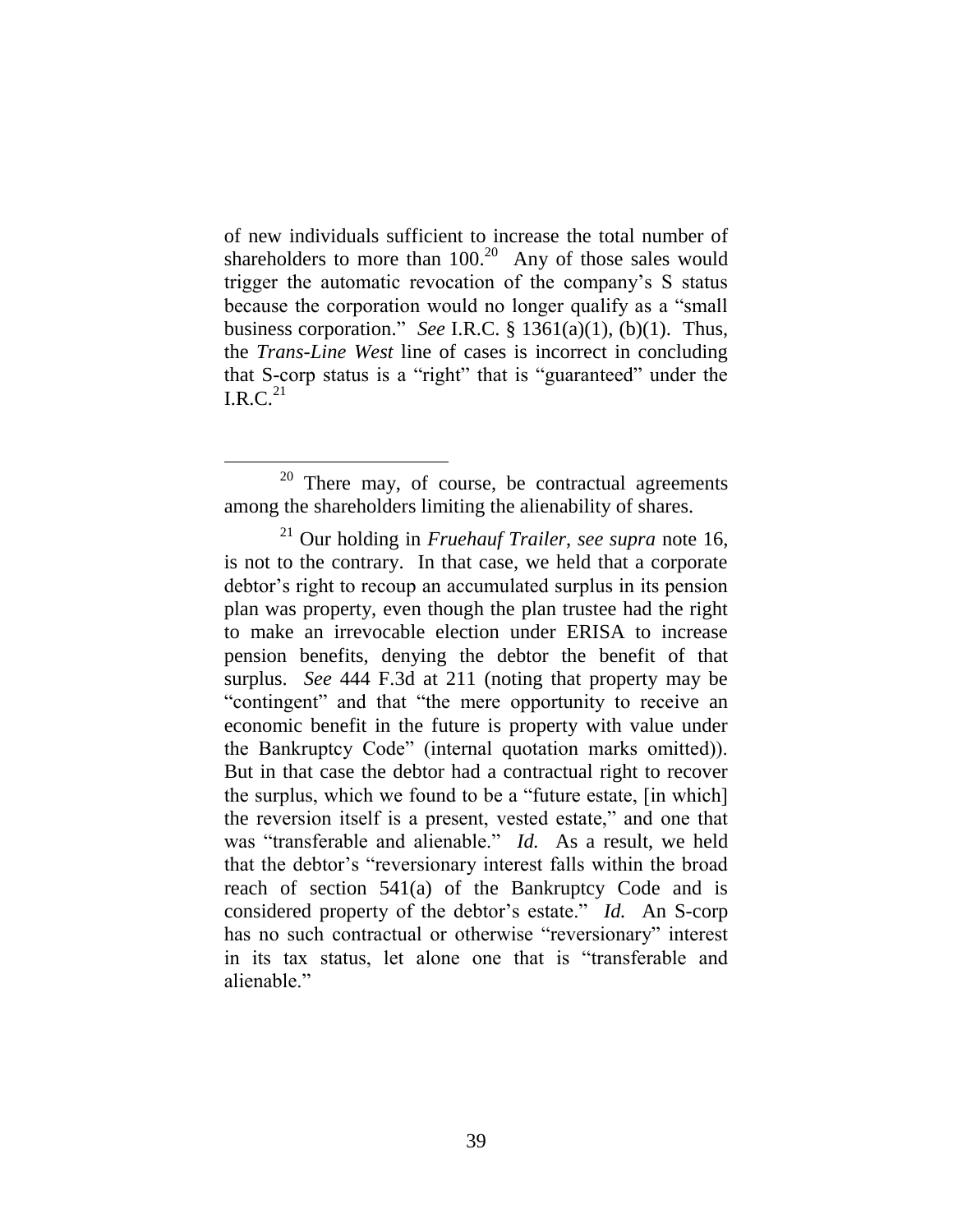of new individuals sufficient to increase the total number of shareholders to more than 100.[20] Any of those sales would trigger the automatic revocation of the company's S status because the corporation would no longer qualify as a "small business corporation." *See* I.R.C. § 1361(a)(1), (b)(1). Thus, the *Trans-Line West* line of cases is incorrect in concluding that S-corp status is a "right" that is "guaranteed" under the I.R.C.[21]

---

[20] There may, of course, be contractual agreements among the shareholders limiting the alienability of shares.

[21] Our holding in *Fruehauf Trailer*, *see supra* note 16, is not to the contrary. In that case, we held that a corporate debtor's right to recoup an accumulated surplus in its pension plan was property, even though the plan trustee had the right to make an irrevocable election under ERISA to increase pension benefits, denying the debtor the benefit of that surplus. *See* 444 F.3d at 211 (noting that property may be "contingent" and that "the mere opportunity to receive an economic benefit in the future is property with value under the Bankruptcy Code" (internal quotation marks omitted)). But in that case the debtor had a contractual right to recover the surplus, which we found to be a "future estate, [in which] the reversion itself is a present, vested estate," and one that was "transferable and alienable." *Id.* As a result, we held that the debtor's "reversionary interest falls within the broad reach of section 541(a) of the Bankruptcy Code and is considered property of the debtor's estate." *Id.* An S-corp has no such contractual or otherwise "reversionary" interest in its tax status, let alone one that is "transferable and alienable."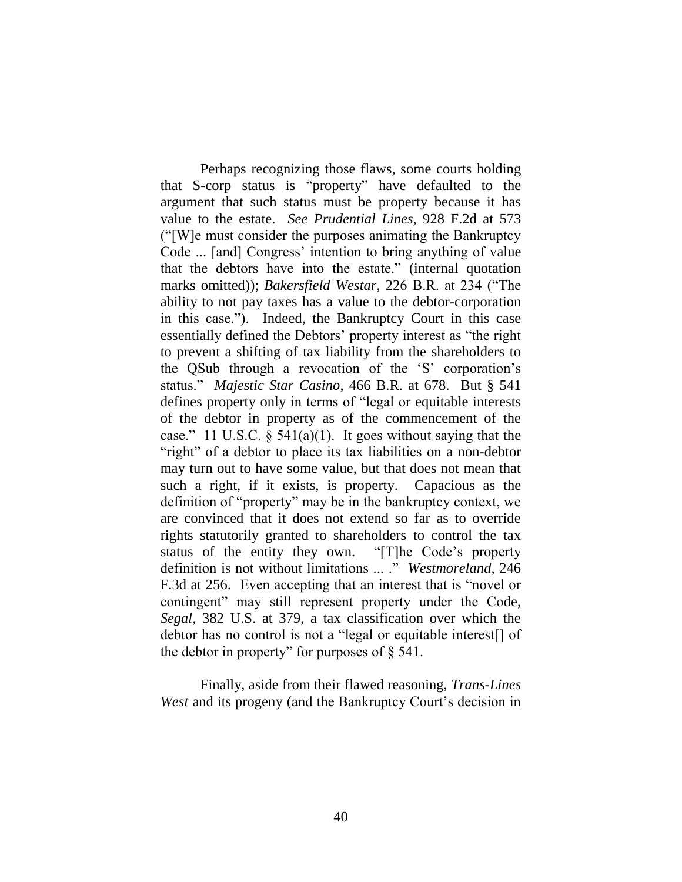Perhaps recognizing those flaws, some courts holding that S-corp status is "property" have defaulted to the argument that such status must be property because it has value to the estate. *See Prudential Lines*, 928 F.2d at 573 ("[W]e must consider the purposes animating the Bankruptcy Code ... [and] Congress' intention to bring anything of value that the debtors have into the estate." (internal quotation marks omitted)); *Bakersfield Westar*, 226 B.R. at 234 ("The ability to not pay taxes has a value to the debtor-corporation in this case."). Indeed, the Bankruptcy Court in this case essentially defined the Debtors' property interest as "the right to prevent a shifting of tax liability from the shareholders to the QSub through a revocation of the 'S' corporation's status." *Majestic Star Casino*, 466 B.R. at 678. But § 541 defines property only in terms of "legal or equitable interests of the debtor in property as of the commencement of the case." 11 U.S.C. § 541(a)(1). It goes without saying that the "right" of a debtor to place its tax liabilities on a non-debtor may turn out to have some value, but that does not mean that such a right, if it exists, is property. Capacious as the definition of "property" may be in the bankruptcy context, we are convinced that it does not extend so far as to override rights statutorily granted to shareholders to control the tax status of the entity they own. "[T]he Code's property definition is not without limitations ... ." *Westmoreland*, 246 F.3d at 256. Even accepting that an interest that is "novel or contingent" may still represent property under the Code, *Segal*, 382 U.S. at 379, a tax classification over which the debtor has no control is not a "legal or equitable interest[] of the debtor in property" for purposes of § 541.

Finally, aside from their flawed reasoning, *Trans-Lines West* and its progeny (and the Bankruptcy Court's decision in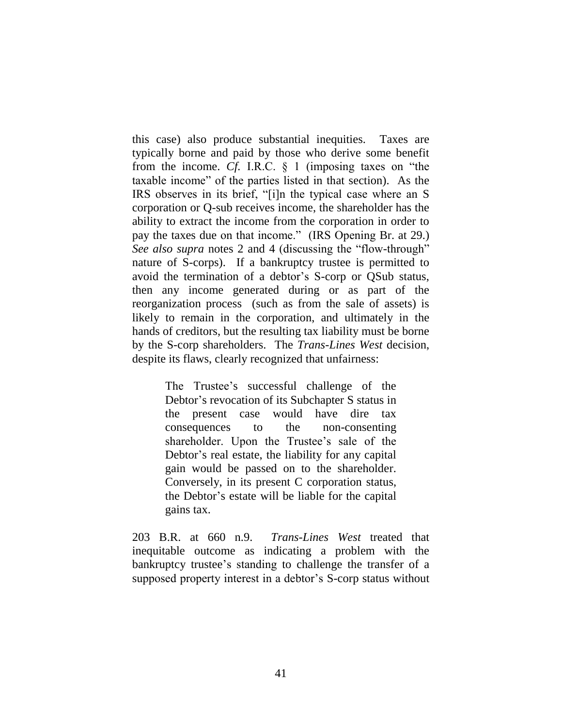this case) also produce substantial inequities. Taxes are typically borne and paid by those who derive some benefit from the income. *Cf.* I.R.C. § 1 (imposing taxes on "the taxable income" of the parties listed in that section). As the IRS observes in its brief, "[i]n the typical case where an S corporation or Q-sub receives income, the shareholder has the ability to extract the income from the corporation in order to pay the taxes due on that income." (IRS Opening Br. at 29.) *See also supra* notes 2 and 4 (discussing the "flow-through" nature of S-corps). If a bankruptcy trustee is permitted to avoid the termination of a debtor's S-corp or QSub status, then any income generated during or as part of the reorganization process (such as from the sale of assets) is likely to remain in the corporation, and ultimately in the hands of creditors, but the resulting tax liability must be borne by the S-corp shareholders. The *Trans-Lines West* decision, despite its flaws, clearly recognized that unfairness:

> The Trustee's successful challenge of the Debtor's revocation of its Subchapter S status in the present case would have dire tax consequences to the non-consenting shareholder. Upon the Trustee's sale of the Debtor's real estate, the liability for any capital gain would be passed on to the shareholder. Conversely, in its present C corporation status, the Debtor's estate will be liable for the capital gains tax.

203 B.R. at 660 n.9. *Trans-Lines West* treated that inequitable outcome as indicating a problem with the bankruptcy trustee's standing to challenge the transfer of a supposed property interest in a debtor's S-corp status without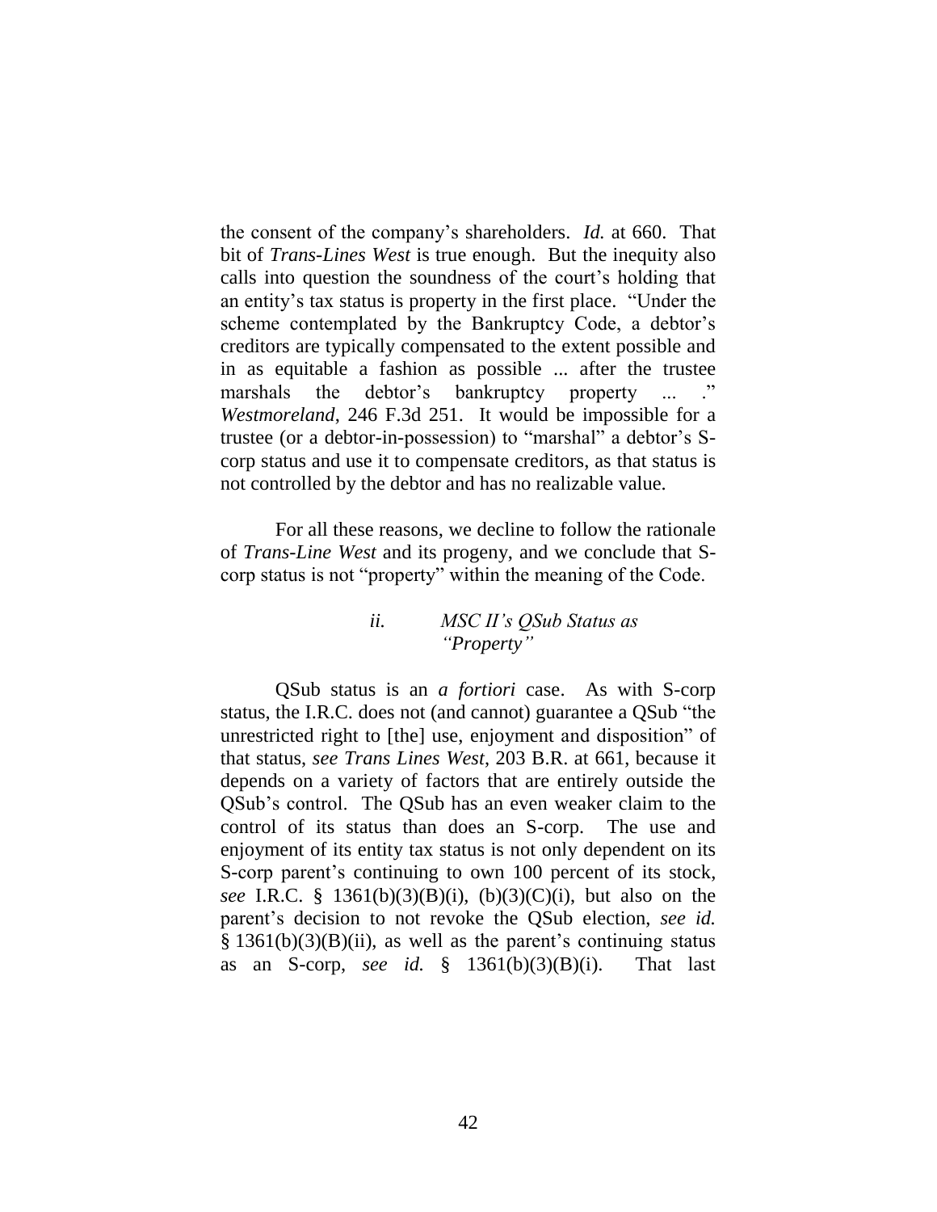the consent of the company's shareholders. *Id.* at 660. That bit of *Trans-Lines West* is true enough. But the inequity also calls into question the soundness of the court's holding that an entity's tax status is property in the first place. "Under the scheme contemplated by the Bankruptcy Code, a debtor's creditors are typically compensated to the extent possible and in as equitable a fashion as possible ... after the trustee marshals the debtor's bankruptcy property ... ." *Westmoreland*, 246 F.3d 251. It would be impossible for a trustee (or a debtor-in-possession) to "marshal" a debtor's S-corp status and use it to compensate creditors, as that status is not controlled by the debtor and has no realizable value.

For all these reasons, we decline to follow the rationale of *Trans-Line West* and its progeny, and we conclude that S-corp status is not "property" within the meaning of the Code.

### *ii. MSC II's QSub Status as "Property"*

QSub status is an *a fortiori* case. As with S-corp status, the I.R.C. does not (and cannot) guarantee a QSub "the unrestricted right to [the] use, enjoyment and disposition" of that status, *see Trans Lines West*, 203 B.R. at 661, because it depends on a variety of factors that are entirely outside the QSub's control. The QSub has an even weaker claim to the control of its status than does an S-corp. The use and enjoyment of its entity tax status is not only dependent on its S-corp parent's continuing to own 100 percent of its stock, *see* I.R.C. § 1361(b)(3)(B)(i), (b)(3)(C)(i), but also on the parent's decision to not revoke the QSub election, *see id.* § 1361(b)(3)(B)(ii), as well as the parent's continuing status as an S-corp, *see id.* § 1361(b)(3)(B)(i). That last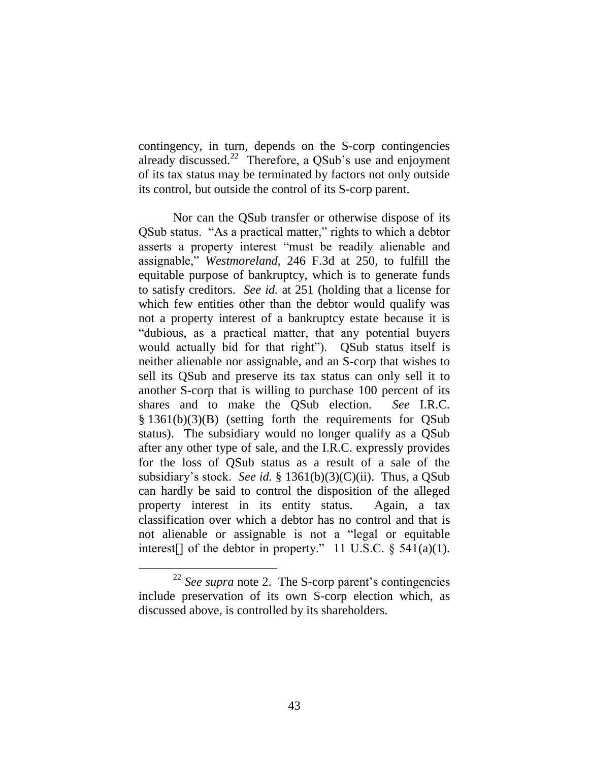contingency, in turn, depends on the S-corp contingencies already discussed.[22] Therefore, a QSub's use and enjoyment of its tax status may be terminated by factors not only outside its control, but outside the control of its S-corp parent.

Nor can the QSub transfer or otherwise dispose of its QSub status. "As a practical matter," rights to which a debtor asserts a property interest "must be readily alienable and assignable," *Westmoreland*, 246 F.3d at 250, to fulfill the equitable purpose of bankruptcy, which is to generate funds to satisfy creditors. *See id.* at 251 (holding that a license for which few entities other than the debtor would qualify was not a property interest of a bankruptcy estate because it is "dubious, as a practical matter, that any potential buyers would actually bid for that right"). QSub status itself is neither alienable nor assignable, and an S-corp that wishes to sell its QSub and preserve its tax status can only sell it to another S-corp that is willing to purchase 100 percent of its shares and to make the QSub election. *See* I.R.C. § 1361(b)(3)(B) (setting forth the requirements for QSub status). The subsidiary would no longer qualify as a QSub after any other type of sale, and the I.R.C. expressly provides for the loss of QSub status as a result of a sale of the subsidiary's stock. *See id.* § 1361(b)(3)(C)(ii). Thus, a QSub can hardly be said to control the disposition of the alleged property interest in its entity status. Again, a tax classification over which a debtor has no control and that is not alienable or assignable is not a "legal or equitable interest[] of the debtor in property." 11 U.S.C. § 541(a)(1).

[22] *See supra* note 2. The S-corp parent's contingencies include preservation of its own S-corp election which, as discussed above, is controlled by its shareholders.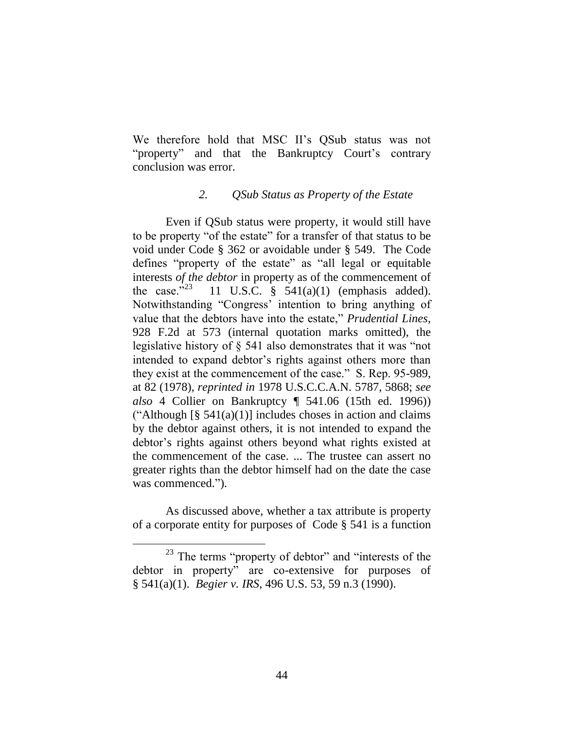We therefore hold that MSC II's QSub status was not "property" and that the Bankruptcy Court's contrary conclusion was error.

### *2. QSub Status as Property of the Estate*

Even if QSub status were property, it would still have to be property "of the estate" for a transfer of that status to be void under Code § 362 or avoidable under § 549. The Code defines "property of the estate" as "all legal or equitable interests *of the debtor* in property as of the commencement of the case."[23] 11 U.S.C. § 541(a)(1) (emphasis added). Notwithstanding "Congress' intention to bring anything of value that the debtors have into the estate," *Prudential Lines*, 928 F.2d at 573 (internal quotation marks omitted), the legislative history of § 541 also demonstrates that it was "not intended to expand debtor's rights against others more than they exist at the commencement of the case." S. Rep. 95-989, at 82 (1978), *reprinted in* 1978 U.S.C.C.A.N. 5787, 5868; *see also* 4 Collier on Bankruptcy ¶ 541.06 (15th ed. 1996)) ("Although [§ 541(a)(1)] includes choses in action and claims by the debtor against others, it is not intended to expand the debtor's rights against others beyond what rights existed at the commencement of the case. ... The trustee can assert no greater rights than the debtor himself had on the date the case was commenced.").

As discussed above, whether a tax attribute is property of a corporate entity for purposes of Code § 541 is a function

---

[23] The terms "property of debtor" and "interests of the debtor in property" are co-extensive for purposes of § 541(a)(1). *Begier v. IRS*, 496 U.S. 53, 59 n.3 (1990).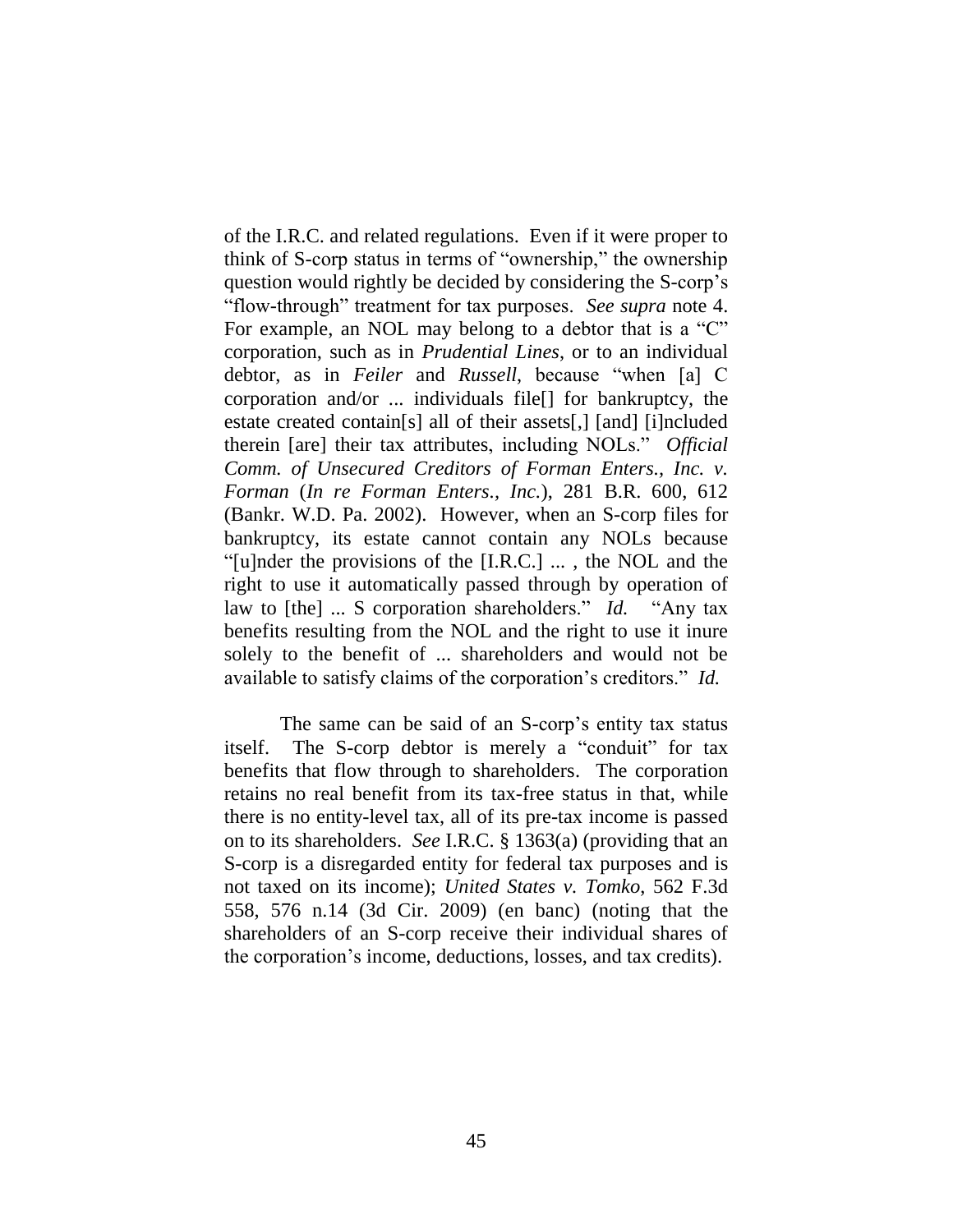of the I.R.C. and related regulations. Even if it were proper to think of S-corp status in terms of "ownership," the ownership question would rightly be decided by considering the S-corp's "flow-through" treatment for tax purposes. *See supra* note 4. For example, an NOL may belong to a debtor that is a "C" corporation, such as in *Prudential Lines*, or to an individual debtor, as in *Feiler* and *Russell*, because "when [a] C corporation and/or ... individuals file[] for bankruptcy, the estate created contain[s] all of their assets[,] [and] [i]ncluded therein [are] their tax attributes, including NOLs." *Official Comm. of Unsecured Creditors of Forman Enters., Inc. v. Forman* (*In re Forman Enters., Inc.*), 281 B.R. 600, 612 (Bankr. W.D. Pa. 2002). However, when an S-corp files for bankruptcy, its estate cannot contain any NOLs because "[u]nder the provisions of the [I.R.C.] ... , the NOL and the right to use it automatically passed through by operation of law to [the] ... S corporation shareholders." *Id.* "Any tax benefits resulting from the NOL and the right to use it inure solely to the benefit of ... shareholders and would not be available to satisfy claims of the corporation's creditors." *Id.*

The same can be said of an S-corp's entity tax status itself. The S-corp debtor is merely a "conduit" for tax benefits that flow through to shareholders. The corporation retains no real benefit from its tax-free status in that, while there is no entity-level tax, all of its pre-tax income is passed on to its shareholders. *See* I.R.C. § 1363(a) (providing that an S-corp is a disregarded entity for federal tax purposes and is not taxed on its income); *United States v. Tomko*, 562 F.3d 558, 576 n.14 (3d Cir. 2009) (en banc) (noting that the shareholders of an S-corp receive their individual shares of the corporation's income, deductions, losses, and tax credits).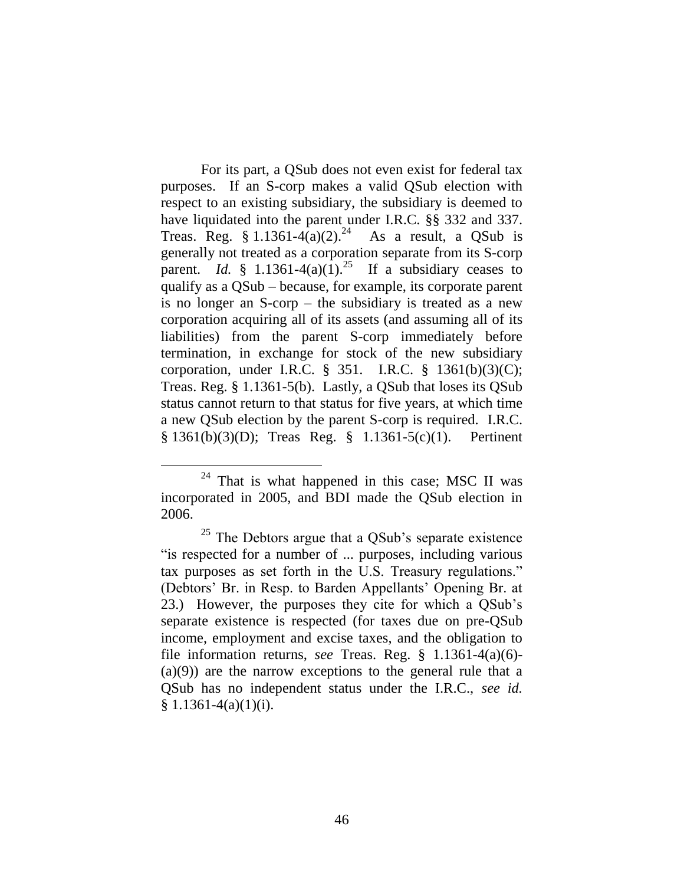For its part, a QSub does not even exist for federal tax purposes. If an S-corp makes a valid QSub election with respect to an existing subsidiary, the subsidiary is deemed to have liquidated into the parent under I.R.C. §§ 332 and 337. Treas. Reg. § 1.1361-4(a)(2).[24] As a result, a QSub is generally not treated as a corporation separate from its S-corp parent. *Id.* § 1.1361-4(a)(1).[25] If a subsidiary ceases to qualify as a QSub – because, for example, its corporate parent is no longer an S-corp – the subsidiary is treated as a new corporation acquiring all of its assets (and assuming all of its liabilities) from the parent S-corp immediately before termination, in exchange for stock of the new subsidiary corporation, under I.R.C. § 351. I.R.C. § 1361(b)(3)(C); Treas. Reg. § 1.1361-5(b). Lastly, a QSub that loses its QSub status cannot return to that status for five years, at which time a new QSub election by the parent S-corp is required. I.R.C. § 1361(b)(3)(D); Treas Reg. § 1.1361-5(c)(1). Pertinent

[24] That is what happened in this case; MSC II was incorporated in 2005, and BDI made the QSub election in 2006.

[25] The Debtors argue that a QSub's separate existence "is respected for a number of ... purposes, including various tax purposes as set forth in the U.S. Treasury regulations." (Debtors' Br. in Resp. to Barden Appellants' Opening Br. at 23.) However, the purposes they cite for which a QSub's separate existence is respected (for taxes due on pre-QSub income, employment and excise taxes, and the obligation to file information returns, *see* Treas. Reg. § 1.1361-4(a)(6)-(a)(9)) are the narrow exceptions to the general rule that a QSub has no independent status under the I.R.C., *see id.* § 1.1361-4(a)(1)(i).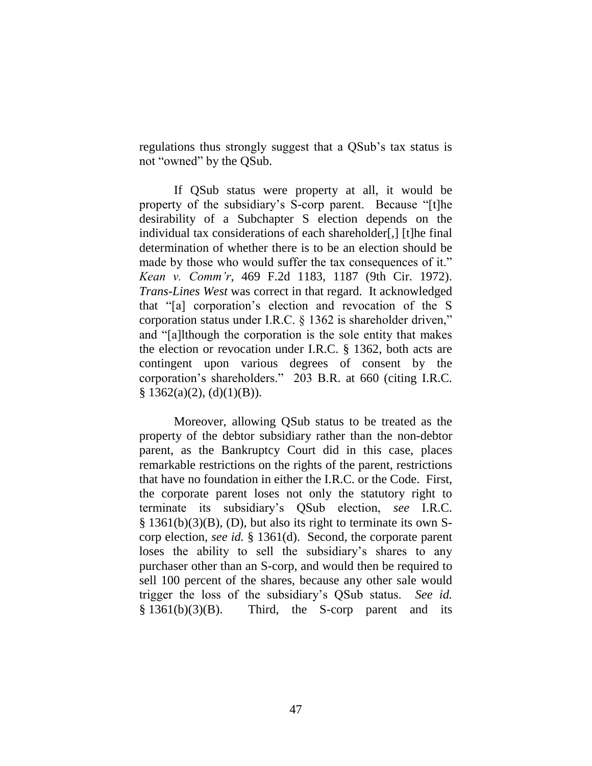regulations thus strongly suggest that a QSub's tax status is not "owned" by the QSub.

If QSub status were property at all, it would be property of the subsidiary's S-corp parent. Because "[t]he desirability of a Subchapter S election depends on the individual tax considerations of each shareholder[,] [t]he final determination of whether there is to be an election should be made by those who would suffer the tax consequences of it." *Kean v. Comm'r*, 469 F.2d 1183, 1187 (9th Cir. 1972). *Trans-Lines West* was correct in that regard. It acknowledged that "[a] corporation's election and revocation of the S corporation status under I.R.C. § 1362 is shareholder driven," and "[a]lthough the corporation is the sole entity that makes the election or revocation under I.R.C. § 1362, both acts are contingent upon various degrees of consent by the corporation's shareholders." 203 B.R. at 660 (citing I.R.C. § 1362(a)(2), (d)(1)(B)).

Moreover, allowing QSub status to be treated as the property of the debtor subsidiary rather than the non-debtor parent, as the Bankruptcy Court did in this case, places remarkable restrictions on the rights of the parent, restrictions that have no foundation in either the I.R.C. or the Code. First, the corporate parent loses not only the statutory right to terminate its subsidiary's QSub election, *see* I.R.C. § 1361(b)(3)(B), (D), but also its right to terminate its own S-corp election, *see id.* § 1361(d). Second, the corporate parent loses the ability to sell the subsidiary's shares to any purchaser other than an S-corp, and would then be required to sell 100 percent of the shares, because any other sale would trigger the loss of the subsidiary's QSub status. *See id.* § 1361(b)(3)(B). Third, the S-corp parent and its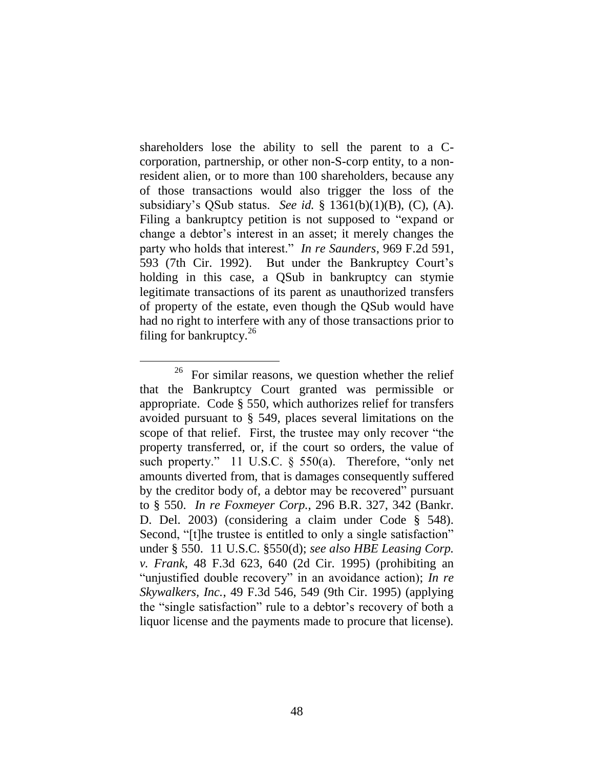shareholders lose the ability to sell the parent to a C-corporation, partnership, or other non-S-corp entity, to a non-resident alien, or to more than 100 shareholders, because any of those transactions would also trigger the loss of the subsidiary's QSub status. *See id.* § 1361(b)(1)(B), (C), (A). Filing a bankruptcy petition is not supposed to "expand or change a debtor's interest in an asset; it merely changes the party who holds that interest." *In re Saunders*, 969 F.2d 591, 593 (7th Cir. 1992). But under the Bankruptcy Court's holding in this case, a QSub in bankruptcy can stymie legitimate transactions of its parent as unauthorized transfers of property of the estate, even though the QSub would have had no right to interfere with any of those transactions prior to filing for bankruptcy.[26]

---

[26] For similar reasons, we question whether the relief that the Bankruptcy Court granted was permissible or appropriate. Code § 550, which authorizes relief for transfers avoided pursuant to § 549, places several limitations on the scope of that relief. First, the trustee may only recover "the property transferred, or, if the court so orders, the value of such property." 11 U.S.C. § 550(a). Therefore, "only net amounts diverted from, that is damages consequently suffered by the creditor body of, a debtor may be recovered" pursuant to § 550. *In re Foxmeyer Corp.*, 296 B.R. 327, 342 (Bankr. D. Del. 2003) (considering a claim under Code § 548). Second, "[t]he trustee is entitled to only a single satisfaction" under § 550. 11 U.S.C. §550(d); *see also HBE Leasing Corp. v. Frank*, 48 F.3d 623, 640 (2d Cir. 1995) (prohibiting an "unjustified double recovery" in an avoidance action); *In re Skywalkers, Inc.*, 49 F.3d 546, 549 (9th Cir. 1995) (applying the "single satisfaction" rule to a debtor's recovery of both a liquor license and the payments made to procure that license).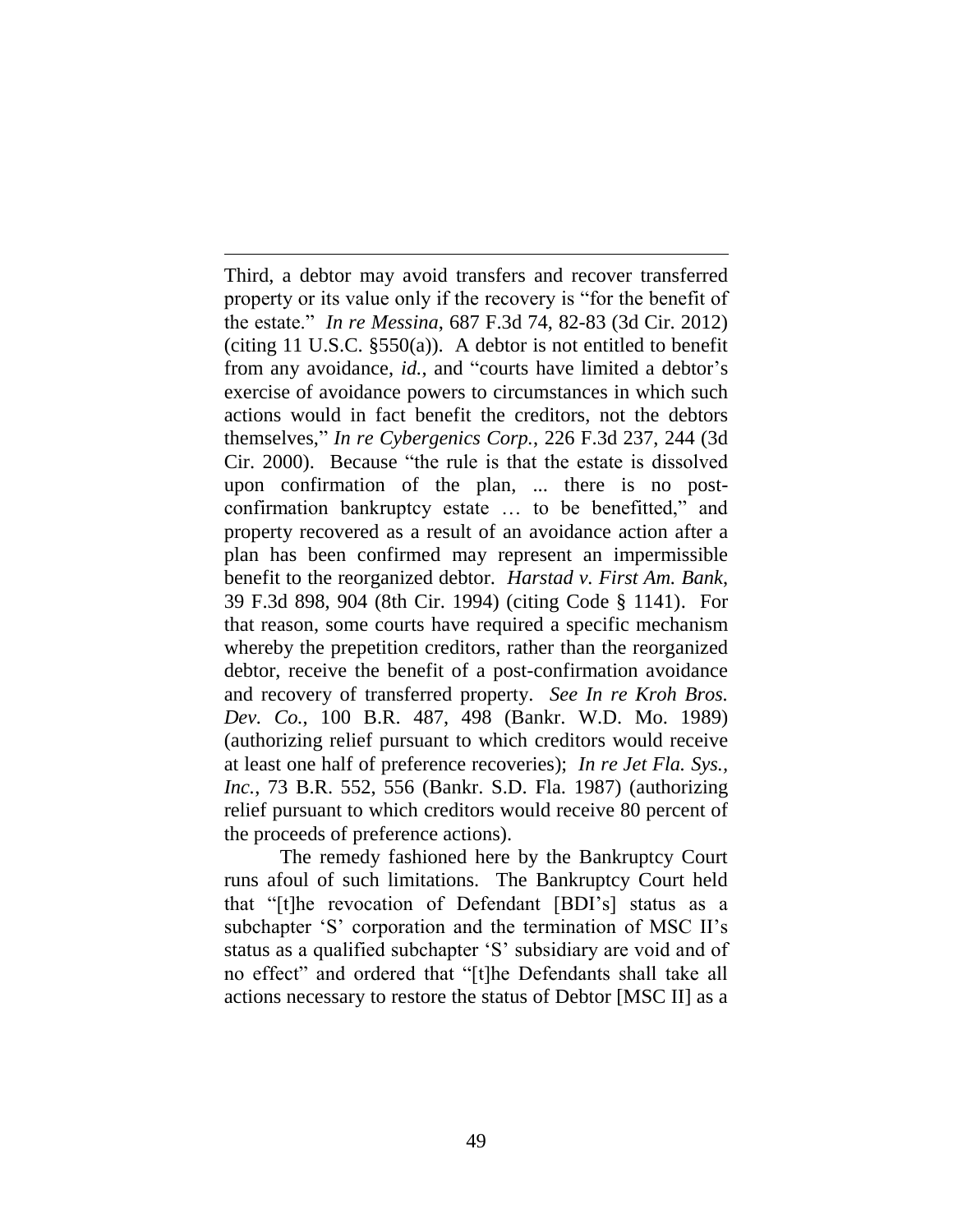Third, a debtor may avoid transfers and recover transferred property or its value only if the recovery is "for the benefit of the estate." *In re Messina*, 687 F.3d 74, 82-83 (3d Cir. 2012) (citing 11 U.S.C. §550(a)). A debtor is not entitled to benefit from any avoidance, *id.*, and "courts have limited a debtor's exercise of avoidance powers to circumstances in which such actions would in fact benefit the creditors, not the debtors themselves," *In re Cybergenics Corp.*, 226 F.3d 237, 244 (3d Cir. 2000). Because "the rule is that the estate is dissolved upon confirmation of the plan, ... there is no post-confirmation bankruptcy estate … to be benefitted," and property recovered as a result of an avoidance action after a plan has been confirmed may represent an impermissible benefit to the reorganized debtor. *Harstad v. First Am. Bank*, 39 F.3d 898, 904 (8th Cir. 1994) (citing Code § 1141). For that reason, some courts have required a specific mechanism whereby the prepetition creditors, rather than the reorganized debtor, receive the benefit of a post-confirmation avoidance and recovery of transferred property. *See In re Kroh Bros. Dev. Co.*, 100 B.R. 487, 498 (Bankr. W.D. Mo. 1989) (authorizing relief pursuant to which creditors would receive at least one half of preference recoveries); *In re Jet Fla. Sys., Inc.*, 73 B.R. 552, 556 (Bankr. S.D. Fla. 1987) (authorizing relief pursuant to which creditors would receive 80 percent of the proceeds of preference actions).

The remedy fashioned here by the Bankruptcy Court runs afoul of such limitations. The Bankruptcy Court held that "[t]he revocation of Defendant [BDI's] status as a subchapter 'S' corporation and the termination of MSC II's status as a qualified subchapter 'S' subsidiary are void and of no effect" and ordered that "[t]he Defendants shall take all actions necessary to restore the status of Debtor [MSC II] as a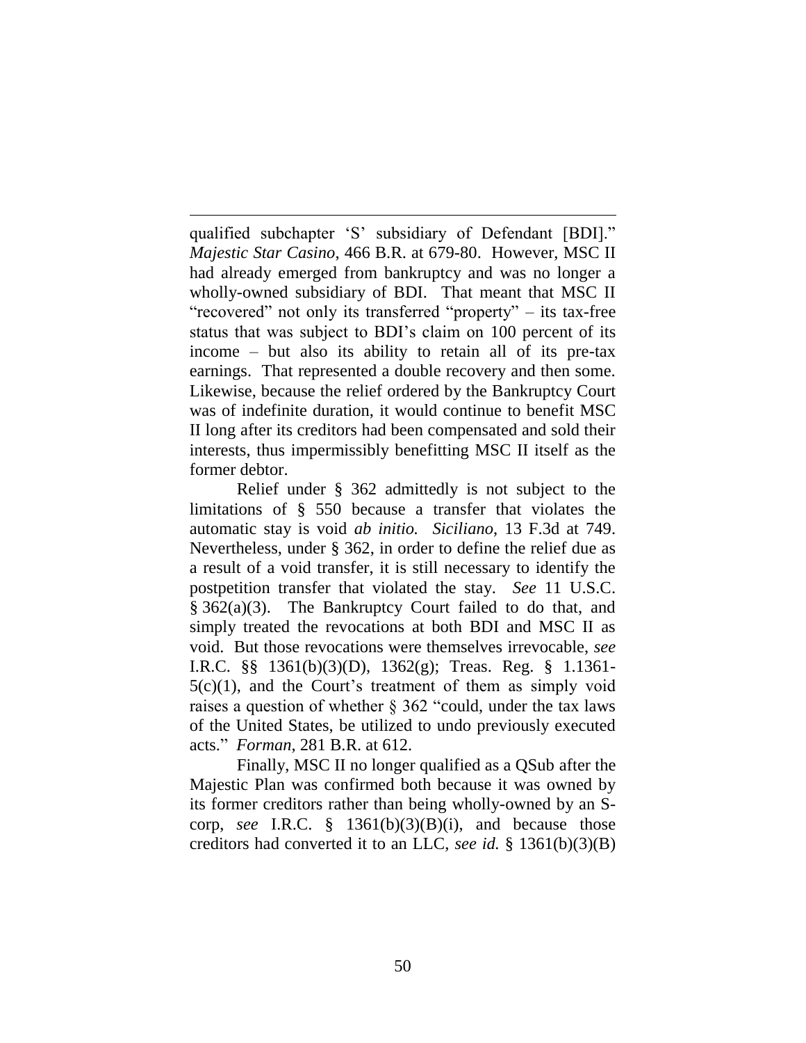qualified subchapter 'S' subsidiary of Defendant [BDI]." *Majestic Star Casino*, 466 B.R. at 679-80. However, MSC II had already emerged from bankruptcy and was no longer a wholly-owned subsidiary of BDI. That meant that MSC II "recovered" not only its transferred "property" – its tax-free status that was subject to BDI's claim on 100 percent of its income – but also its ability to retain all of its pre-tax earnings. That represented a double recovery and then some. Likewise, because the relief ordered by the Bankruptcy Court was of indefinite duration, it would continue to benefit MSC II long after its creditors had been compensated and sold their interests, thus impermissibly benefitting MSC II itself as the former debtor.

Relief under § 362 admittedly is not subject to the limitations of § 550 because a transfer that violates the automatic stay is void *ab initio.* *Siciliano*, 13 F.3d at 749. Nevertheless, under § 362, in order to define the relief due as a result of a void transfer, it is still necessary to identify the postpetition transfer that violated the stay. *See* 11 U.S.C. § 362(a)(3). The Bankruptcy Court failed to do that, and simply treated the revocations at both BDI and MSC II as void. But those revocations were themselves irrevocable, *see* I.R.C. §§ 1361(b)(3)(D), 1362(g); Treas. Reg. § 1.1361-5(c)(1), and the Court's treatment of them as simply void raises a question of whether § 362 "could, under the tax laws of the United States, be utilized to undo previously executed acts." *Forman*, 281 B.R. at 612.

Finally, MSC II no longer qualified as a QSub after the Majestic Plan was confirmed both because it was owned by its former creditors rather than being wholly-owned by an S-corp, *see* I.R.C. § 1361(b)(3)(B)(i), and because those creditors had converted it to an LLC, *see id.* § 1361(b)(3)(B)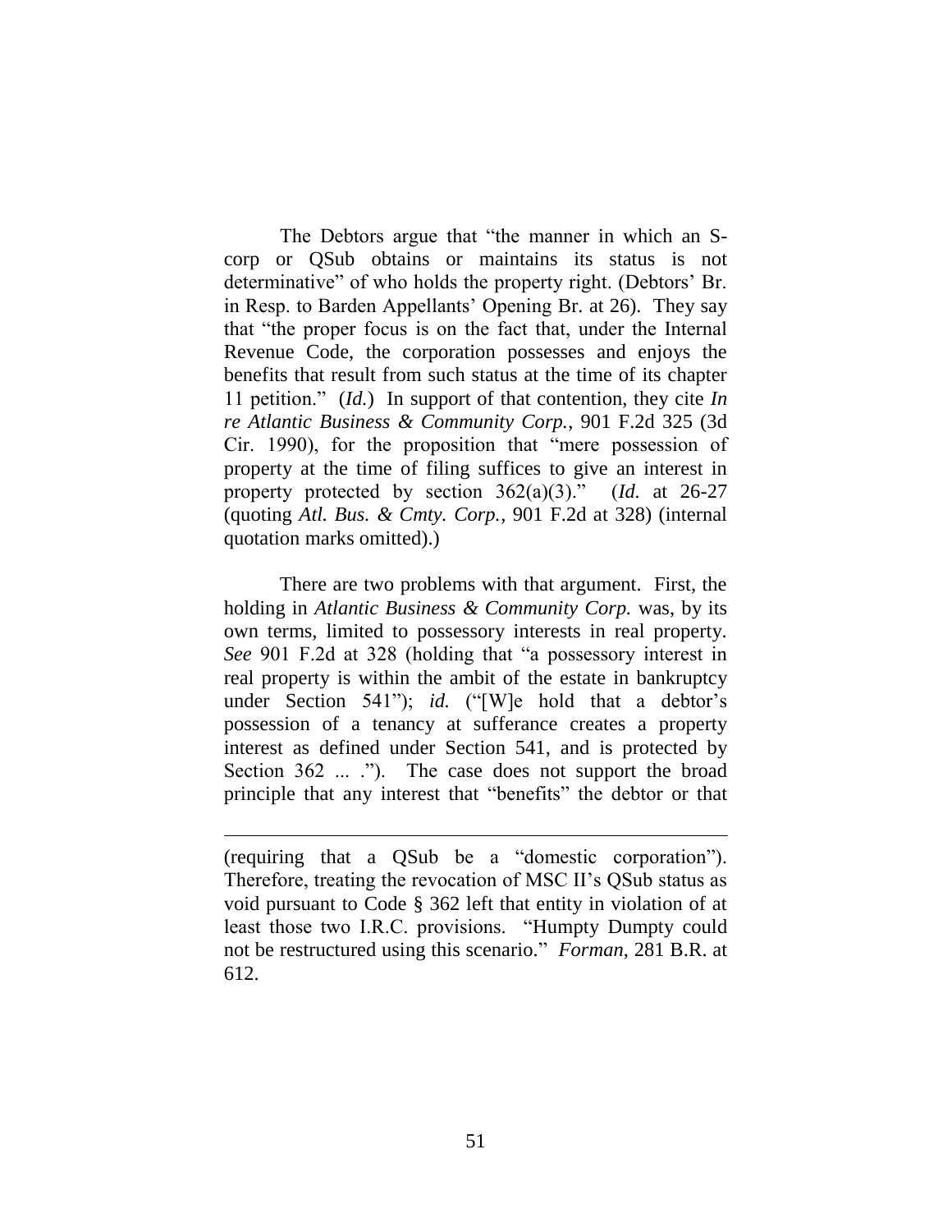The Debtors argue that "the manner in which an S-corp or QSub obtains or maintains its status is not determinative" of who holds the property right. (Debtors' Br. in Resp. to Barden Appellants' Opening Br. at 26). They say that "the proper focus is on the fact that, under the Internal Revenue Code, the corporation possesses and enjoys the benefits that result from such status at the time of its chapter 11 petition." (*Id.*) In support of that contention, they cite *In re Atlantic Business & Community Corp.*, 901 F.2d 325 (3d Cir. 1990), for the proposition that "mere possession of property at the time of filing suffices to give an interest in property protected by section 362(a)(3)." (*Id.* at 26-27 (quoting *Atl. Bus. & Cmty. Corp.*, 901 F.2d at 328) (internal quotation marks omitted).)

There are two problems with that argument. First, the holding in *Atlantic Business & Community Corp.* was, by its own terms, limited to possessory interests in real property. *See* 901 F.2d at 328 (holding that "a possessory interest in real property is within the ambit of the estate in bankruptcy under Section 541"); *id.* ("[W]e hold that a debtor's possession of a tenancy at sufferance creates a property interest as defined under Section 541, and is protected by Section 362 ... ."). The case does not support the broad principle that any interest that "benefits" the debtor or that

---

(requiring that a QSub be a "domestic corporation"). Therefore, treating the revocation of MSC II's QSub status as void pursuant to Code § 362 left that entity in violation of at least those two I.R.C. provisions. "Humpty Dumpty could not be restructured using this scenario." *Forman*, 281 B.R. at 612.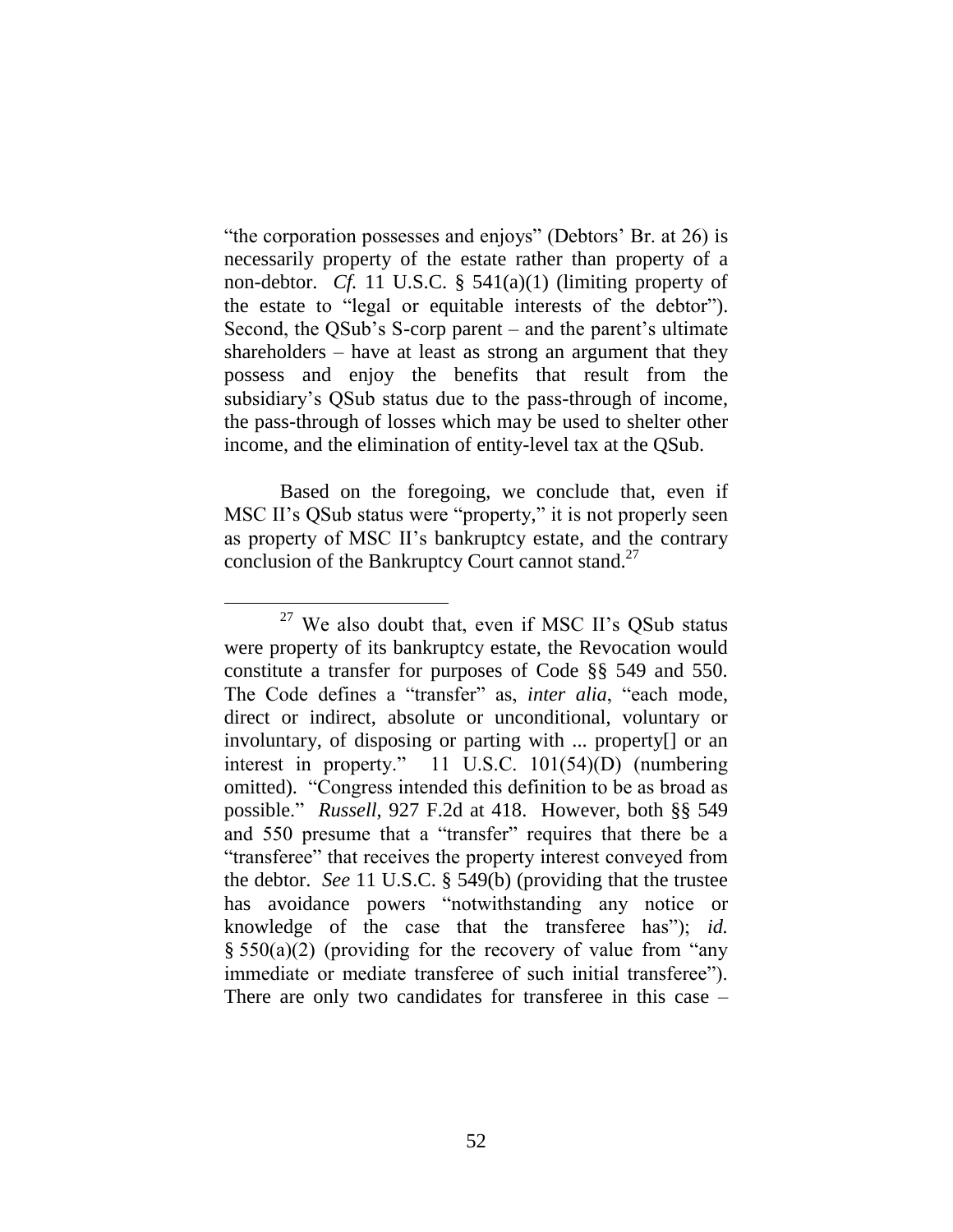"the corporation possesses and enjoys" (Debtors' Br. at 26) is necessarily property of the estate rather than property of a non-debtor. *Cf.* 11 U.S.C. § 541(a)(1) (limiting property of the estate to "legal or equitable interests of the debtor"). Second, the QSub's S-corp parent – and the parent's ultimate shareholders – have at least as strong an argument that they possess and enjoy the benefits that result from the subsidiary's QSub status due to the pass-through of income, the pass-through of losses which may be used to shelter other income, and the elimination of entity-level tax at the QSub.

Based on the foregoing, we conclude that, even if MSC II's QSub status were "property," it is not properly seen as property of MSC II's bankruptcy estate, and the contrary conclusion of the Bankruptcy Court cannot stand.[27]

---

[27] We also doubt that, even if MSC II's QSub status were property of its bankruptcy estate, the Revocation would constitute a transfer for purposes of Code §§ 549 and 550. The Code defines a "transfer" as, *inter alia*, "each mode, direct or indirect, absolute or unconditional, voluntary or involuntary, of disposing or parting with ... property[] or an interest in property." 11 U.S.C. 101(54)(D) (numbering omitted). "Congress intended this definition to be as broad as possible." *Russell*, 927 F.2d at 418. However, both §§ 549 and 550 presume that a "transfer" requires that there be a "transferee" that receives the property interest conveyed from the debtor. *See* 11 U.S.C. § 549(b) (providing that the trustee has avoidance powers "notwithstanding any notice or knowledge of the case that the transferee has"); *id.* § 550(a)(2) (providing for the recovery of value from "any immediate or mediate transferee of such initial transferee"). There are only two candidates for transferee in this case –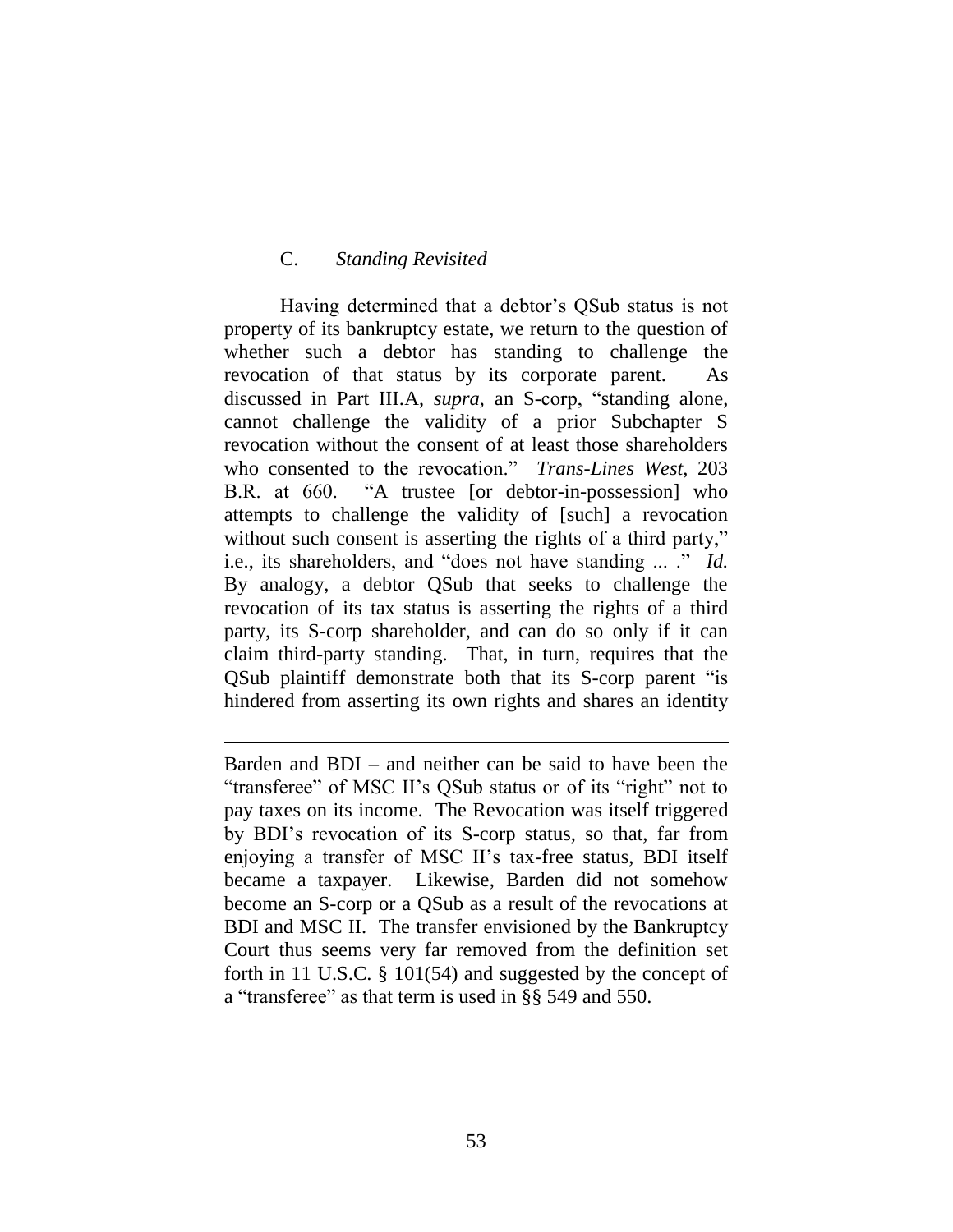### C. *Standing Revisited*

Having determined that a debtor's QSub status is not property of its bankruptcy estate, we return to the question of whether such a debtor has standing to challenge the revocation of that status by its corporate parent. As discussed in Part III.A, *supra*, an S-corp, "standing alone, cannot challenge the validity of a prior Subchapter S revocation without the consent of at least those shareholders who consented to the revocation." *Trans-Lines West*, 203 B.R. at 660. "A trustee [or debtor-in-possession] who attempts to challenge the validity of [such] a revocation without such consent is asserting the rights of a third party," i.e., its shareholders, and "does not have standing ... ." *Id.* By analogy, a debtor QSub that seeks to challenge the revocation of its tax status is asserting the rights of a third party, its S-corp shareholder, and can do so only if it can claim third-party standing. That, in turn, requires that the QSub plaintiff demonstrate both that its S-corp parent "is hindered from asserting its own rights and shares an identity

---

Barden and BDI – and neither can be said to have been the "transferee" of MSC II's QSub status or of its "right" not to pay taxes on its income. The Revocation was itself triggered by BDI's revocation of its S-corp status, so that, far from enjoying a transfer of MSC II's tax-free status, BDI itself became a taxpayer. Likewise, Barden did not somehow become an S-corp or a QSub as a result of the revocations at BDI and MSC II. The transfer envisioned by the Bankruptcy Court thus seems very far removed from the definition set forth in 11 U.S.C. § 101(54) and suggested by the concept of a "transferee" as that term is used in §§ 549 and 550.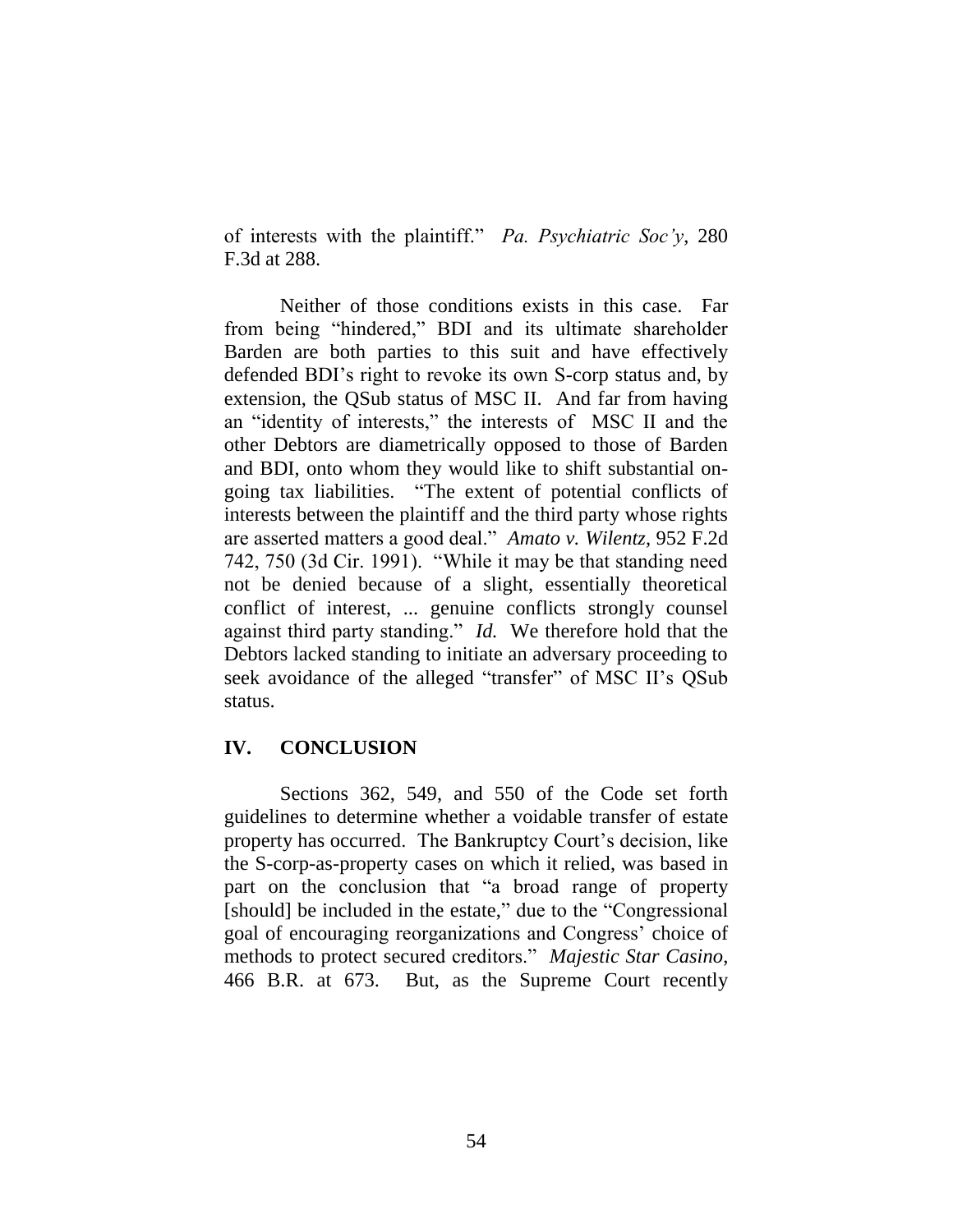of interests with the plaintiff." *Pa. Psychiatric Soc'y*, 280 F.3d at 288.

Neither of those conditions exists in this case. Far from being "hindered," BDI and its ultimate shareholder Barden are both parties to this suit and have effectively defended BDI's right to revoke its own S-corp status and, by extension, the QSub status of MSC II. And far from having an "identity of interests," the interests of MSC II and the other Debtors are diametrically opposed to those of Barden and BDI, onto whom they would like to shift substantial on-going tax liabilities. "The extent of potential conflicts of interests between the plaintiff and the third party whose rights are asserted matters a good deal." *Amato v. Wilentz*, 952 F.2d 742, 750 (3d Cir. 1991). "While it may be that standing need not be denied because of a slight, essentially theoretical conflict of interest, ... genuine conflicts strongly counsel against third party standing." *Id.* We therefore hold that the Debtors lacked standing to initiate an adversary proceeding to seek avoidance of the alleged "transfer" of MSC II's QSub status.

## IV. CONCLUSION

Sections 362, 549, and 550 of the Code set forth guidelines to determine whether a voidable transfer of estate property has occurred. The Bankruptcy Court's decision, like the S-corp-as-property cases on which it relied, was based in part on the conclusion that "a broad range of property [should] be included in the estate," due to the "Congressional goal of encouraging reorganizations and Congress' choice of methods to protect secured creditors." *Majestic Star Casino*, 466 B.R. at 673. But, as the Supreme Court recently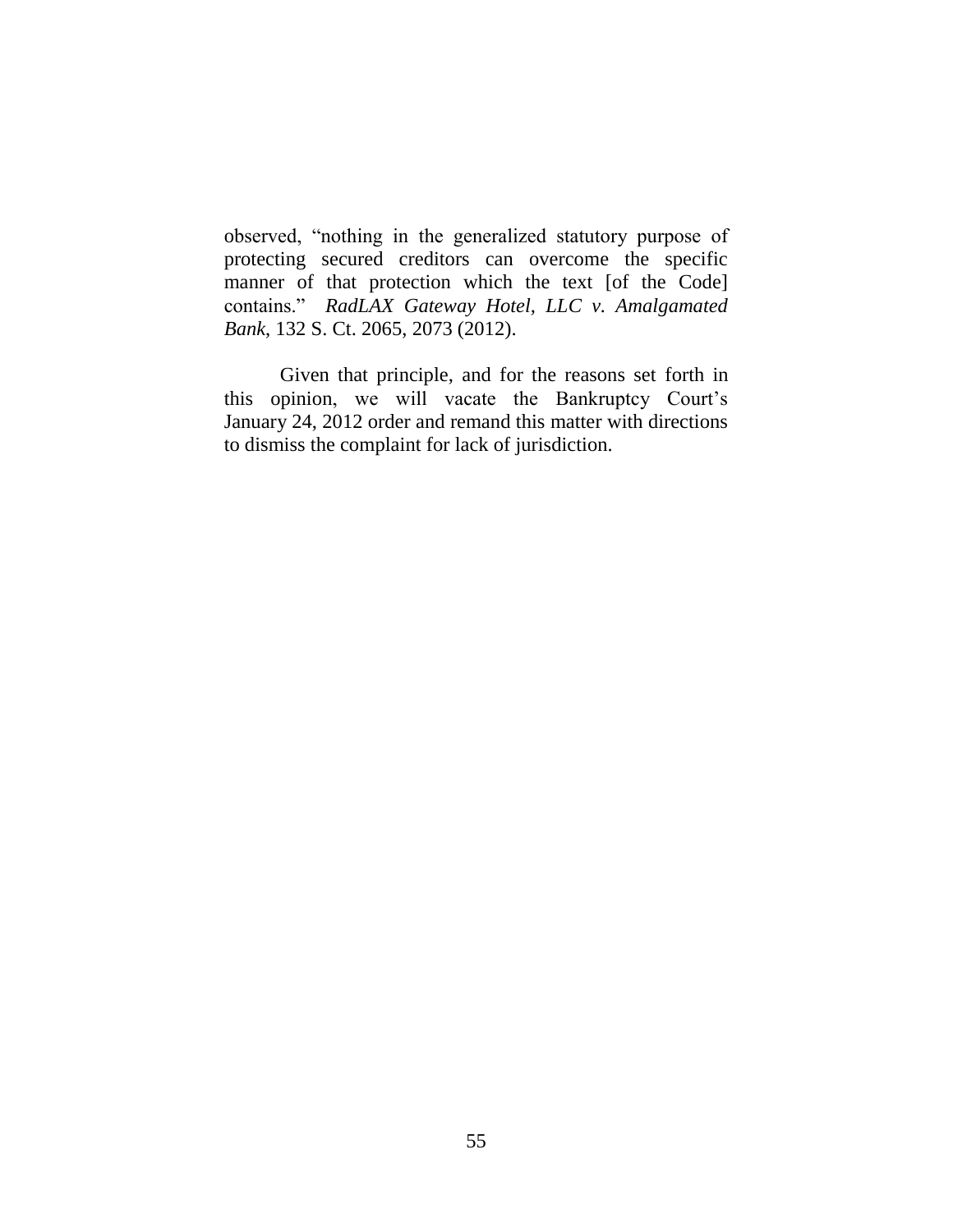observed, "nothing in the generalized statutory purpose of protecting secured creditors can overcome the specific manner of that protection which the text [of the Code] contains." *RadLAX Gateway Hotel, LLC v. Amalgamated Bank*, 132 S. Ct. 2065, 2073 (2012).

Given that principle, and for the reasons set forth in this opinion, we will vacate the Bankruptcy Court's January 24, 2012 order and remand this matter with directions to dismiss the complaint for lack of jurisdiction.